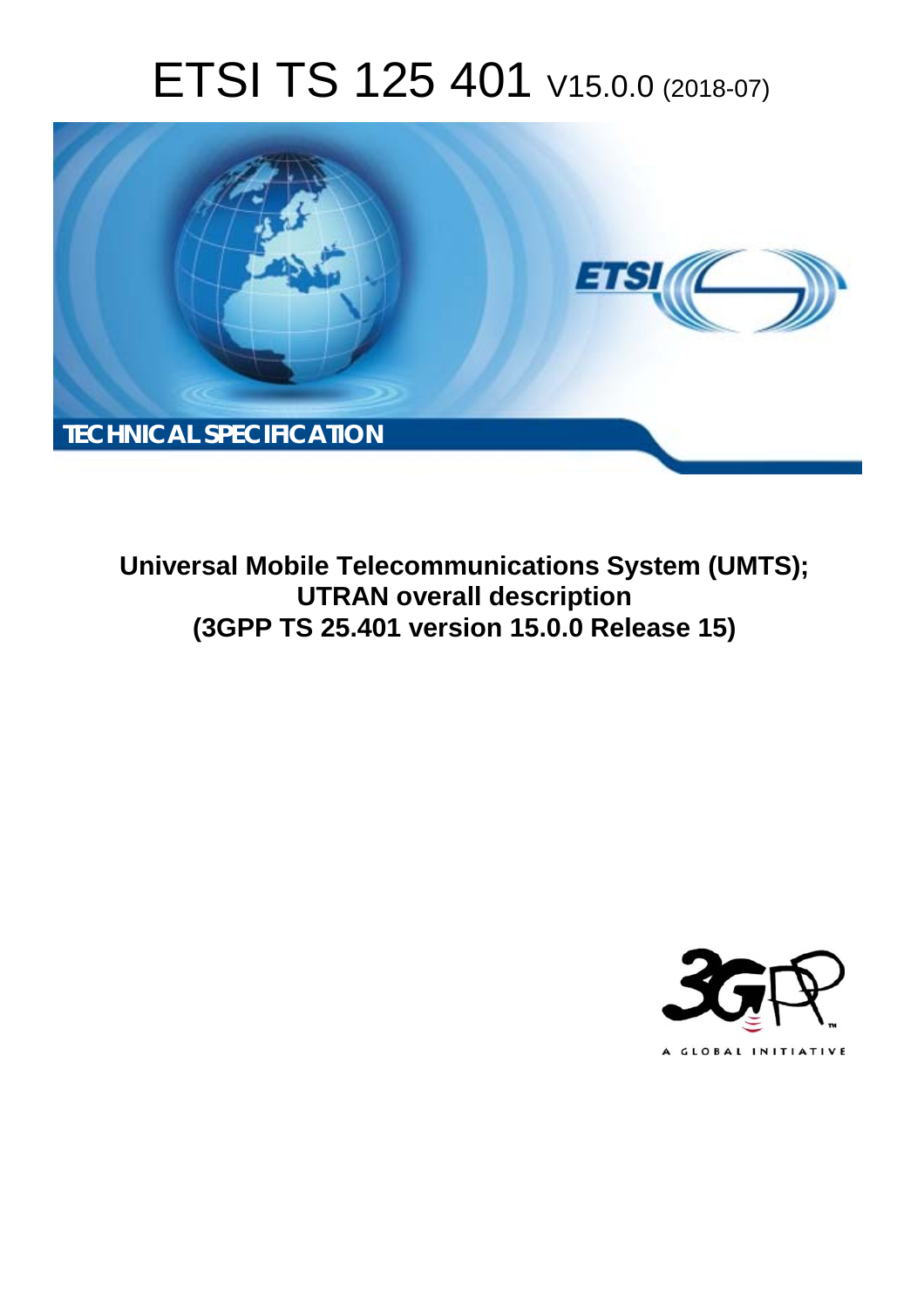# ETSI TS 125 401 V15.0.0 (2018-07)

TECHNICAL SPECIFICATION

**Universal Mobile Telecommunications System (UMTS); UTRAN overall description (3GPP TS 25.401 version 15.0.0 Release 15)**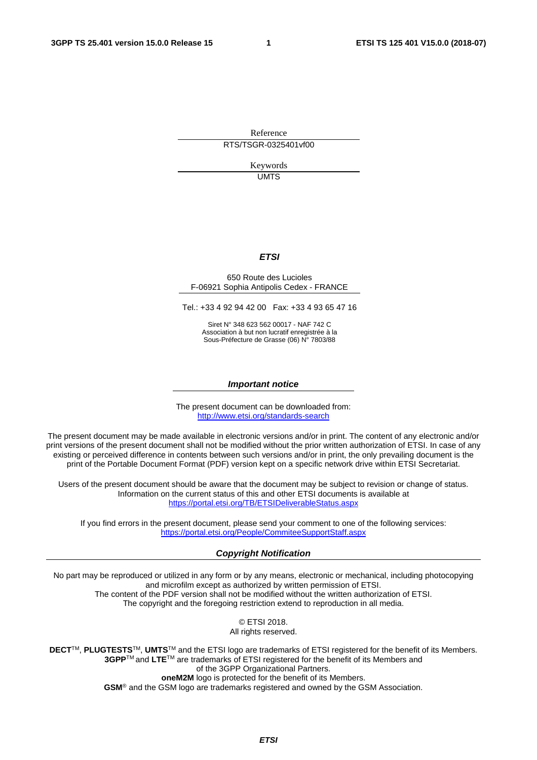Reference

RTS/TSGR-0325401vf00

Keywords

UMTS

***ETSI***

650 Route des Lucioles
F-06921 Sophia Antipolis Cedex - FRANCE

Tel.: +33 4 92 94 42 00   Fax: +33 4 93 65 47 16

Siret N° 348 623 562 00017 - NAF 742 C
Association à but non lucratif enregistrée à la
Sous-Préfecture de Grasse (06) N° 7803/88

***Important notice***

The present document can be downloaded from:
http://www.etsi.org/standards-search

The present document may be made available in electronic versions and/or in print. The content of any electronic and/or print versions of the present document shall not be modified without the prior written authorization of ETSI. In case of any existing or perceived difference in contents between such versions and/or in print, the only prevailing document is the print of the Portable Document Format (PDF) version kept on a specific network drive within ETSI Secretariat.

Users of the present document should be aware that the document may be subject to revision or change of status. Information on the current status of this and other ETSI documents is available at
https://portal.etsi.org/TB/ETSIDeliverableStatus.aspx

If you find errors in the present document, please send your comment to one of the following services:
https://portal.etsi.org/People/CommiteeSupportStaff.aspx

***Copyright Notification***

No part may be reproduced or utilized in any form or by any means, electronic or mechanical, including photocopying and microfilm except as authorized by written permission of ETSI.
The content of the PDF version shall not be modified without the written authorization of ETSI.
The copyright and the foregoing restriction extend to reproduction in all media.

© ETSI 2018.
All rights reserved.

**DECT**TM, **PLUGTESTS**TM, **UMTS**TM and the ETSI logo are trademarks of ETSI registered for the benefit of its Members.
**3GPP**TM and **LTE**TM are trademarks of ETSI registered for the benefit of its Members and of the 3GPP Organizational Partners.
**oneM2M** logo is protected for the benefit of its Members.
**GSM**® and the GSM logo are trademarks registered and owned by the GSM Association.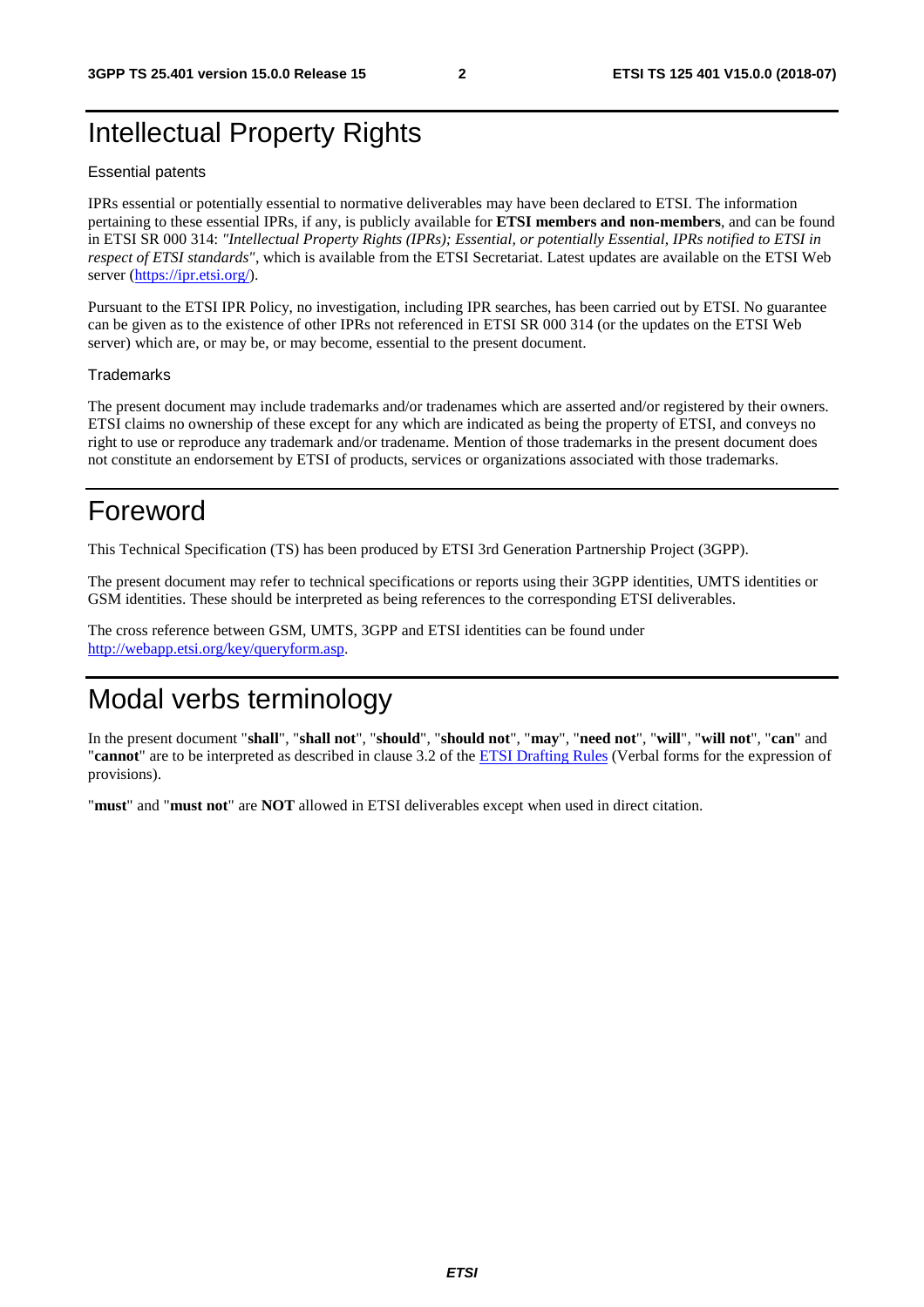# Intellectual Property Rights

Essential patents

IPRs essential or potentially essential to normative deliverables may have been declared to ETSI. The information pertaining to these essential IPRs, if any, is publicly available for **ETSI members and non-members**, and can be found in ETSI SR 000 314: *"Intellectual Property Rights (IPRs); Essential, or potentially Essential, IPRs notified to ETSI in respect of ETSI standards"*, which is available from the ETSI Secretariat. Latest updates are available on the ETSI Web server (https://ipr.etsi.org/).

Pursuant to the ETSI IPR Policy, no investigation, including IPR searches, has been carried out by ETSI. No guarantee can be given as to the existence of other IPRs not referenced in ETSI SR 000 314 (or the updates on the ETSI Web server) which are, or may be, or may become, essential to the present document.

Trademarks

The present document may include trademarks and/or tradenames which are asserted and/or registered by their owners. ETSI claims no ownership of these except for any which are indicated as being the property of ETSI, and conveys no right to use or reproduce any trademark and/or tradename. Mention of those trademarks in the present document does not constitute an endorsement by ETSI of products, services or organizations associated with those trademarks.

# Foreword

This Technical Specification (TS) has been produced by ETSI 3rd Generation Partnership Project (3GPP).

The present document may refer to technical specifications or reports using their 3GPP identities, UMTS identities or GSM identities. These should be interpreted as being references to the corresponding ETSI deliverables.

The cross reference between GSM, UMTS, 3GPP and ETSI identities can be found under http://webapp.etsi.org/key/queryform.asp.

# Modal verbs terminology

In the present document "**shall**", "**shall not**", "**should**", "**should not**", "**may**", "**need not**", "**will**", "**will not**", "**can**" and "**cannot**" are to be interpreted as described in clause 3.2 of the ETSI Drafting Rules (Verbal forms for the expression of provisions).

"**must**" and "**must not**" are **NOT** allowed in ETSI deliverables except when used in direct citation.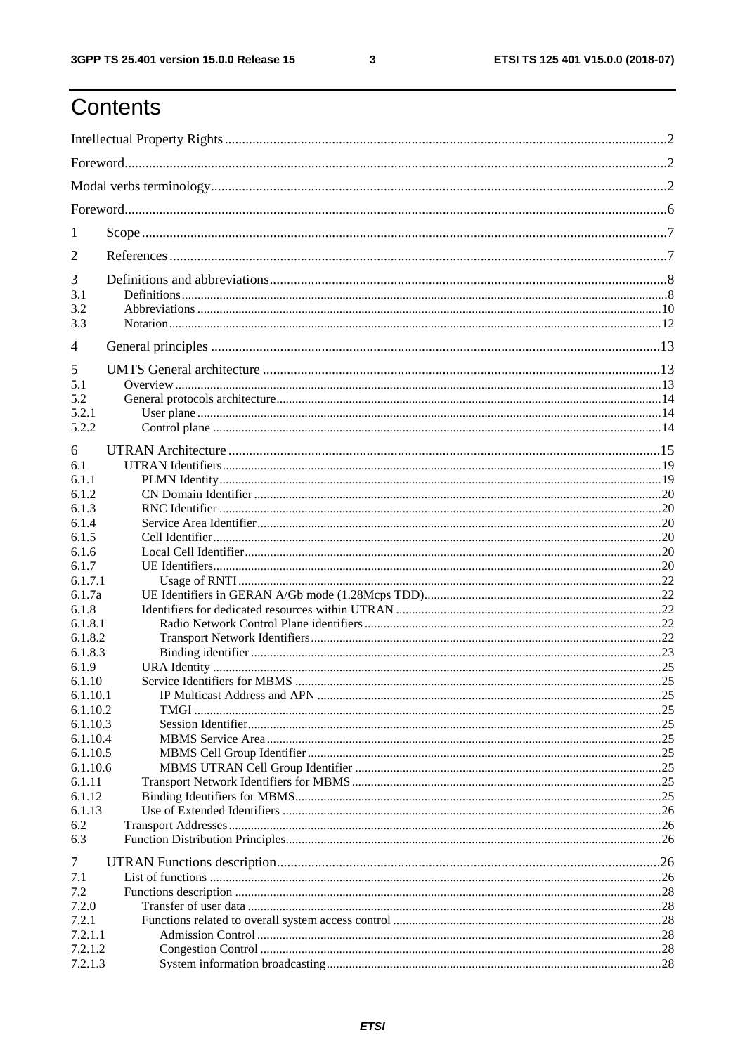# Contents

Intellectual Property Rights ....... 2

Foreword ....... 2

Modal verbs terminology ....... 2

Foreword ....... 6

1 Scope ....... 7

2 References ....... 7

3 Definitions and abbreviations ....... 8

3.1 Definitions ....... 8

3.2 Abbreviations ....... 10

3.3 Notation ....... 12

4 General principles ....... 13

5 UMTS General architecture ....... 13

5.1 Overview ....... 13

5.2 General protocols architecture ....... 14

5.2.1 User plane ....... 14

5.2.2 Control plane ....... 14

6 UTRAN Architecture ....... 15

6.1 UTRAN Identifiers ....... 19

6.1.1 PLMN Identity ....... 19

6.1.2 CN Domain Identifier ....... 20

6.1.3 RNC Identifier ....... 20

6.1.4 Service Area Identifier ....... 20

6.1.5 Cell Identifier ....... 20

6.1.6 Local Cell Identifier ....... 20

6.1.7 UE Identifiers ....... 20

6.1.7.1 Usage of RNTI ....... 22

6.1.7a UE Identifiers in GERAN A/Gb mode (1.28Mcps TDD) ....... 22

6.1.8 Identifiers for dedicated resources within UTRAN ....... 22

6.1.8.1 Radio Network Control Plane identifiers ....... 22

6.1.8.2 Transport Network Identifiers ....... 22

6.1.8.3 Binding identifier ....... 23

6.1.9 URA Identity ....... 25

6.1.10 Service Identifiers for MBMS ....... 25

6.1.10.1 IP Multicast Address and APN ....... 25

6.1.10.2 TMGI ....... 25

6.1.10.3 Session Identifier ....... 25

6.1.10.4 MBMS Service Area ....... 25

6.1.10.5 MBMS Cell Group Identifier ....... 25

6.1.10.6 MBMS UTRAN Cell Group Identifier ....... 25

6.1.11 Transport Network Identifiers for MBMS ....... 25

6.1.12 Binding Identifiers for MBMS ....... 25

6.1.13 Use of Extended Identifiers ....... 26

6.2 Transport Addresses ....... 26

6.3 Function Distribution Principles ....... 26

7 UTRAN Functions description ....... 26

7.1 List of functions ....... 26

7.2 Functions description ....... 28

7.2.0 Transfer of user data ....... 28

7.2.1 Functions related to overall system access control ....... 28

7.2.1.1 Admission Control ....... 28

7.2.1.2 Congestion Control ....... 28

7.2.1.3 System information broadcasting ....... 28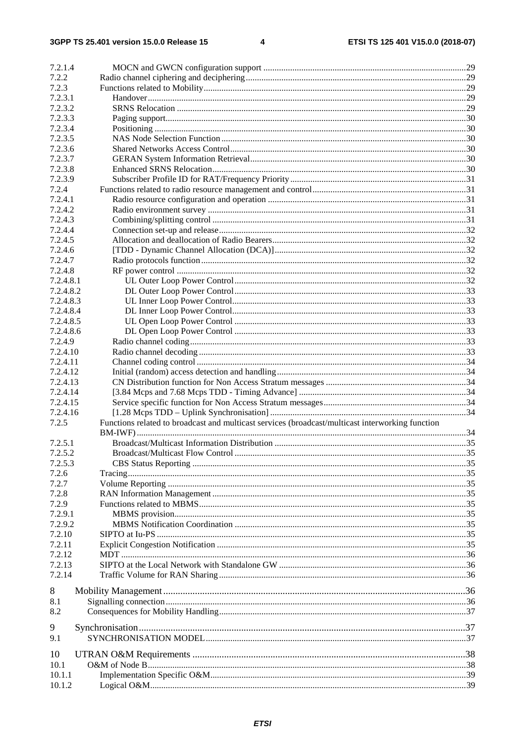7.2.1.4 MOCN and GWCN configuration support .......... 29
7.2.2 Radio channel ciphering and deciphering .......... 29
7.2.3 Functions related to Mobility .......... 29
7.2.3.1 Handover .......... 29
7.2.3.2 SRNS Relocation .......... 29
7.2.3.3 Paging support .......... 30
7.2.3.4 Positioning .......... 30
7.2.3.5 NAS Node Selection Function .......... 30
7.2.3.6 Shared Networks Access Control .......... 30
7.2.3.7 GERAN System Information Retrieval .......... 30
7.2.3.8 Enhanced SRNS Relocation .......... 30
7.2.3.9 Subscriber Profile ID for RAT/Frequency Priority .......... 31
7.2.4 Functions related to radio resource management and control .......... 31
7.2.4.1 Radio resource configuration and operation .......... 31
7.2.4.2 Radio environment survey .......... 31
7.2.4.3 Combining/splitting control .......... 31
7.2.4.4 Connection set-up and release .......... 32
7.2.4.5 Allocation and deallocation of Radio Bearers .......... 32
7.2.4.6 [TDD - Dynamic Channel Allocation (DCA)] .......... 32
7.2.4.7 Radio protocols function .......... 32
7.2.4.8 RF power control .......... 32
7.2.4.8.1 UL Outer Loop Power Control .......... 32
7.2.4.8.2 DL Outer Loop Power Control .......... 33
7.2.4.8.3 UL Inner Loop Power Control .......... 33
7.2.4.8.4 DL Inner Loop Power Control .......... 33
7.2.4.8.5 UL Open Loop Power Control .......... 33
7.2.4.8.6 DL Open Loop Power Control .......... 33
7.2.4.9 Radio channel coding .......... 33
7.2.4.10 Radio channel decoding .......... 33
7.2.4.11 Channel coding control .......... 34
7.2.4.12 Initial (random) access detection and handling .......... 34
7.2.4.13 CN Distribution function for Non Access Stratum messages .......... 34
7.2.4.14 [3.84 Mcps and 7.68 Mcps TDD - Timing Advance] .......... 34
7.2.4.15 Service specific function for Non Access Stratum messages .......... 34
7.2.4.16 [1.28 Mcps TDD – Uplink Synchronisation] .......... 34
7.2.5 Functions related to broadcast and multicast services (broadcast/multicast interworking function BM-IWF) .......... 34
7.2.5.1 Broadcast/Multicast Information Distribution .......... 35
7.2.5.2 Broadcast/Multicast Flow Control .......... 35
7.2.5.3 CBS Status Reporting .......... 35
7.2.6 Tracing .......... 35
7.2.7 Volume Reporting .......... 35
7.2.8 RAN Information Management .......... 35
7.2.9 Functions related to MBMS .......... 35
7.2.9.1 MBMS provision .......... 35
7.2.9.2 MBMS Notification Coordination .......... 35
7.2.10 SIPTO at Iu-PS .......... 35
7.2.11 Explicit Congestion Notification .......... 35
7.2.12 MDT .......... 36
7.2.13 SIPTO at the Local Network with Standalone GW .......... 36
7.2.14 Traffic Volume for RAN Sharing .......... 36

8 Mobility Management .......... 36
8.1 Signalling connection .......... 36
8.2 Consequences for Mobility Handling .......... 37

9 Synchronisation .......... 37
9.1 SYNCHRONISATION MODEL .......... 37

10 UTRAN O&M Requirements .......... 38
10.1 O&M of Node B .......... 38
10.1.1 Implementation Specific O&M .......... 39
10.1.2 Logical O&M .......... 39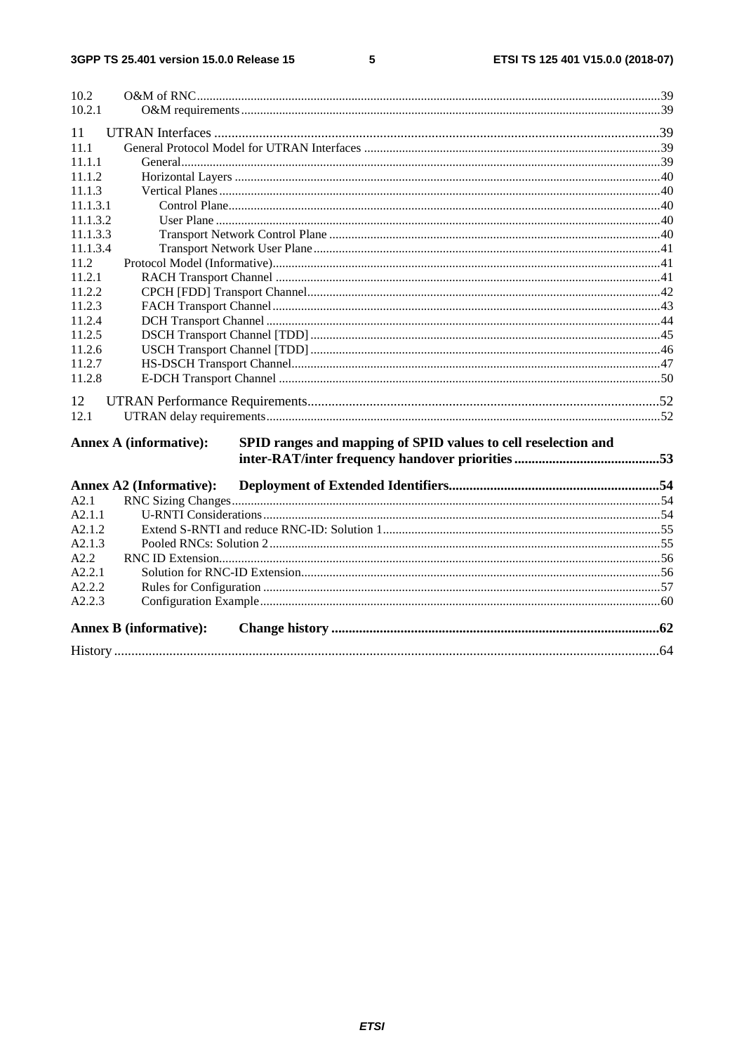10.2 O&M of RNC ....................................................................................................................................... 39
10.2.1 O&M requirements ............................................................................................................................. 39

11 UTRAN Interfaces ................................................................................................................................ 39
11.1 General Protocol Model for UTRAN Interfaces ................................................................................ 39
11.1.1 General ................................................................................................................................................ 39
11.1.2 Horizontal Layers ............................................................................................................................... 40
11.1.3 Vertical Planes .................................................................................................................................... 40
11.1.3.1 Control Plane ................................................................................................................................. 40
11.1.3.2 User Plane ..................................................................................................................................... 40
11.1.3.3 Transport Network Control Plane ................................................................................................. 40
11.1.3.4 Transport Network User Plane ...................................................................................................... 41
11.2 Protocol Model (Informative) ............................................................................................................ 41
11.2.1 RACH Transport Channel .................................................................................................................. 41
11.2.2 CPCH [FDD] Transport Channel ....................................................................................................... 42
11.2.3 FACH Transport Channel .................................................................................................................. 43
11.2.4 DCH Transport Channel .................................................................................................................... 44
11.2.5 DSCH Transport Channel [TDD] ....................................................................................................... 45
11.2.6 USCH Transport Channel [TDD] ....................................................................................................... 46
11.2.7 HS-DSCH Transport Channel ............................................................................................................ 47
11.2.8 E-DCH Transport Channel ................................................................................................................. 50

12 UTRAN Performance Requirements ..................................................................................................... 52
12.1 UTRAN delay requirements ............................................................................................................... 52

**Annex A (informative): SPID ranges and mapping of SPID values to cell reselection and inter-RAT/inter frequency handover priorities ........................................ 53**

**Annex A2 (Informative): Deployment of Extended Identifiers ................................................................ 54**

A2.1 RNC Sizing Changes ............................................................................................................................ 54
A2.1.1 U-RNTI Considerations .................................................................................................................... 54
A2.1.2 Extend S-RNTI and reduce RNC-ID: Solution 1 .............................................................................. 55
A2.1.3 Pooled RNCs: Solution 2 .................................................................................................................. 55
A2.2 RNC ID Extension ............................................................................................................................... 56
A2.2.1 Solution for RNC-ID Extension ........................................................................................................ 56
A2.2.2 Rules for Configuration ..................................................................................................................... 57
A2.2.3 Configuration Example ..................................................................................................................... 60

**Annex B (informative): Change history ..................................................................................................... 62**

History ............................................................................................................................................................ 64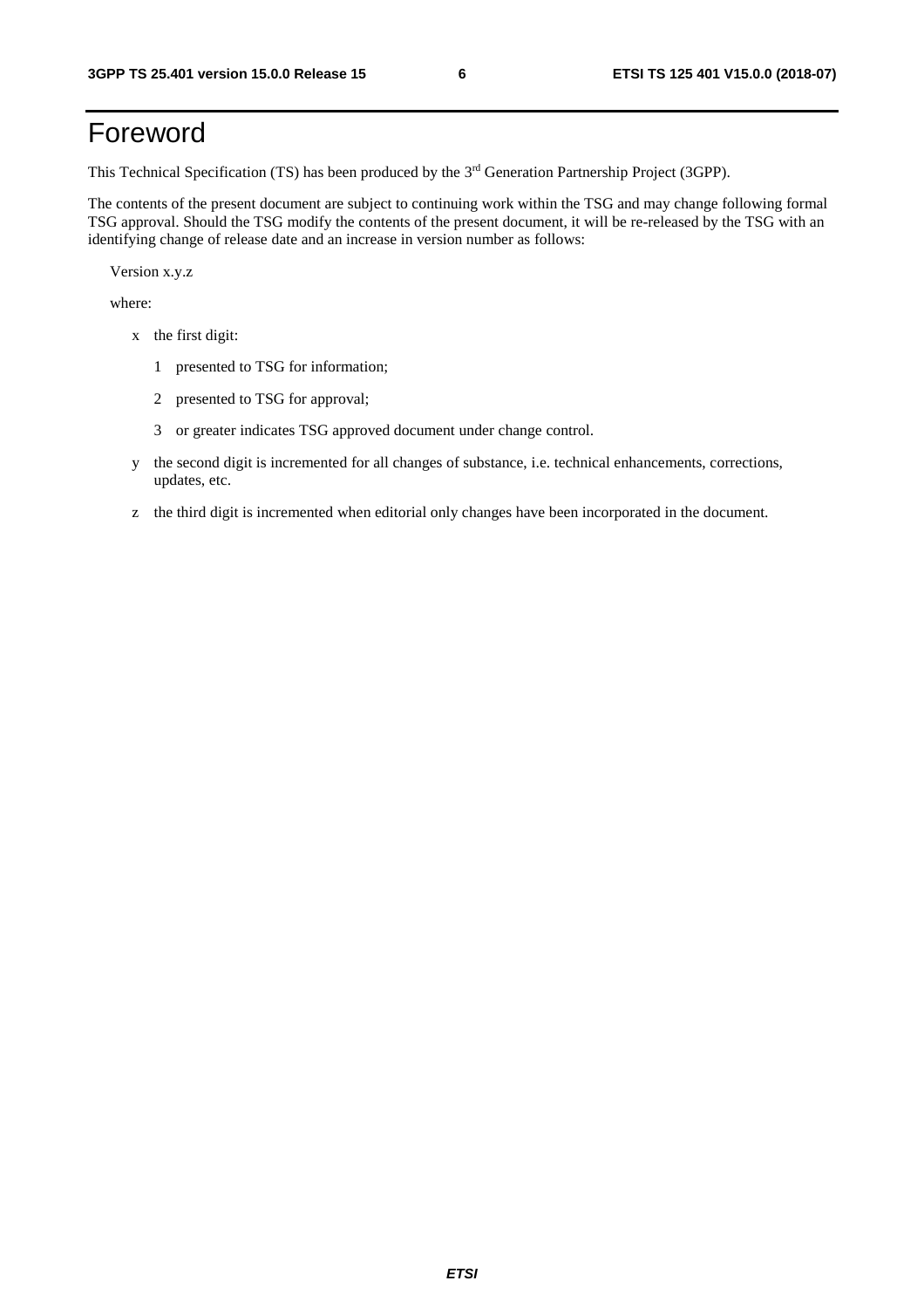# Foreword

This Technical Specification (TS) has been produced by the 3rd Generation Partnership Project (3GPP).

The contents of the present document are subject to continuing work within the TSG and may change following formal TSG approval. Should the TSG modify the contents of the present document, it will be re-released by the TSG with an identifying change of release date and an increase in version number as follows:

Version x.y.z

where:

- x the first digit:
  - 1 presented to TSG for information;
  - 2 presented to TSG for approval;
  - 3 or greater indicates TSG approved document under change control.
- y the second digit is incremented for all changes of substance, i.e. technical enhancements, corrections, updates, etc.
- z the third digit is incremented when editorial only changes have been incorporated in the document.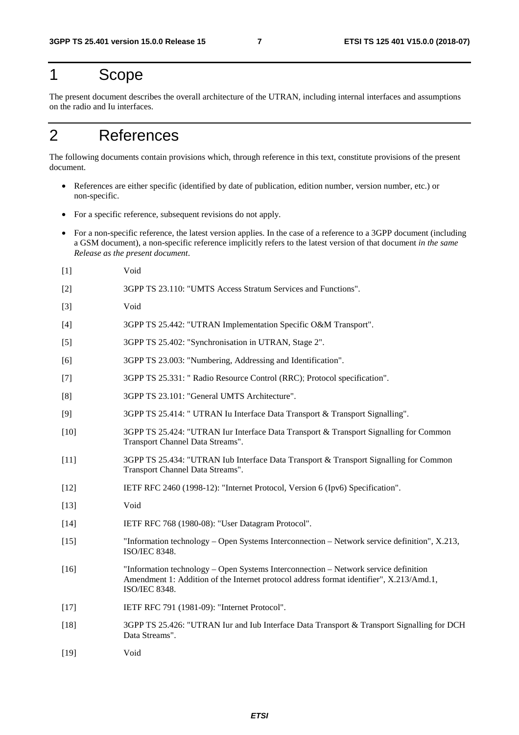# 1 Scope

The present document describes the overall architecture of the UTRAN, including internal interfaces and assumptions on the radio and Iu interfaces.

# 2 References

The following documents contain provisions which, through reference in this text, constitute provisions of the present document.

- References are either specific (identified by date of publication, edition number, version number, etc.) or non-specific.
- For a specific reference, subsequent revisions do not apply.
- For a non-specific reference, the latest version applies. In the case of a reference to a 3GPP document (including a GSM document), a non-specific reference implicitly refers to the latest version of that document *in the same Release as the present document*.

[1] Void

[2] 3GPP TS 23.110: "UMTS Access Stratum Services and Functions".

[3] Void

[4] 3GPP TS 25.442: "UTRAN Implementation Specific O&M Transport".

[5] 3GPP TS 25.402: "Synchronisation in UTRAN, Stage 2".

[6] 3GPP TS 23.003: "Numbering, Addressing and Identification".

[7] 3GPP TS 25.331: " Radio Resource Control (RRC); Protocol specification".

[8] 3GPP TS 23.101: "General UMTS Architecture".

[9] 3GPP TS 25.414: " UTRAN Iu Interface Data Transport & Transport Signalling".

[10] 3GPP TS 25.424: "UTRAN Iur Interface Data Transport & Transport Signalling for Common Transport Channel Data Streams".

[11] 3GPP TS 25.434: "UTRAN Iub Interface Data Transport & Transport Signalling for Common Transport Channel Data Streams".

[12] IETF RFC 2460 (1998-12): "Internet Protocol, Version 6 (Ipv6) Specification".

[13] Void

[14] IETF RFC 768 (1980-08): "User Datagram Protocol".

[15] "Information technology – Open Systems Interconnection – Network service definition", X.213, ISO/IEC 8348.

[16] "Information technology – Open Systems Interconnection – Network service definition Amendment 1: Addition of the Internet protocol address format identifier", X.213/Amd.1, ISO/IEC 8348.

[17] IETF RFC 791 (1981-09): "Internet Protocol".

[18] 3GPP TS 25.426: "UTRAN Iur and Iub Interface Data Transport & Transport Signalling for DCH Data Streams".

[19] Void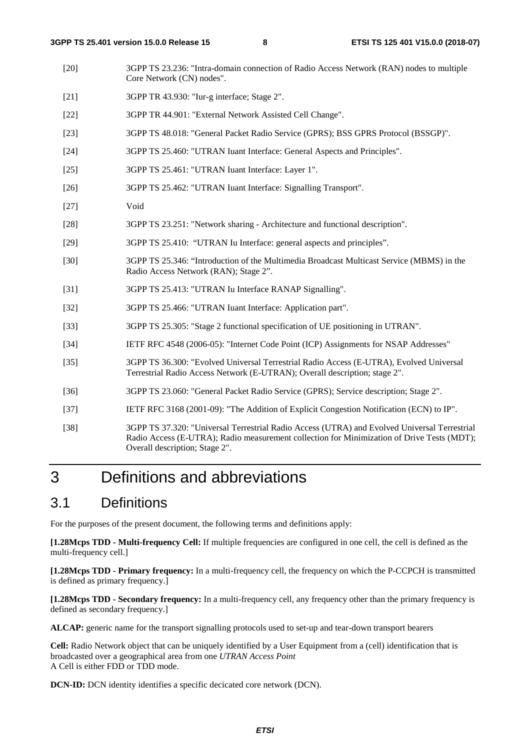[20] 3GPP TS 23.236: "Intra-domain connection of Radio Access Network (RAN) nodes to multiple Core Network (CN) nodes".

[21] 3GPP TR 43.930: "Iur-g interface; Stage 2".

[22] 3GPP TR 44.901: "External Network Assisted Cell Change".

[23] 3GPP TS 48.018: "General Packet Radio Service (GPRS); BSS GPRS Protocol (BSSGP)".

[24] 3GPP TS 25.460: "UTRAN Iuant Interface: General Aspects and Principles".

[25] 3GPP TS 25.461: "UTRAN Iuant Interface: Layer 1".

[26] 3GPP TS 25.462: "UTRAN Iuant Interface: Signalling Transport".

[27] Void

[28] 3GPP TS 23.251: "Network sharing - Architecture and functional description".

[29] 3GPP TS 25.410: "UTRAN Iu Interface: general aspects and principles".

[30] 3GPP TS 25.346: "Introduction of the Multimedia Broadcast Multicast Service (MBMS) in the Radio Access Network (RAN); Stage 2".

[31] 3GPP TS 25.413: "UTRAN Iu Interface RANAP Signalling".

[32] 3GPP TS 25.466: "UTRAN Iuant Interface: Application part".

[33] 3GPP TS 25.305: "Stage 2 functional specification of UE positioning in UTRAN".

[34] IETF RFC 4548 (2006-05): "Internet Code Point (ICP) Assignments for NSAP Addresses"

[35] 3GPP TS 36.300: "Evolved Universal Terrestrial Radio Access (E-UTRA), Evolved Universal Terrestrial Radio Access Network (E-UTRAN); Overall description; stage 2".

[36] 3GPP TS 23.060: "General Packet Radio Service (GPRS); Service description; Stage 2".

[37] IETF RFC 3168 (2001-09): "The Addition of Explicit Congestion Notification (ECN) to IP".

[38] 3GPP TS 37.320: "Universal Terrestrial Radio Access (UTRA) and Evolved Universal Terrestrial Radio Access (E-UTRA); Radio measurement collection for Minimization of Drive Tests (MDT); Overall description; Stage 2".

# 3 Definitions and abbreviations

## 3.1 Definitions

For the purposes of the present document, the following terms and definitions apply:

**[1.28Mcps TDD - Multi-frequency Cell:** If multiple frequencies are configured in one cell, the cell is defined as the multi-frequency cell.]

**[1.28Mcps TDD - Primary frequency:** In a multi-frequency cell, the frequency on which the P-CCPCH is transmitted is defined as primary frequency.]

**[1.28Mcps TDD - Secondary frequency:** In a multi-frequency cell, any frequency other than the primary frequency is defined as secondary frequency.]

**ALCAP:** generic name for the transport signalling protocols used to set-up and tear-down transport bearers

**Cell:** Radio Network object that can be uniquely identified by a User Equipment from a (cell) identification that is broadcasted over a geographical area from one *UTRAN Access Point*
A Cell is either FDD or TDD mode.

**DCN-ID:** DCN identity identifies a specific decicated core network (DCN).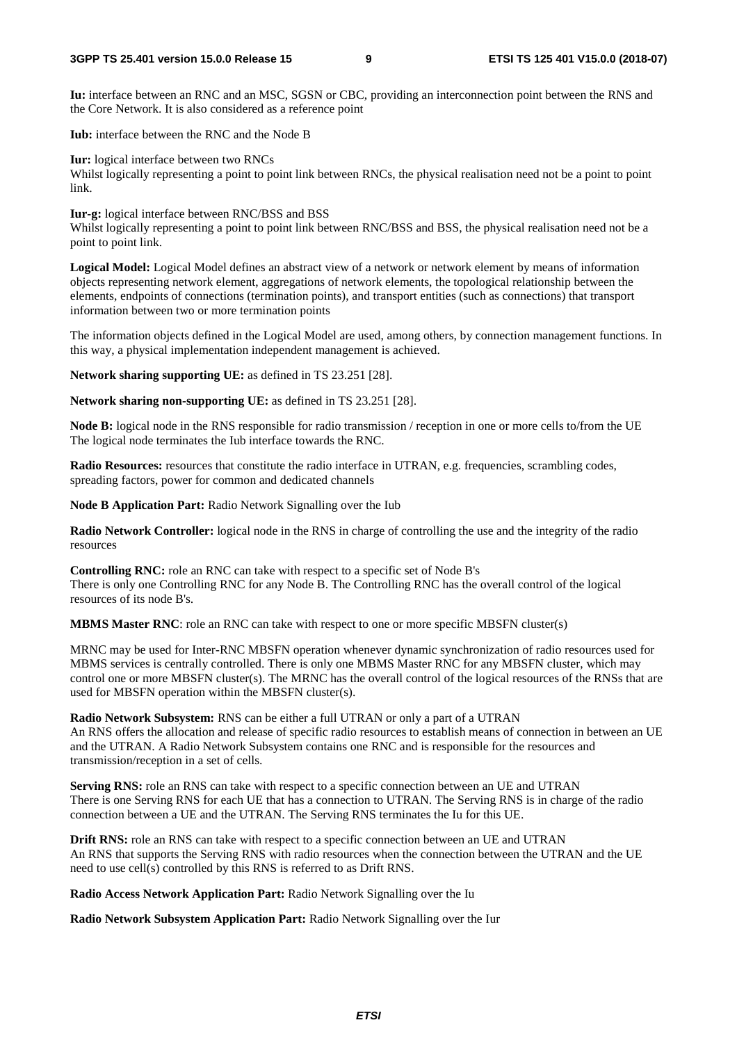**Iu:** interface between an RNC and an MSC, SGSN or CBC, providing an interconnection point between the RNS and the Core Network. It is also considered as a reference point

**Iub:** interface between the RNC and the Node B

**Iur:** logical interface between two RNCs
Whilst logically representing a point to point link between RNCs, the physical realisation need not be a point to point link.

**Iur-g:** logical interface between RNC/BSS and BSS
Whilst logically representing a point to point link between RNC/BSS and BSS, the physical realisation need not be a point to point link.

**Logical Model:** Logical Model defines an abstract view of a network or network element by means of information objects representing network element, aggregations of network elements, the topological relationship between the elements, endpoints of connections (termination points), and transport entities (such as connections) that transport information between two or more termination points

The information objects defined in the Logical Model are used, among others, by connection management functions. In this way, a physical implementation independent management is achieved.

**Network sharing supporting UE:** as defined in TS 23.251 [28].

**Network sharing non-supporting UE:** as defined in TS 23.251 [28].

**Node B:** logical node in the RNS responsible for radio transmission / reception in one or more cells to/from the UE
The logical node terminates the Iub interface towards the RNC.

**Radio Resources:** resources that constitute the radio interface in UTRAN, e.g. frequencies, scrambling codes, spreading factors, power for common and dedicated channels

**Node B Application Part:** Radio Network Signalling over the Iub

**Radio Network Controller:** logical node in the RNS in charge of controlling the use and the integrity of the radio resources

**Controlling RNC:** role an RNC can take with respect to a specific set of Node B's
There is only one Controlling RNC for any Node B. The Controlling RNC has the overall control of the logical resources of its node B's.

**MBMS Master RNC**: role an RNC can take with respect to one or more specific MBSFN cluster(s)

MRNC may be used for Inter-RNC MBSFN operation whenever dynamic synchronization of radio resources used for MBMS services is centrally controlled. There is only one MBMS Master RNC for any MBSFN cluster, which may control one or more MBSFN cluster(s). The MRNC has the overall control of the logical resources of the RNSs that are used for MBSFN operation within the MBSFN cluster(s).

**Radio Network Subsystem:** RNS can be either a full UTRAN or only a part of a UTRAN
An RNS offers the allocation and release of specific radio resources to establish means of connection in between an UE and the UTRAN. A Radio Network Subsystem contains one RNC and is responsible for the resources and transmission/reception in a set of cells.

**Serving RNS:** role an RNS can take with respect to a specific connection between an UE and UTRAN
There is one Serving RNS for each UE that has a connection to UTRAN. The Serving RNS is in charge of the radio connection between a UE and the UTRAN. The Serving RNS terminates the Iu for this UE.

**Drift RNS:** role an RNS can take with respect to a specific connection between an UE and UTRAN
An RNS that supports the Serving RNS with radio resources when the connection between the UTRAN and the UE need to use cell(s) controlled by this RNS is referred to as Drift RNS.

**Radio Access Network Application Part:** Radio Network Signalling over the Iu

**Radio Network Subsystem Application Part:** Radio Network Signalling over the Iur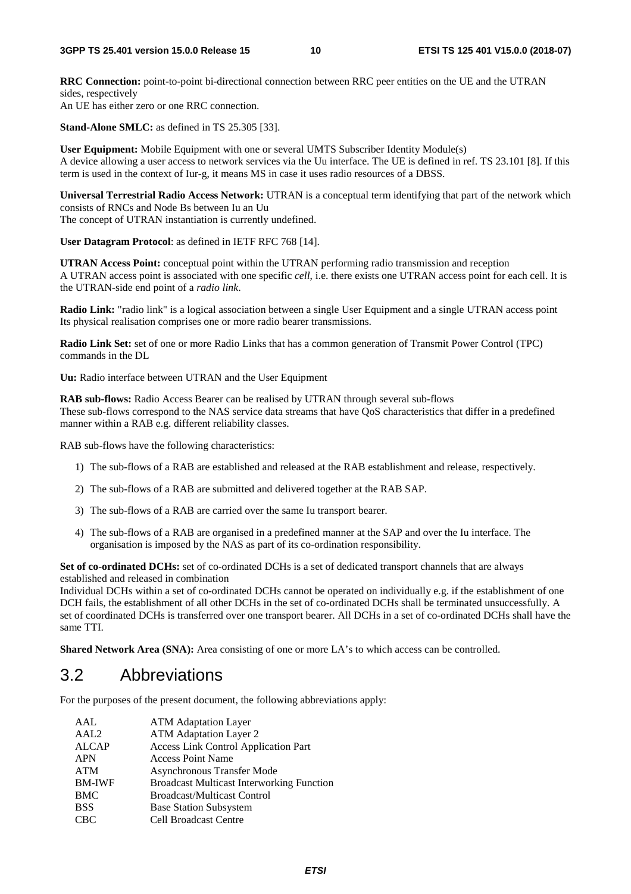**RRC Connection:** point-to-point bi-directional connection between RRC peer entities on the UE and the UTRAN sides, respectively
An UE has either zero or one RRC connection.

**Stand-Alone SMLC:** as defined in TS 25.305 [33].

**User Equipment:** Mobile Equipment with one or several UMTS Subscriber Identity Module(s)
A device allowing a user access to network services via the Uu interface. The UE is defined in ref. TS 23.101 [8]. If this term is used in the context of Iur-g, it means MS in case it uses radio resources of a DBSS.

**Universal Terrestrial Radio Access Network:** UTRAN is a conceptual term identifying that part of the network which consists of RNCs and Node Bs between Iu an Uu
The concept of UTRAN instantiation is currently undefined.

**User Datagram Protocol**: as defined in IETF RFC 768 [14].

**UTRAN Access Point:** conceptual point within the UTRAN performing radio transmission and reception
A UTRAN access point is associated with one specific *cell*, i.e. there exists one UTRAN access point for each cell. It is the UTRAN-side end point of a *radio link*.

**Radio Link:** "radio link" is a logical association between a single User Equipment and a single UTRAN access point
Its physical realisation comprises one or more radio bearer transmissions.

**Radio Link Set:** set of one or more Radio Links that has a common generation of Transmit Power Control (TPC) commands in the DL

**Uu:** Radio interface between UTRAN and the User Equipment

**RAB sub-flows:** Radio Access Bearer can be realised by UTRAN through several sub-flows
These sub-flows correspond to the NAS service data streams that have QoS characteristics that differ in a predefined manner within a RAB e.g. different reliability classes.

RAB sub-flows have the following characteristics:

1) The sub-flows of a RAB are established and released at the RAB establishment and release, respectively.
2) The sub-flows of a RAB are submitted and delivered together at the RAB SAP.
3) The sub-flows of a RAB are carried over the same Iu transport bearer.
4) The sub-flows of a RAB are organised in a predefined manner at the SAP and over the Iu interface. The organisation is imposed by the NAS as part of its co-ordination responsibility.

**Set of co-ordinated DCHs:** set of co-ordinated DCHs is a set of dedicated transport channels that are always established and released in combination
Individual DCHs within a set of co-ordinated DCHs cannot be operated on individually e.g. if the establishment of one DCH fails, the establishment of all other DCHs in the set of co-ordinated DCHs shall be terminated unsuccessfully. A set of coordinated DCHs is transferred over one transport bearer. All DCHs in a set of co-ordinated DCHs shall have the same TTI.

**Shared Network Area (SNA):** Area consisting of one or more LA's to which access can be controlled.

## 3.2 Abbreviations

For the purposes of the present document, the following abbreviations apply:

| | |
|---|---|
| AAL | ATM Adaptation Layer |
| AAL2 | ATM Adaptation Layer 2 |
| ALCAP | Access Link Control Application Part |
| APN | Access Point Name |
| ATM | Asynchronous Transfer Mode |
| BM-IWF | Broadcast Multicast Interworking Function |
| BMC | Broadcast/Multicast Control |
| BSS | Base Station Subsystem |
| CBC | Cell Broadcast Centre |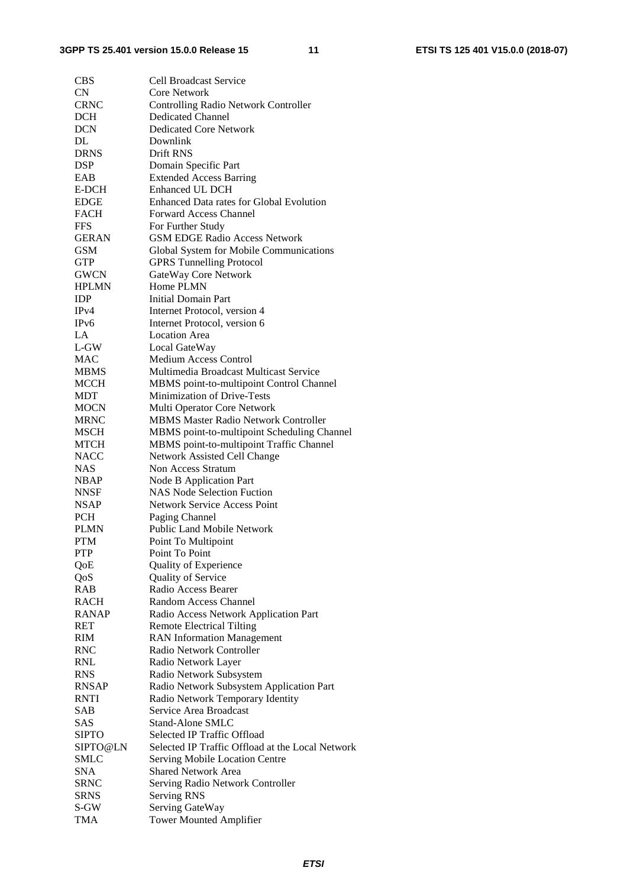| | |
|---|---|
| CBS | Cell Broadcast Service |
| CN | Core Network |
| CRNC | Controlling Radio Network Controller |
| DCH | Dedicated Channel |
| DCN | Dedicated Core Network |
| DL | Downlink |
| DRNS | Drift RNS |
| DSP | Domain Specific Part |
| EAB | Extended Access Barring |
| E-DCH | Enhanced UL DCH |
| EDGE | Enhanced Data rates for Global Evolution |
| FACH | Forward Access Channel |
| FFS | For Further Study |
| GERAN | GSM EDGE Radio Access Network |
| GSM | Global System for Mobile Communications |
| GTP | GPRS Tunnelling Protocol |
| GWCN | GateWay Core Network |
| HPLMN | Home PLMN |
| IDP | Initial Domain Part |
| IPv4 | Internet Protocol, version 4 |
| IPv6 | Internet Protocol, version 6 |
| LA | Location Area |
| L-GW | Local GateWay |
| MAC | Medium Access Control |
| MBMS | Multimedia Broadcast Multicast Service |
| MCCH | MBMS point-to-multipoint Control Channel |
| MDT | Minimization of Drive-Tests |
| MOCN | Multi Operator Core Network |
| MRNC | MBMS Master Radio Network Controller |
| MSCH | MBMS point-to-multipoint Scheduling Channel |
| MTCH | MBMS point-to-multipoint Traffic Channel |
| NACC | Network Assisted Cell Change |
| NAS | Non Access Stratum |
| NBAP | Node B Application Part |
| NNSF | NAS Node Selection Fuction |
| NSAP | Network Service Access Point |
| PCH | Paging Channel |
| PLMN | Public Land Mobile Network |
| PTM | Point To Multipoint |
| PTP | Point To Point |
| QoE | Quality of Experience |
| QoS | Quality of Service |
| RAB | Radio Access Bearer |
| RACH | Random Access Channel |
| RANAP | Radio Access Network Application Part |
| RET | Remote Electrical Tilting |
| RIM | RAN Information Management |
| RNC | Radio Network Controller |
| RNL | Radio Network Layer |
| RNS | Radio Network Subsystem |
| RNSAP | Radio Network Subsystem Application Part |
| RNTI | Radio Network Temporary Identity |
| SAB | Service Area Broadcast |
| SAS | Stand-Alone SMLC |
| SIPTO | Selected IP Traffic Offload |
| SIPTO@LN | Selected IP Traffic Offload at the Local Network |
| SMLC | Serving Mobile Location Centre |
| SNA | Shared Network Area |
| SRNC | Serving Radio Network Controller |
| SRNS | Serving RNS |
| S-GW | Serving GateWay |
| TMA | Tower Mounted Amplifier |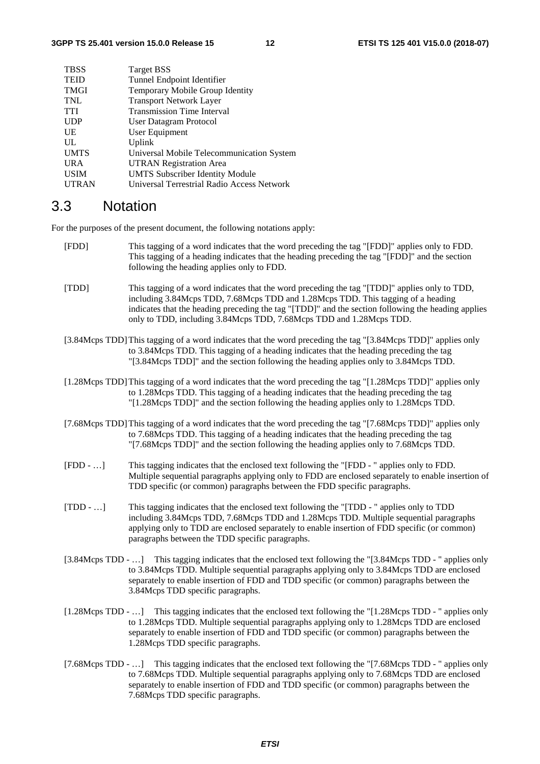| | |
|---|---|
| TBSS | Target BSS |
| TEID | Tunnel Endpoint Identifier |
| TMGI | Temporary Mobile Group Identity |
| TNL | Transport Network Layer |
| TTI | Transmission Time Interval |
| UDP | User Datagram Protocol |
| UE | User Equipment |
| UL | Uplink |
| UMTS | Universal Mobile Telecommunication System |
| URA | UTRAN Registration Area |
| USIM | UMTS Subscriber Identity Module |
| UTRAN | Universal Terrestrial Radio Access Network |

## 3.3 Notation

For the purposes of the present document, the following notations apply:

[FDD] This tagging of a word indicates that the word preceding the tag "[FDD]" applies only to FDD. This tagging of a heading indicates that the heading preceding the tag "[FDD]" and the section following the heading applies only to FDD.

[TDD] This tagging of a word indicates that the word preceding the tag "[TDD]" applies only to TDD, including 3.84Mcps TDD, 7.68Mcps TDD and 1.28Mcps TDD. This tagging of a heading indicates that the heading preceding the tag "[TDD]" and the section following the heading applies only to TDD, including 3.84Mcps TDD, 7.68Mcps TDD and 1.28Mcps TDD.

[3.84Mcps TDD] This tagging of a word indicates that the word preceding the tag "[3.84Mcps TDD]" applies only to 3.84Mcps TDD. This tagging of a heading indicates that the heading preceding the tag "[3.84Mcps TDD]" and the section following the heading applies only to 3.84Mcps TDD.

[1.28Mcps TDD] This tagging of a word indicates that the word preceding the tag "[1.28Mcps TDD]" applies only to 1.28Mcps TDD. This tagging of a heading indicates that the heading preceding the tag "[1.28Mcps TDD]" and the section following the heading applies only to 1.28Mcps TDD.

[7.68Mcps TDD] This tagging of a word indicates that the word preceding the tag "[7.68Mcps TDD]" applies only to 7.68Mcps TDD. This tagging of a heading indicates that the heading preceding the tag "[7.68Mcps TDD]" and the section following the heading applies only to 7.68Mcps TDD.

[FDD - …] This tagging indicates that the enclosed text following the "[FDD - " applies only to FDD. Multiple sequential paragraphs applying only to FDD are enclosed separately to enable insertion of TDD specific (or common) paragraphs between the FDD specific paragraphs.

[TDD - …] This tagging indicates that the enclosed text following the "[TDD - " applies only to TDD including 3.84Mcps TDD, 7.68Mcps TDD and 1.28Mcps TDD. Multiple sequential paragraphs applying only to TDD are enclosed separately to enable insertion of FDD specific (or common) paragraphs between the TDD specific paragraphs.

[3.84Mcps TDD - …] This tagging indicates that the enclosed text following the "[3.84Mcps TDD - " applies only to 3.84Mcps TDD. Multiple sequential paragraphs applying only to 3.84Mcps TDD are enclosed separately to enable insertion of FDD and TDD specific (or common) paragraphs between the 3.84Mcps TDD specific paragraphs.

[1.28Mcps TDD - …] This tagging indicates that the enclosed text following the "[1.28Mcps TDD - " applies only to 1.28Mcps TDD. Multiple sequential paragraphs applying only to 1.28Mcps TDD are enclosed separately to enable insertion of FDD and TDD specific (or common) paragraphs between the 1.28Mcps TDD specific paragraphs.

[7.68Mcps TDD - …] This tagging indicates that the enclosed text following the "[7.68Mcps TDD - " applies only to 7.68Mcps TDD. Multiple sequential paragraphs applying only to 7.68Mcps TDD are enclosed separately to enable insertion of FDD and TDD specific (or common) paragraphs between the 7.68Mcps TDD specific paragraphs.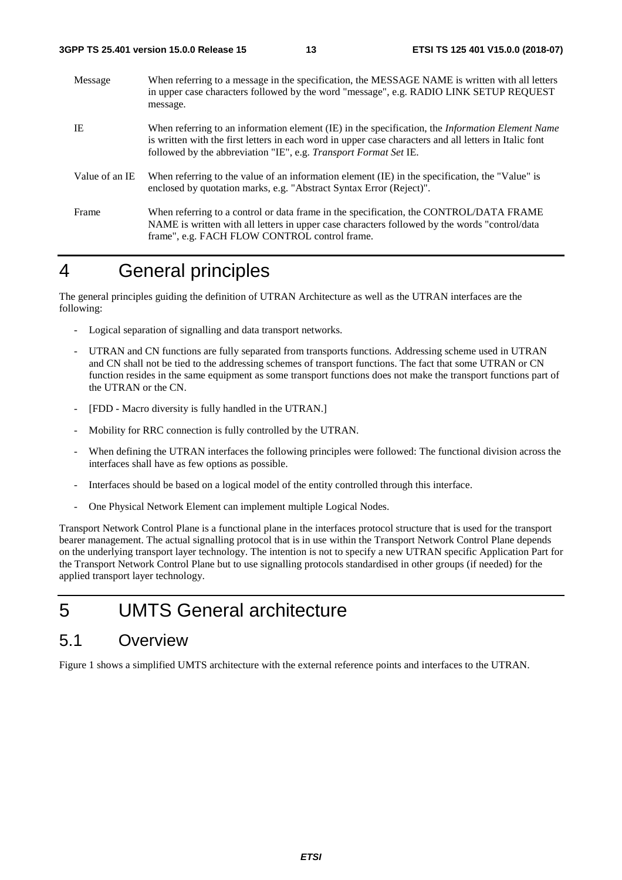Message When referring to a message in the specification, the MESSAGE NAME is written with all letters in upper case characters followed by the word "message", e.g. RADIO LINK SETUP REQUEST message.

IE When referring to an information element (IE) in the specification, the *Information Element Name* is written with the first letters in each word in upper case characters and all letters in Italic font followed by the abbreviation "IE", e.g. *Transport Format Set* IE.

Value of an IE When referring to the value of an information element (IE) in the specification, the "Value" is enclosed by quotation marks, e.g. "Abstract Syntax Error (Reject)".

Frame When referring to a control or data frame in the specification, the CONTROL/DATA FRAME NAME is written with all letters in upper case characters followed by the words "control/data frame", e.g. FACH FLOW CONTROL control frame.

# 4 General principles

The general principles guiding the definition of UTRAN Architecture as well as the UTRAN interfaces are the following:

- Logical separation of signalling and data transport networks.
- UTRAN and CN functions are fully separated from transports functions. Addressing scheme used in UTRAN and CN shall not be tied to the addressing schemes of transport functions. The fact that some UTRAN or CN function resides in the same equipment as some transport functions does not make the transport functions part of the UTRAN or the CN.
- [FDD - Macro diversity is fully handled in the UTRAN.]
- Mobility for RRC connection is fully controlled by the UTRAN.
- When defining the UTRAN interfaces the following principles were followed: The functional division across the interfaces shall have as few options as possible.
- Interfaces should be based on a logical model of the entity controlled through this interface.
- One Physical Network Element can implement multiple Logical Nodes.

Transport Network Control Plane is a functional plane in the interfaces protocol structure that is used for the transport bearer management. The actual signalling protocol that is in use within the Transport Network Control Plane depends on the underlying transport layer technology. The intention is not to specify a new UTRAN specific Application Part for the Transport Network Control Plane but to use signalling protocols standardised in other groups (if needed) for the applied transport layer technology.

# 5 UMTS General architecture

## 5.1 Overview

Figure 1 shows a simplified UMTS architecture with the external reference points and interfaces to the UTRAN.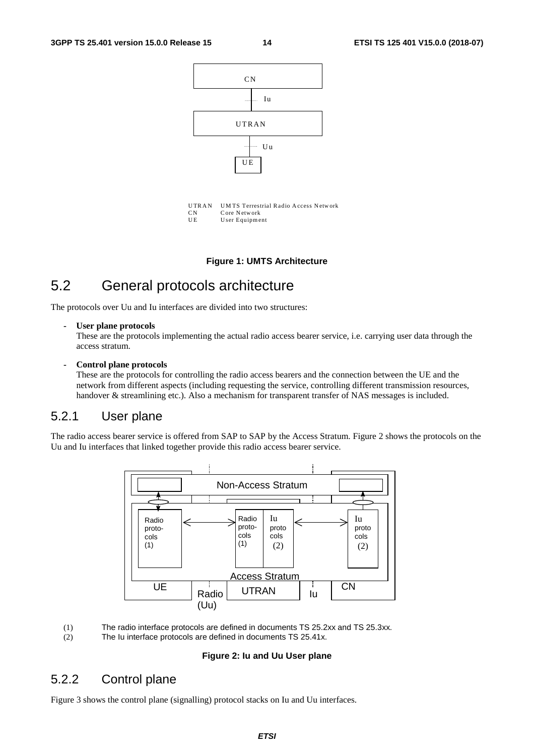CN

Iu

UTRAN

Uu

UE

UTRAN UMTS Terrestrial Radio Access Network
CN Core Network
UE User Equipment

**Figure 1: UMTS Architecture**

## 5.2 General protocols architecture

The protocols over Uu and Iu interfaces are divided into two structures:

- **User plane protocols**
  These are the protocols implementing the actual radio access bearer service, i.e. carrying user data through the access stratum.

- **Control plane protocols**
  These are the protocols for controlling the radio access bearers and the connection between the UE and the network from different aspects (including requesting the service, controlling different transmission resources, handover & streamlining etc.). Also a mechanism for transparent transfer of NAS messages is included.

### 5.2.1 User plane

The radio access bearer service is offered from SAP to SAP by the Access Stratum. Figure 2 shows the protocols on the Uu and Iu interfaces that linked together provide this radio access bearer service.

Non-Access Stratum

Radio protocols (1) | Radio protocols (1) | Iu protocols (2) | Iu protocols (2)

Access Stratum

UE | Radio (Uu) | UTRAN | Iu | CN

(1) The radio interface protocols are defined in documents TS 25.2xx and TS 25.3xx.
(2) The Iu interface protocols are defined in documents TS 25.41x.

**Figure 2: Iu and Uu User plane**

### 5.2.2 Control plane

Figure 3 shows the control plane (signalling) protocol stacks on Iu and Uu interfaces.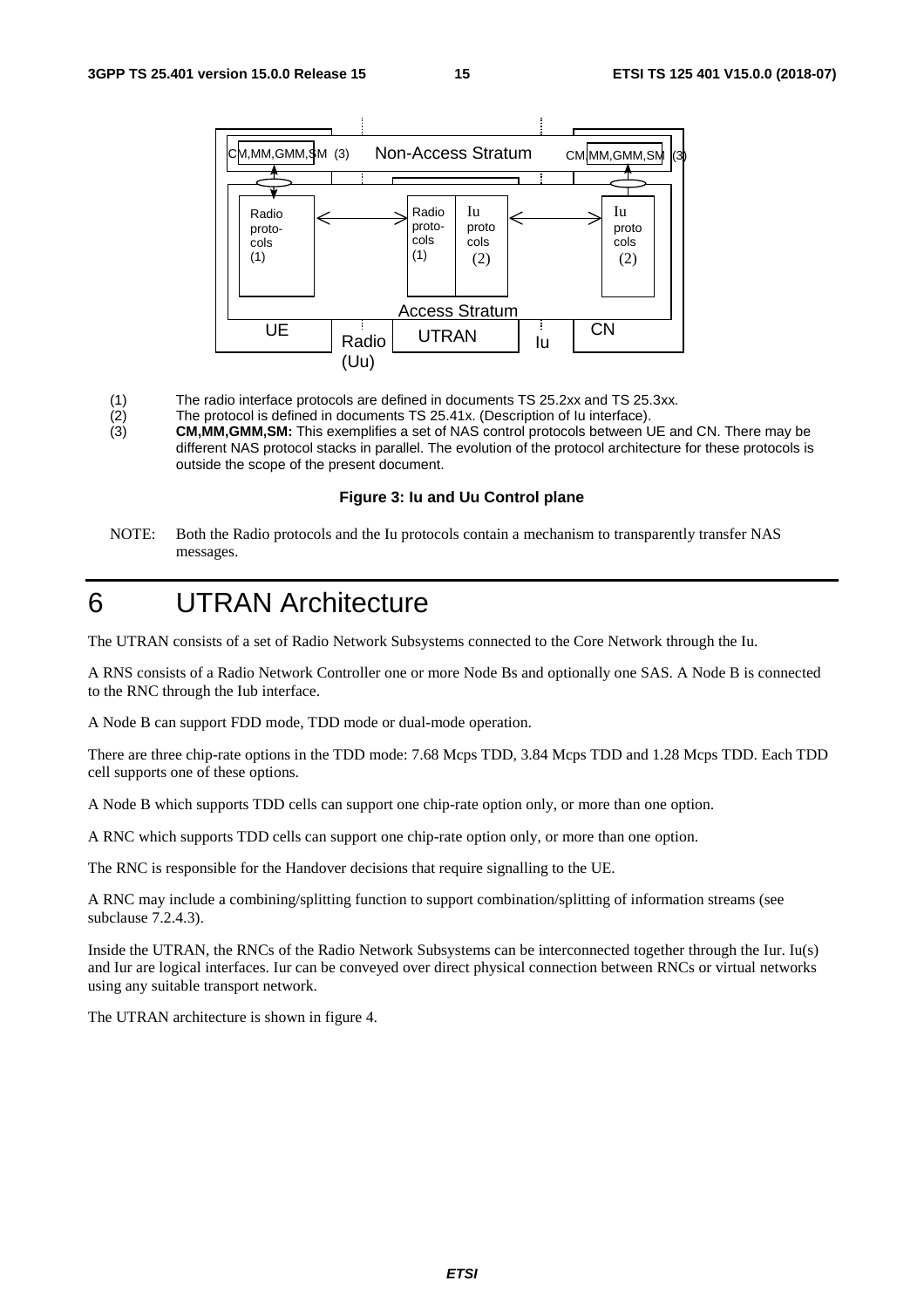(1) The radio interface protocols are defined in documents TS 25.2xx and TS 25.3xx.
(2) The protocol is defined in documents TS 25.41x. (Description of Iu interface).
(3) **CM,MM,GMM,SM:** This exemplifies a set of NAS control protocols between UE and CN. There may be different NAS protocol stacks in parallel. The evolution of the protocol architecture for these protocols is outside the scope of the present document.

**Figure 3: Iu and Uu Control plane**

NOTE: Both the Radio protocols and the Iu protocols contain a mechanism to transparently transfer NAS messages.

# 6 UTRAN Architecture

The UTRAN consists of a set of Radio Network Subsystems connected to the Core Network through the Iu.

A RNS consists of a Radio Network Controller one or more Node Bs and optionally one SAS. A Node B is connected to the RNC through the Iub interface.

A Node B can support FDD mode, TDD mode or dual-mode operation.

There are three chip-rate options in the TDD mode: 7.68 Mcps TDD, 3.84 Mcps TDD and 1.28 Mcps TDD. Each TDD cell supports one of these options.

A Node B which supports TDD cells can support one chip-rate option only, or more than one option.

A RNC which supports TDD cells can support one chip-rate option only, or more than one option.

The RNC is responsible for the Handover decisions that require signalling to the UE.

A RNC may include a combining/splitting function to support combination/splitting of information streams (see subclause 7.2.4.3).

Inside the UTRAN, the RNCs of the Radio Network Subsystems can be interconnected together through the Iur. Iu(s) and Iur are logical interfaces. Iur can be conveyed over direct physical connection between RNCs or virtual networks using any suitable transport network.

The UTRAN architecture is shown in figure 4.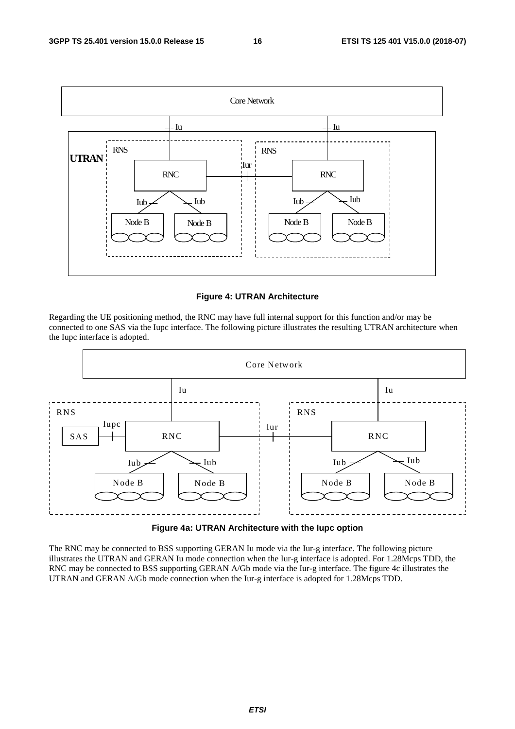**Figure 4: UTRAN Architecture**

Regarding the UE positioning method, the RNC may have full internal support for this function and/or may be connected to one SAS via the Iupc interface. The following picture illustrates the resulting UTRAN architecture when the Iupc interface is adopted.

**Figure 4a: UTRAN Architecture with the Iupc option**

The RNC may be connected to BSS supporting GERAN Iu mode via the Iur-g interface. The following picture illustrates the UTRAN and GERAN Iu mode connection when the Iur-g interface is adopted. For 1.28Mcps TDD, the RNC may be connected to BSS supporting GERAN A/Gb mode via the Iur-g interface. The figure 4c illustrates the UTRAN and GERAN A/Gb mode connection when the Iur-g interface is adopted for 1.28Mcps TDD.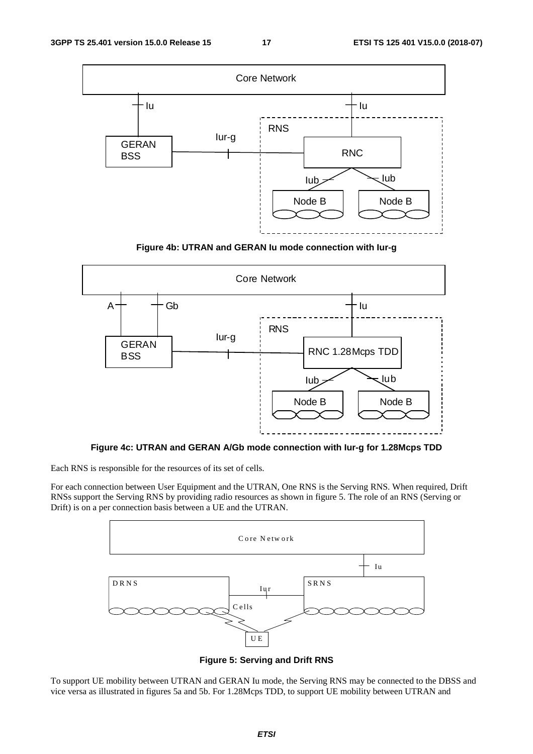**Figure 4b: UTRAN and GERAN Iu mode connection with Iur-g**

**Figure 4c: UTRAN and GERAN A/Gb mode connection with Iur-g for 1.28Mcps TDD**

Each RNS is responsible for the resources of its set of cells.

For each connection between User Equipment and the UTRAN, One RNS is the Serving RNS. When required, Drift RNSs support the Serving RNS by providing radio resources as shown in figure 5. The role of an RNS (Serving or Drift) is on a per connection basis between a UE and the UTRAN.

**Figure 5: Serving and Drift RNS**

To support UE mobility between UTRAN and GERAN Iu mode, the Serving RNS may be connected to the DBSS and vice versa as illustrated in figures 5a and 5b. For 1.28Mcps TDD, to support UE mobility between UTRAN and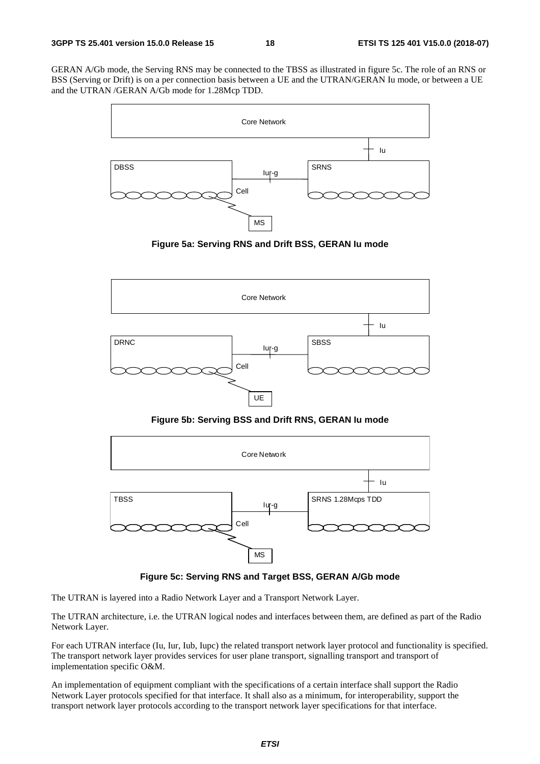GERAN A/Gb mode, the Serving RNS may be connected to the TBSS as illustrated in figure 5c. The role of an RNS or BSS (Serving or Drift) is on a per connection basis between a UE and the UTRAN/GERAN Iu mode, or between a UE and the UTRAN /GERAN A/Gb mode for 1.28Mcp TDD.

**Figure 5a: Serving RNS and Drift BSS, GERAN Iu mode**

**Figure 5b: Serving BSS and Drift RNS, GERAN Iu mode**

**Figure 5c: Serving RNS and Target BSS, GERAN A/Gb mode**

The UTRAN is layered into a Radio Network Layer and a Transport Network Layer.

The UTRAN architecture, i.e. the UTRAN logical nodes and interfaces between them, are defined as part of the Radio Network Layer.

For each UTRAN interface (Iu, Iur, Iub, Iupc) the related transport network layer protocol and functionality is specified. The transport network layer provides services for user plane transport, signalling transport and transport of implementation specific O&M.

An implementation of equipment compliant with the specifications of a certain interface shall support the Radio Network Layer protocols specified for that interface. It shall also as a minimum, for interoperability, support the transport network layer protocols according to the transport network layer specifications for that interface.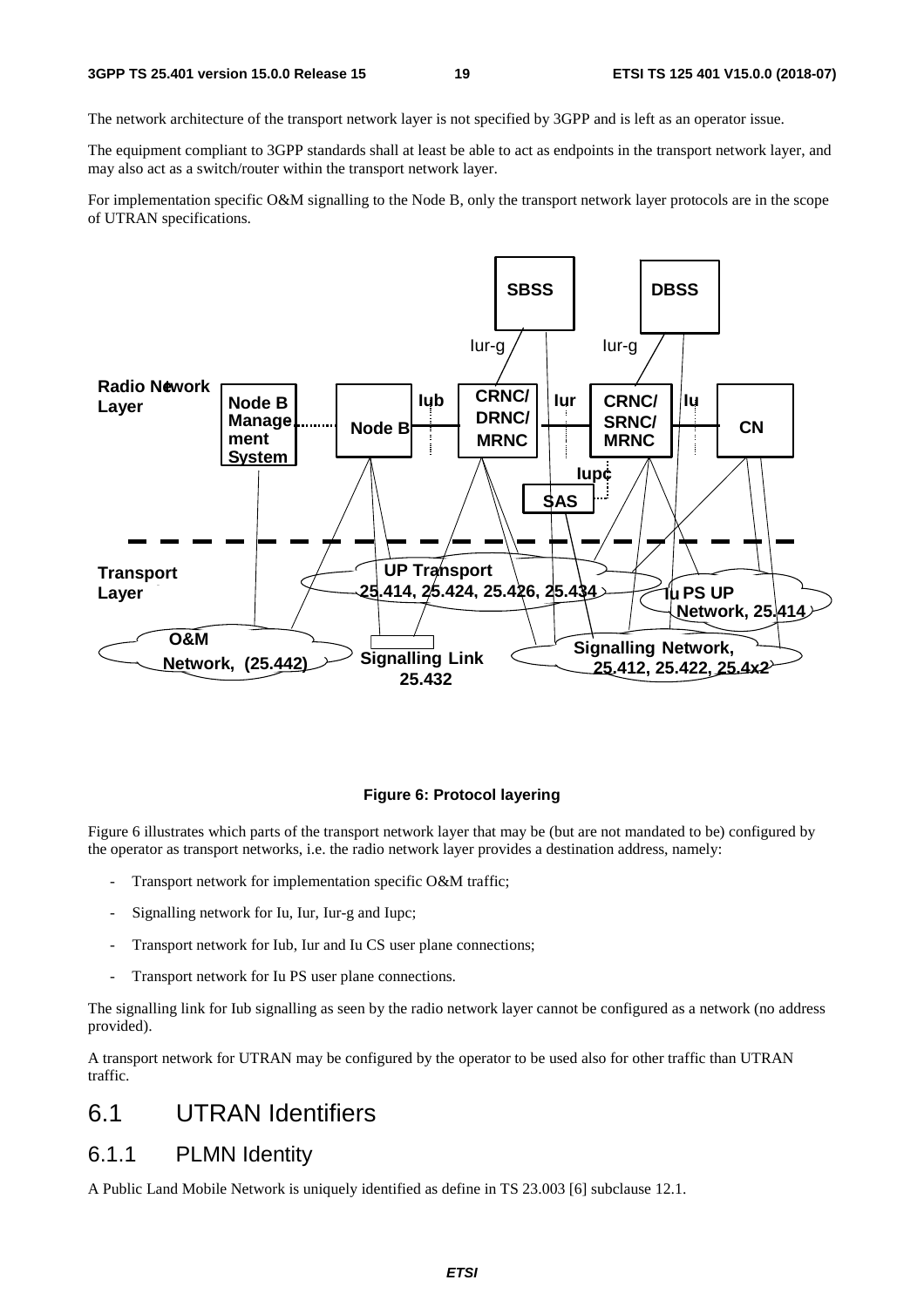The network architecture of the transport network layer is not specified by 3GPP and is left as an operator issue.

The equipment compliant to 3GPP standards shall at least be able to act as endpoints in the transport network layer, and may also act as a switch/router within the transport network layer.

For implementation specific O&M signalling to the Node B, only the transport network layer protocols are in the scope of UTRAN specifications.

**Figure 6: Protocol layering**

Figure 6 illustrates which parts of the transport network layer that may be (but are not mandated to be) configured by the operator as transport networks, i.e. the radio network layer provides a destination address, namely:

- Transport network for implementation specific O&M traffic;
- Signalling network for Iu, Iur, Iur-g and Iupc;
- Transport network for Iub, Iur and Iu CS user plane connections;
- Transport network for Iu PS user plane connections.

The signalling link for Iub signalling as seen by the radio network layer cannot be configured as a network (no address provided).

A transport network for UTRAN may be configured by the operator to be used also for other traffic than UTRAN traffic.

## 6.1 UTRAN Identifiers

### 6.1.1 PLMN Identity

A Public Land Mobile Network is uniquely identified as define in TS 23.003 [6] subclause 12.1.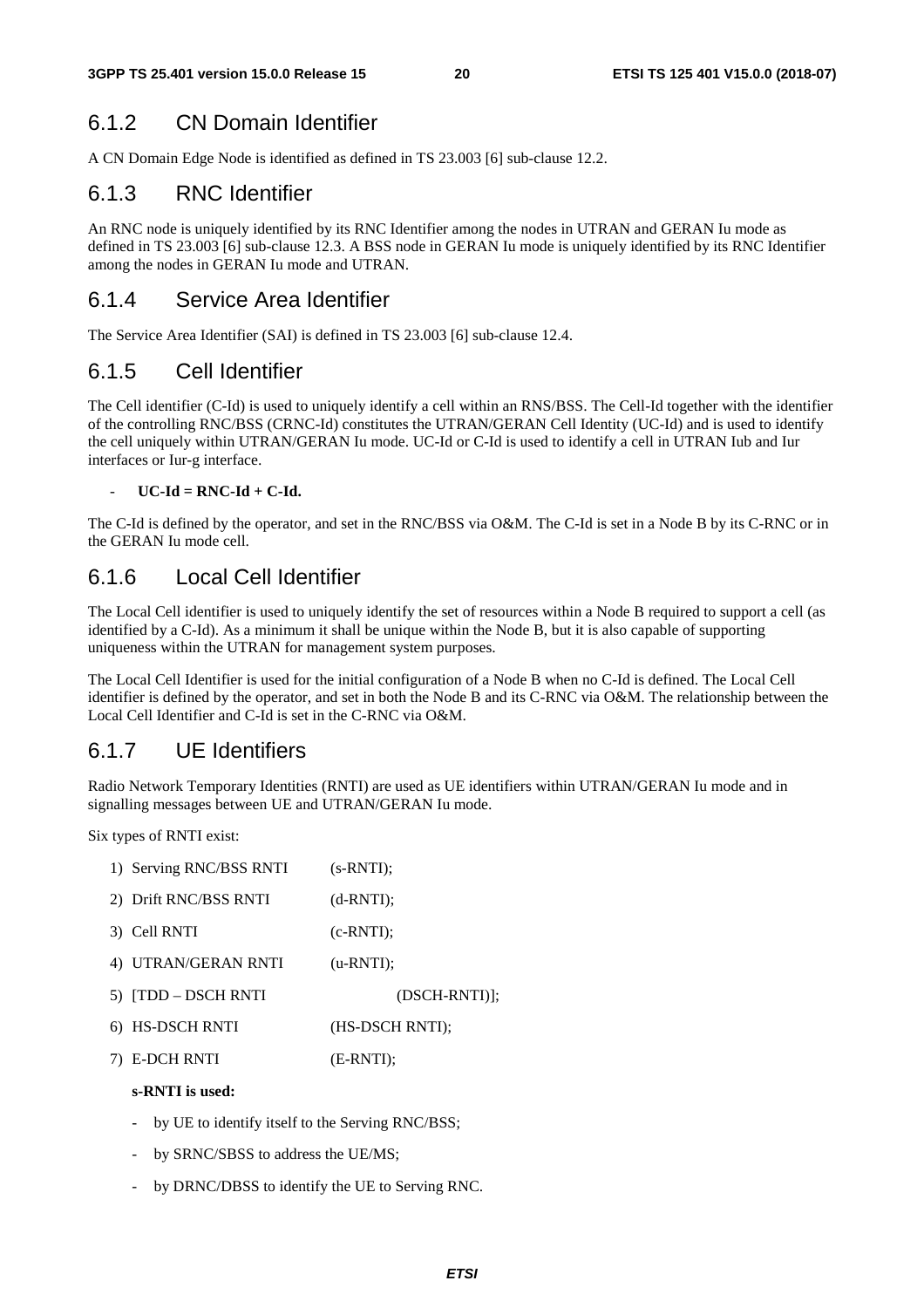### 6.1.2 CN Domain Identifier

A CN Domain Edge Node is identified as defined in TS 23.003 [6] sub-clause 12.2.

### 6.1.3 RNC Identifier

An RNC node is uniquely identified by its RNC Identifier among the nodes in UTRAN and GERAN Iu mode as defined in TS 23.003 [6] sub-clause 12.3. A BSS node in GERAN Iu mode is uniquely identified by its RNC Identifier among the nodes in GERAN Iu mode and UTRAN.

### 6.1.4 Service Area Identifier

The Service Area Identifier (SAI) is defined in TS 23.003 [6] sub-clause 12.4.

### 6.1.5 Cell Identifier

The Cell identifier (C-Id) is used to uniquely identify a cell within an RNS/BSS. The Cell-Id together with the identifier of the controlling RNC/BSS (CRNC-Id) constitutes the UTRAN/GERAN Cell Identity (UC-Id) and is used to identify the cell uniquely within UTRAN/GERAN Iu mode. UC-Id or C-Id is used to identify a cell in UTRAN Iub and Iur interfaces or Iur-g interface.

- **UC-Id = RNC-Id + C-Id.**

The C-Id is defined by the operator, and set in the RNC/BSS via O&M. The C-Id is set in a Node B by its C-RNC or in the GERAN Iu mode cell.

### 6.1.6 Local Cell Identifier

The Local Cell identifier is used to uniquely identify the set of resources within a Node B required to support a cell (as identified by a C-Id). As a minimum it shall be unique within the Node B, but it is also capable of supporting uniqueness within the UTRAN for management system purposes.

The Local Cell Identifier is used for the initial configuration of a Node B when no C-Id is defined. The Local Cell identifier is defined by the operator, and set in both the Node B and its C-RNC via O&M. The relationship between the Local Cell Identifier and C-Id is set in the C-RNC via O&M.

### 6.1.7 UE Identifiers

Radio Network Temporary Identities (RNTI) are used as UE identifiers within UTRAN/GERAN Iu mode and in signalling messages between UE and UTRAN/GERAN Iu mode.

Six types of RNTI exist:

1) Serving RNC/BSS RNTI (s-RNTI);
2) Drift RNC/BSS RNTI (d-RNTI);
3) Cell RNTI (c-RNTI);
4) UTRAN/GERAN RNTI (u-RNTI);
5) [TDD – DSCH RNTI (DSCH-RNTI)];
6) HS-DSCH RNTI (HS-DSCH RNTI);
7) E-DCH RNTI (E-RNTI);

**s-RNTI is used:**

- by UE to identify itself to the Serving RNC/BSS;
- by SRNC/SBSS to address the UE/MS;
- by DRNC/DBSS to identify the UE to Serving RNC.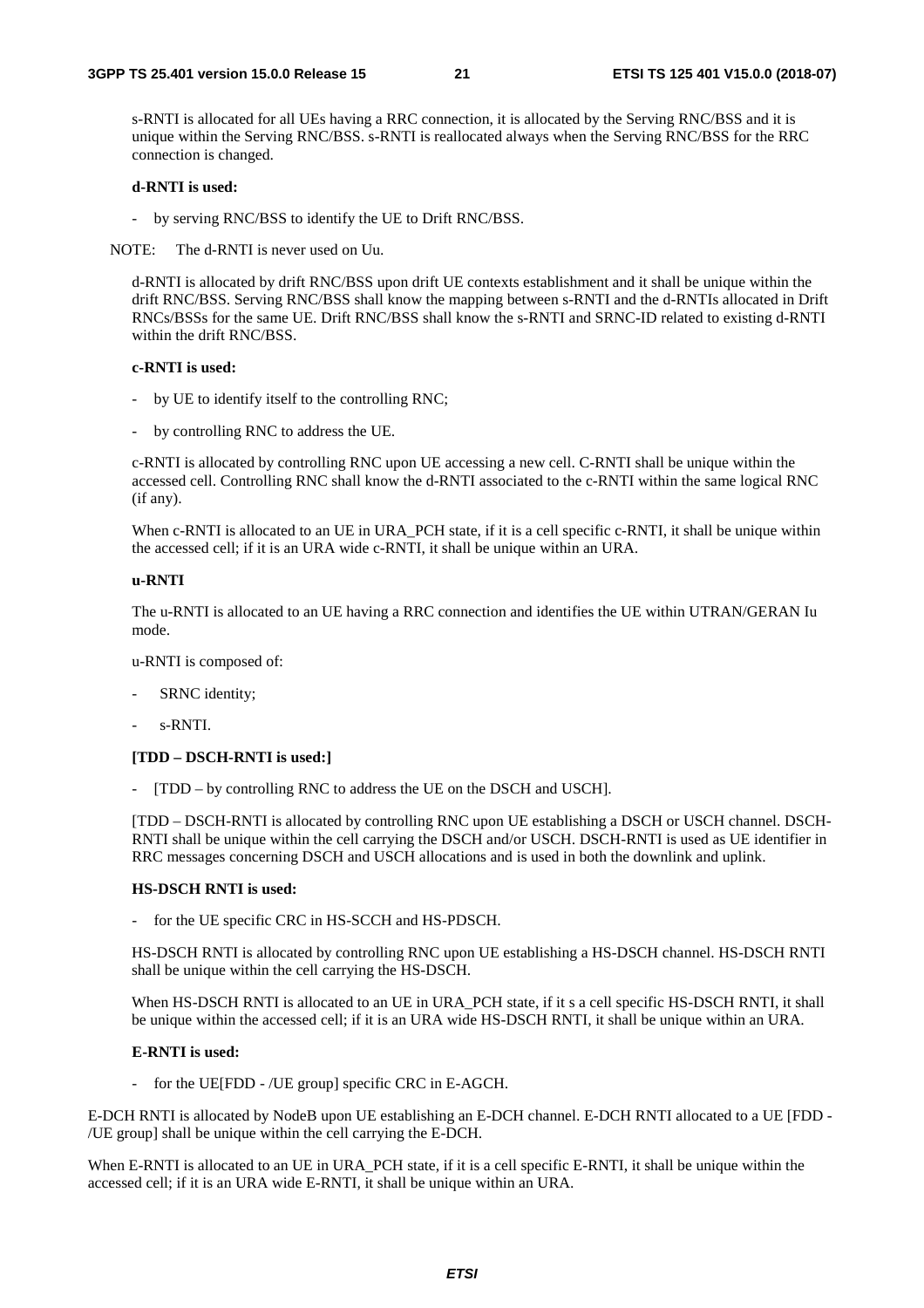s-RNTI is allocated for all UEs having a RRC connection, it is allocated by the Serving RNC/BSS and it is unique within the Serving RNC/BSS. s-RNTI is reallocated always when the Serving RNC/BSS for the RRC connection is changed.

**d-RNTI is used:**

- by serving RNC/BSS to identify the UE to Drift RNC/BSS.

NOTE: The d-RNTI is never used on Uu.

d-RNTI is allocated by drift RNC/BSS upon drift UE contexts establishment and it shall be unique within the drift RNC/BSS. Serving RNC/BSS shall know the mapping between s-RNTI and the d-RNTIs allocated in Drift RNCs/BSSs for the same UE. Drift RNC/BSS shall know the s-RNTI and SRNC-ID related to existing d-RNTI within the drift RNC/BSS.

**c-RNTI is used:**

- by UE to identify itself to the controlling RNC;
- by controlling RNC to address the UE.

c-RNTI is allocated by controlling RNC upon UE accessing a new cell. C-RNTI shall be unique within the accessed cell. Controlling RNC shall know the d-RNTI associated to the c-RNTI within the same logical RNC (if any).

When c-RNTI is allocated to an UE in URA_PCH state, if it is a cell specific c-RNTI, it shall be unique within the accessed cell; if it is an URA wide c-RNTI, it shall be unique within an URA.

**u-RNTI**

The u-RNTI is allocated to an UE having a RRC connection and identifies the UE within UTRAN/GERAN Iu mode.

u-RNTI is composed of:

- SRNC identity;
- s-RNTI.

**[TDD – DSCH-RNTI is used:]**

- [TDD – by controlling RNC to address the UE on the DSCH and USCH].

[TDD – DSCH-RNTI is allocated by controlling RNC upon UE establishing a DSCH or USCH channel. DSCH-RNTI shall be unique within the cell carrying the DSCH and/or USCH. DSCH-RNTI is used as UE identifier in RRC messages concerning DSCH and USCH allocations and is used in both the downlink and uplink.

**HS-DSCH RNTI is used:**

- for the UE specific CRC in HS-SCCH and HS-PDSCH.

HS-DSCH RNTI is allocated by controlling RNC upon UE establishing a HS-DSCH channel. HS-DSCH RNTI shall be unique within the cell carrying the HS-DSCH.

When HS-DSCH RNTI is allocated to an UE in URA_PCH state, if it s a cell specific HS-DSCH RNTI, it shall be unique within the accessed cell; if it is an URA wide HS-DSCH RNTI, it shall be unique within an URA.

**E-RNTI is used:**

- for the UE[FDD - /UE group] specific CRC in E-AGCH.

E-DCH RNTI is allocated by NodeB upon UE establishing an E-DCH channel. E-DCH RNTI allocated to a UE [FDD - /UE group] shall be unique within the cell carrying the E-DCH.

When E-RNTI is allocated to an UE in URA_PCH state, if it is a cell specific E-RNTI, it shall be unique within the accessed cell; if it is an URA wide E-RNTI, it shall be unique within an URA.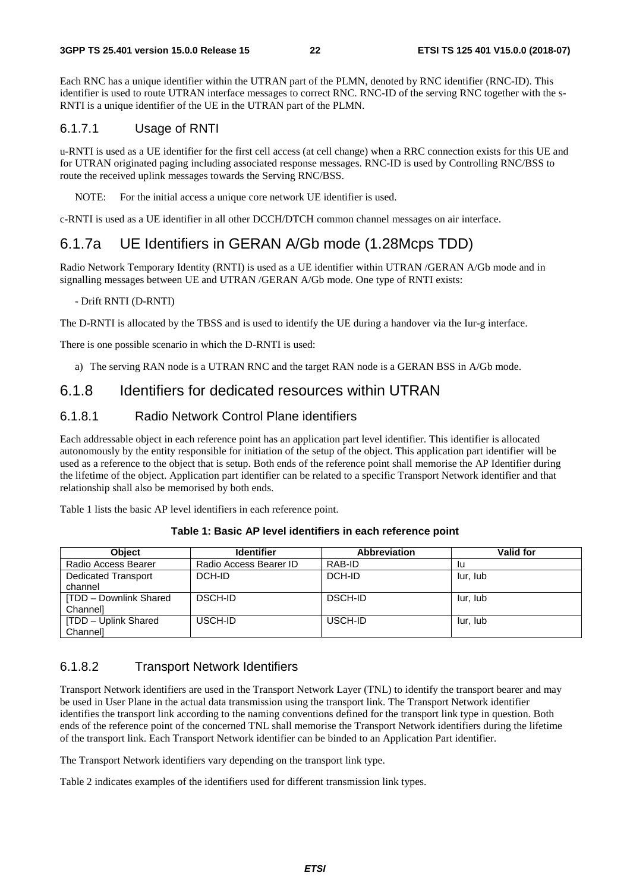Each RNC has a unique identifier within the UTRAN part of the PLMN, denoted by RNC identifier (RNC-ID). This identifier is used to route UTRAN interface messages to correct RNC. RNC-ID of the serving RNC together with the s-RNTI is a unique identifier of the UE in the UTRAN part of the PLMN.

#### 6.1.7.1 Usage of RNTI

u-RNTI is used as a UE identifier for the first cell access (at cell change) when a RRC connection exists for this UE and for UTRAN originated paging including associated response messages. RNC-ID is used by Controlling RNC/BSS to route the received uplink messages towards the Serving RNC/BSS.

NOTE: For the initial access a unique core network UE identifier is used.

c-RNTI is used as a UE identifier in all other DCCH/DTCH common channel messages on air interface.

### 6.1.7a UE Identifiers in GERAN A/Gb mode (1.28Mcps TDD)

Radio Network Temporary Identity (RNTI) is used as a UE identifier within UTRAN /GERAN A/Gb mode and in signalling messages between UE and UTRAN /GERAN A/Gb mode. One type of RNTI exists:

- Drift RNTI (D-RNTI)

The D-RNTI is allocated by the TBSS and is used to identify the UE during a handover via the Iur-g interface.

There is one possible scenario in which the D-RNTI is used:

a) The serving RAN node is a UTRAN RNC and the target RAN node is a GERAN BSS in A/Gb mode.

### 6.1.8 Identifiers for dedicated resources within UTRAN

#### 6.1.8.1 Radio Network Control Plane identifiers

Each addressable object in each reference point has an application part level identifier. This identifier is allocated autonomously by the entity responsible for initiation of the setup of the object. This application part identifier will be used as a reference to the object that is setup. Both ends of the reference point shall memorise the AP Identifier during the lifetime of the object. Application part identifier can be related to a specific Transport Network identifier and that relationship shall also be memorised by both ends.

Table 1 lists the basic AP level identifiers in each reference point.

**Table 1: Basic AP level identifiers in each reference point**

| Object | Identifier | Abbreviation | Valid for |
|---|---|---|---|
| Radio Access Bearer | Radio Access Bearer ID | RAB-ID | Iu |
| Dedicated Transport channel | DCH-ID | DCH-ID | Iur, Iub |
| [TDD – Downlink Shared Channel] | DSCH-ID | DSCH-ID | Iur, Iub |
| [TDD – Uplink Shared Channel] | USCH-ID | USCH-ID | Iur, Iub |

#### 6.1.8.2 Transport Network Identifiers

Transport Network identifiers are used in the Transport Network Layer (TNL) to identify the transport bearer and may be used in User Plane in the actual data transmission using the transport link. The Transport Network identifier identifies the transport link according to the naming conventions defined for the transport link type in question. Both ends of the reference point of the concerned TNL shall memorise the Transport Network identifiers during the lifetime of the transport link. Each Transport Network identifier can be binded to an Application Part identifier.

The Transport Network identifiers vary depending on the transport link type.

Table 2 indicates examples of the identifiers used for different transmission link types.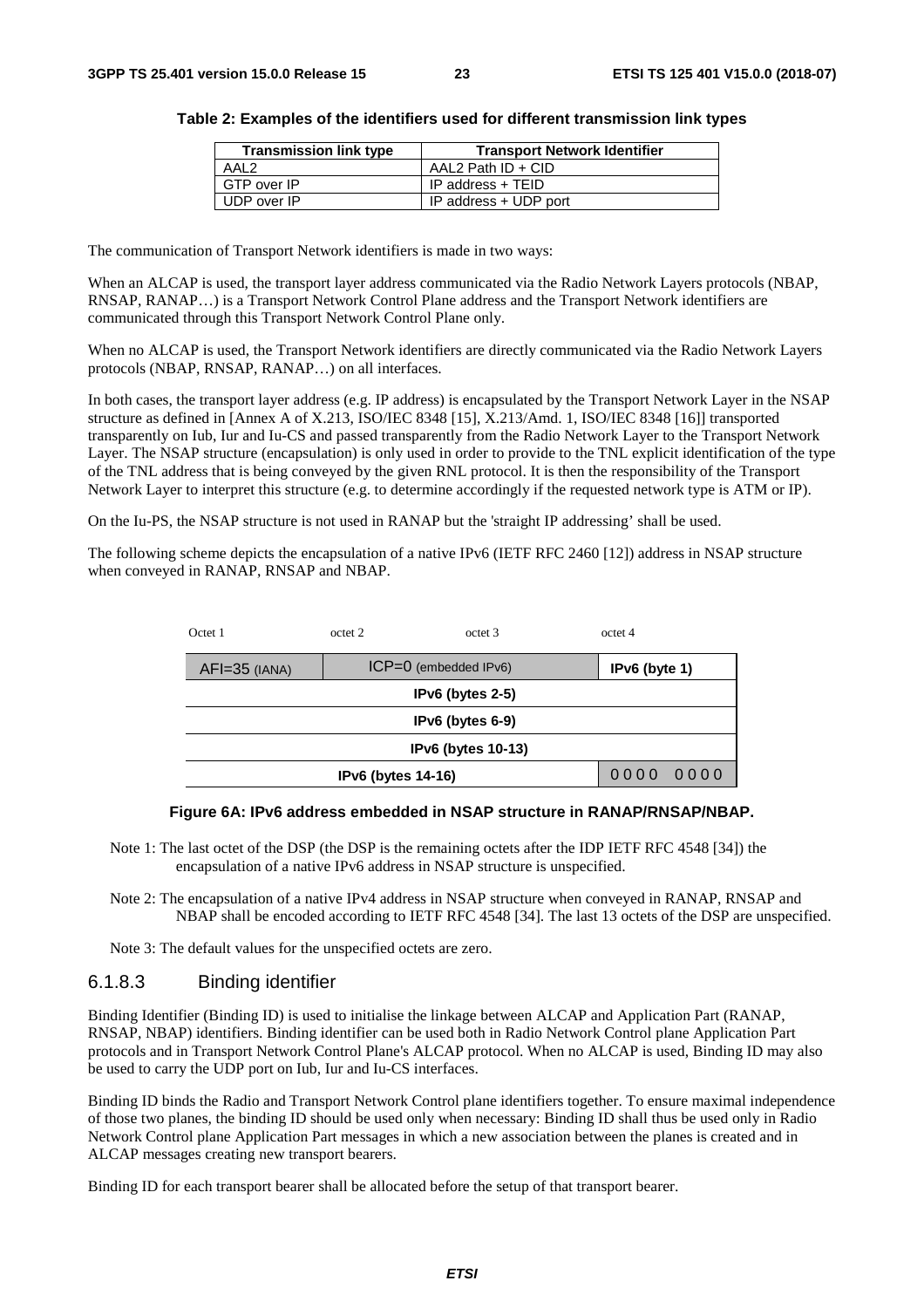**Table 2: Examples of the identifiers used for different transmission link types**

| Transmission link type | Transport Network Identifier |
|---|---|
| AAL2 | AAL2 Path ID + CID |
| GTP over IP | IP address + TEID |
| UDP over IP | IP address + UDP port |

The communication of Transport Network identifiers is made in two ways:

When an ALCAP is used, the transport layer address communicated via the Radio Network Layers protocols (NBAP, RNSAP, RANAP…) is a Transport Network Control Plane address and the Transport Network identifiers are communicated through this Transport Network Control Plane only.

When no ALCAP is used, the Transport Network identifiers are directly communicated via the Radio Network Layers protocols (NBAP, RNSAP, RANAP…) on all interfaces.

In both cases, the transport layer address (e.g. IP address) is encapsulated by the Transport Network Layer in the NSAP structure as defined in [Annex A of X.213, ISO/IEC 8348 [15], X.213/Amd. 1, ISO/IEC 8348 [16]] transported transparently on Iub, Iur and Iu-CS and passed transparently from the Radio Network Layer to the Transport Network Layer. The NSAP structure (encapsulation) is only used in order to provide to the TNL explicit identification of the type of the TNL address that is being conveyed by the given RNL protocol. It is then the responsibility of the Transport Network Layer to interpret this structure (e.g. to determine accordingly if the requested network type is ATM or IP).

On the Iu-PS, the NSAP structure is not used in RANAP but the 'straight IP addressing' shall be used.

The following scheme depicts the encapsulation of a native IPv6 (IETF RFC 2460 [12]) address in NSAP structure when conveyed in RANAP, RNSAP and NBAP.

| Octet 1 | octet 2 | octet 3 | octet 4 |
|---|---|---|---|
| AFI=35 (IANA) | ICP=0 (embedded IPv6) | | IPv6 (byte 1) |
| IPv6 (bytes 2-5) | | | |
| IPv6 (bytes 6-9) | | | |
| IPv6 (bytes 10-13) | | | |
| IPv6 (bytes 14-16) | | | 0000 0000 |

**Figure 6A: IPv6 address embedded in NSAP structure in RANAP/RNSAP/NBAP.**

Note 1: The last octet of the DSP (the DSP is the remaining octets after the IDP IETF RFC 4548 [34]) the encapsulation of a native IPv6 address in NSAP structure is unspecified.

Note 2: The encapsulation of a native IPv4 address in NSAP structure when conveyed in RANAP, RNSAP and NBAP shall be encoded according to IETF RFC 4548 [34]. The last 13 octets of the DSP are unspecified.

Note 3: The default values for the unspecified octets are zero.

#### 6.1.8.3 Binding identifier

Binding Identifier (Binding ID) is used to initialise the linkage between ALCAP and Application Part (RANAP, RNSAP, NBAP) identifiers. Binding identifier can be used both in Radio Network Control plane Application Part protocols and in Transport Network Control Plane's ALCAP protocol. When no ALCAP is used, Binding ID may also be used to carry the UDP port on Iub, Iur and Iu-CS interfaces.

Binding ID binds the Radio and Transport Network Control plane identifiers together. To ensure maximal independence of those two planes, the binding ID should be used only when necessary: Binding ID shall thus be used only in Radio Network Control plane Application Part messages in which a new association between the planes is created and in ALCAP messages creating new transport bearers.

Binding ID for each transport bearer shall be allocated before the setup of that transport bearer.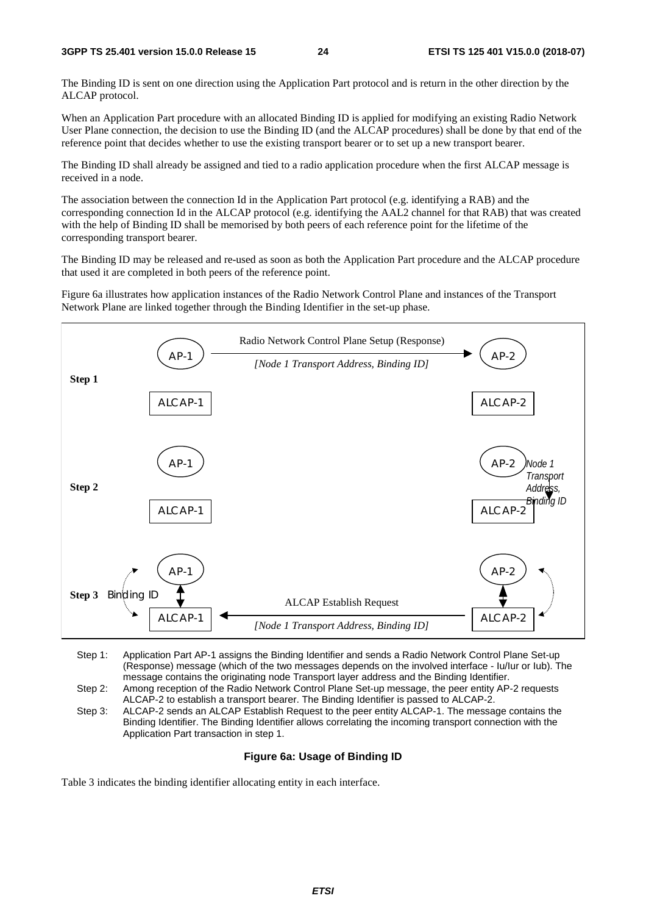The Binding ID is sent on one direction using the Application Part protocol and is return in the other direction by the ALCAP protocol.

When an Application Part procedure with an allocated Binding ID is applied for modifying an existing Radio Network User Plane connection, the decision to use the Binding ID (and the ALCAP procedures) shall be done by that end of the reference point that decides whether to use the existing transport bearer or to set up a new transport bearer.

The Binding ID shall already be assigned and tied to a radio application procedure when the first ALCAP message is received in a node.

The association between the connection Id in the Application Part protocol (e.g. identifying a RAB) and the corresponding connection Id in the ALCAP protocol (e.g. identifying the AAL2 channel for that RAB) that was created with the help of Binding ID shall be memorised by both peers of each reference point for the lifetime of the corresponding transport bearer.

The Binding ID may be released and re-used as soon as both the Application Part procedure and the ALCAP procedure that used it are completed in both peers of the reference point.

Figure 6a illustrates how application instances of the Radio Network Control Plane and instances of the Transport Network Plane are linked together through the Binding Identifier in the set-up phase.

Step 1: Application Part AP-1 assigns the Binding Identifier and sends a Radio Network Control Plane Set-up (Response) message (which of the two messages depends on the involved interface - Iu/Iur or Iub). The message contains the originating node Transport layer address and the Binding Identifier.

Step 2: Among reception of the Radio Network Control Plane Set-up message, the peer entity AP-2 requests ALCAP-2 to establish a transport bearer. The Binding Identifier is passed to ALCAP-2.

Step 3: ALCAP-2 sends an ALCAP Establish Request to the peer entity ALCAP-1. The message contains the Binding Identifier. The Binding Identifier allows correlating the incoming transport connection with the Application Part transaction in step 1.

**Figure 6a: Usage of Binding ID**

Table 3 indicates the binding identifier allocating entity in each interface.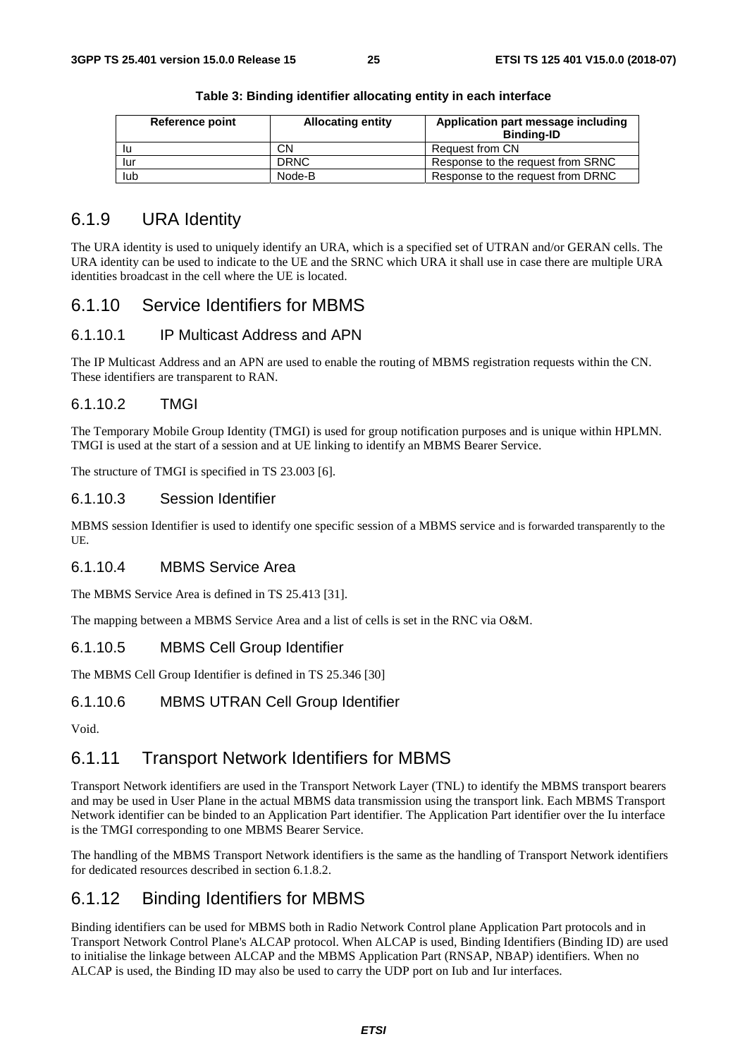**Table 3: Binding identifier allocating entity in each interface**

| Reference point | Allocating entity | Application part message including Binding-ID |
| --- | --- | --- |
| Iu | CN | Request from CN |
| Iur | DRNC | Response to the request from SRNC |
| Iub | Node-B | Response to the request from DRNC |

### 6.1.9 URA Identity

The URA identity is used to uniquely identify an URA, which is a specified set of UTRAN and/or GERAN cells. The URA identity can be used to indicate to the UE and the SRNC which URA it shall use in case there are multiple URA identities broadcast in the cell where the UE is located.

### 6.1.10 Service Identifiers for MBMS

#### 6.1.10.1 IP Multicast Address and APN

The IP Multicast Address and an APN are used to enable the routing of MBMS registration requests within the CN. These identifiers are transparent to RAN.

#### 6.1.10.2 TMGI

The Temporary Mobile Group Identity (TMGI) is used for group notification purposes and is unique within HPLMN. TMGI is used at the start of a session and at UE linking to identify an MBMS Bearer Service.

The structure of TMGI is specified in TS 23.003 [6].

#### 6.1.10.3 Session Identifier

MBMS session Identifier is used to identify one specific session of a MBMS service and is forwarded transparently to the UE.

#### 6.1.10.4 MBMS Service Area

The MBMS Service Area is defined in TS 25.413 [31].

The mapping between a MBMS Service Area and a list of cells is set in the RNC via O&M.

#### 6.1.10.5 MBMS Cell Group Identifier

The MBMS Cell Group Identifier is defined in TS 25.346 [30]

#### 6.1.10.6 MBMS UTRAN Cell Group Identifier

Void.

### 6.1.11 Transport Network Identifiers for MBMS

Transport Network identifiers are used in the Transport Network Layer (TNL) to identify the MBMS transport bearers and may be used in User Plane in the actual MBMS data transmission using the transport link. Each MBMS Transport Network identifier can be binded to an Application Part identifier. The Application Part identifier over the Iu interface is the TMGI corresponding to one MBMS Bearer Service.

The handling of the MBMS Transport Network identifiers is the same as the handling of Transport Network identifiers for dedicated resources described in section 6.1.8.2.

### 6.1.12 Binding Identifiers for MBMS

Binding identifiers can be used for MBMS both in Radio Network Control plane Application Part protocols and in Transport Network Control Plane's ALCAP protocol. When ALCAP is used, Binding Identifiers (Binding ID) are used to initialise the linkage between ALCAP and the MBMS Application Part (RNSAP, NBAP) identifiers. When no ALCAP is used, the Binding ID may also be used to carry the UDP port on Iub and Iur interfaces.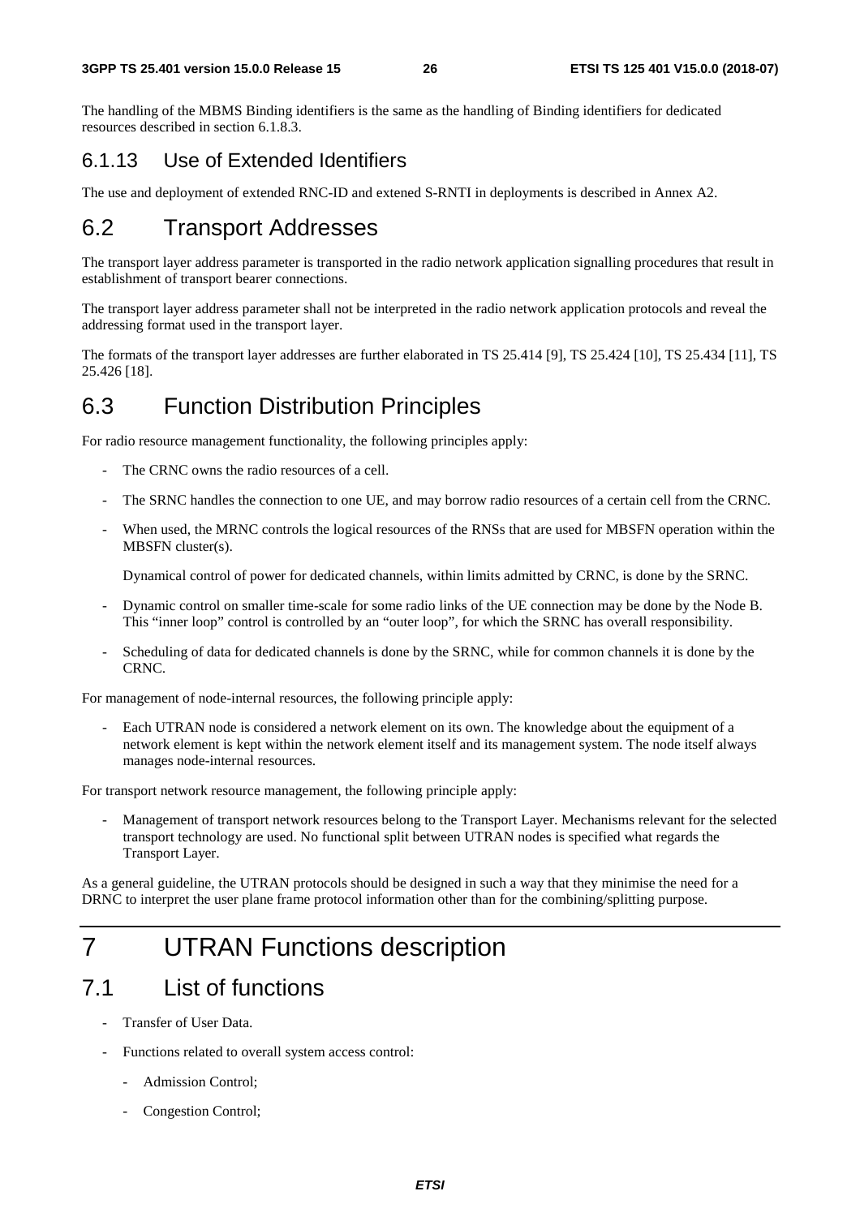The handling of the MBMS Binding identifiers is the same as the handling of Binding identifiers for dedicated resources described in section 6.1.8.3.

### 6.1.13 Use of Extended Identifiers

The use and deployment of extended RNC-ID and extened S-RNTI in deployments is described in Annex A2.

## 6.2 Transport Addresses

The transport layer address parameter is transported in the radio network application signalling procedures that result in establishment of transport bearer connections.

The transport layer address parameter shall not be interpreted in the radio network application protocols and reveal the addressing format used in the transport layer.

The formats of the transport layer addresses are further elaborated in TS 25.414 [9], TS 25.424 [10], TS 25.434 [11], TS 25.426 [18].

## 6.3 Function Distribution Principles

For radio resource management functionality, the following principles apply:

- The CRNC owns the radio resources of a cell.
- The SRNC handles the connection to one UE, and may borrow radio resources of a certain cell from the CRNC.
- When used, the MRNC controls the logical resources of the RNSs that are used for MBSFN operation within the MBSFN cluster(s).

  Dynamical control of power for dedicated channels, within limits admitted by CRNC, is done by the SRNC.

- Dynamic control on smaller time-scale for some radio links of the UE connection may be done by the Node B. This "inner loop" control is controlled by an "outer loop", for which the SRNC has overall responsibility.
- Scheduling of data for dedicated channels is done by the SRNC, while for common channels it is done by the CRNC.

For management of node-internal resources, the following principle apply:

- Each UTRAN node is considered a network element on its own. The knowledge about the equipment of a network element is kept within the network element itself and its management system. The node itself always manages node-internal resources.

For transport network resource management, the following principle apply:

- Management of transport network resources belong to the Transport Layer. Mechanisms relevant for the selected transport technology are used. No functional split between UTRAN nodes is specified what regards the Transport Layer.

As a general guideline, the UTRAN protocols should be designed in such a way that they minimise the need for a DRNC to interpret the user plane frame protocol information other than for the combining/splitting purpose.

# 7 UTRAN Functions description

## 7.1 List of functions

- Transfer of User Data.
- Functions related to overall system access control:
  - Admission Control;
  - Congestion Control;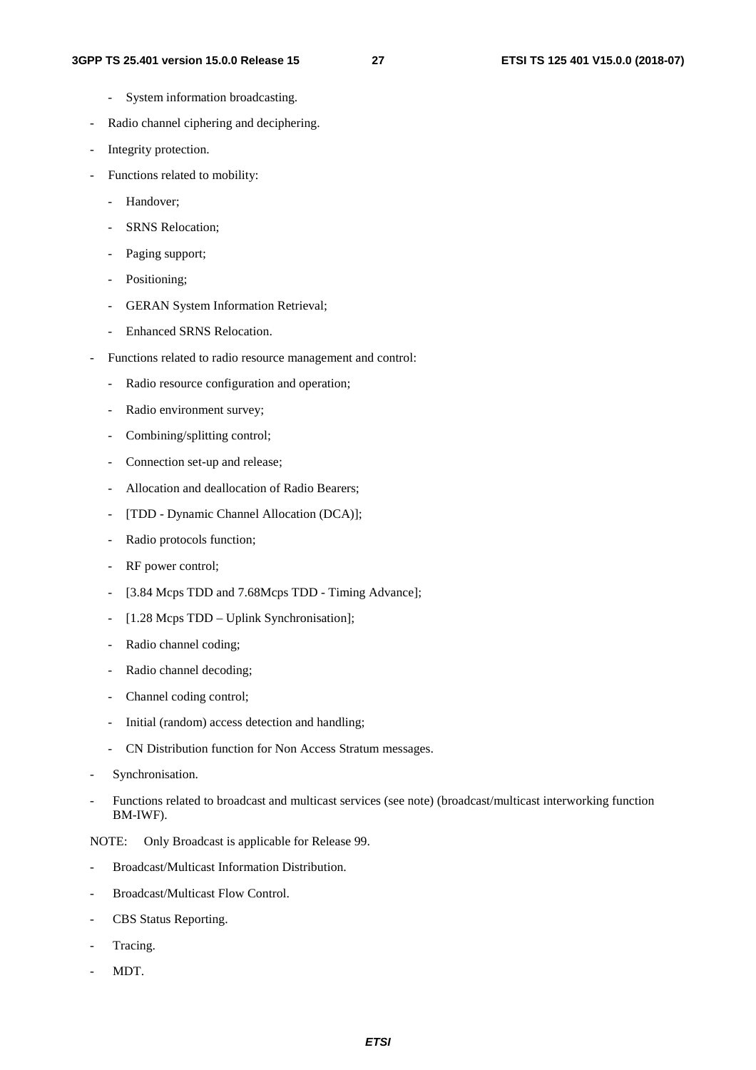- System information broadcasting.
- Radio channel ciphering and deciphering.
- Integrity protection.
- Functions related to mobility:
  - Handover;
  - SRNS Relocation;
  - Paging support;
  - Positioning;
  - GERAN System Information Retrieval;
  - Enhanced SRNS Relocation.
- Functions related to radio resource management and control:
  - Radio resource configuration and operation;
  - Radio environment survey;
  - Combining/splitting control;
  - Connection set-up and release;
  - Allocation and deallocation of Radio Bearers;
  - [TDD - Dynamic Channel Allocation (DCA)];
  - Radio protocols function;
  - RF power control;
  - [3.84 Mcps TDD and 7.68Mcps TDD - Timing Advance];
  - [1.28 Mcps TDD – Uplink Synchronisation];
  - Radio channel coding;
  - Radio channel decoding;
  - Channel coding control;
  - Initial (random) access detection and handling;
  - CN Distribution function for Non Access Stratum messages.
- Synchronisation.
- Functions related to broadcast and multicast services (see note) (broadcast/multicast interworking function BM-IWF).

NOTE: Only Broadcast is applicable for Release 99.

- Broadcast/Multicast Information Distribution.
- Broadcast/Multicast Flow Control.
- CBS Status Reporting.
- Tracing.
- MDT.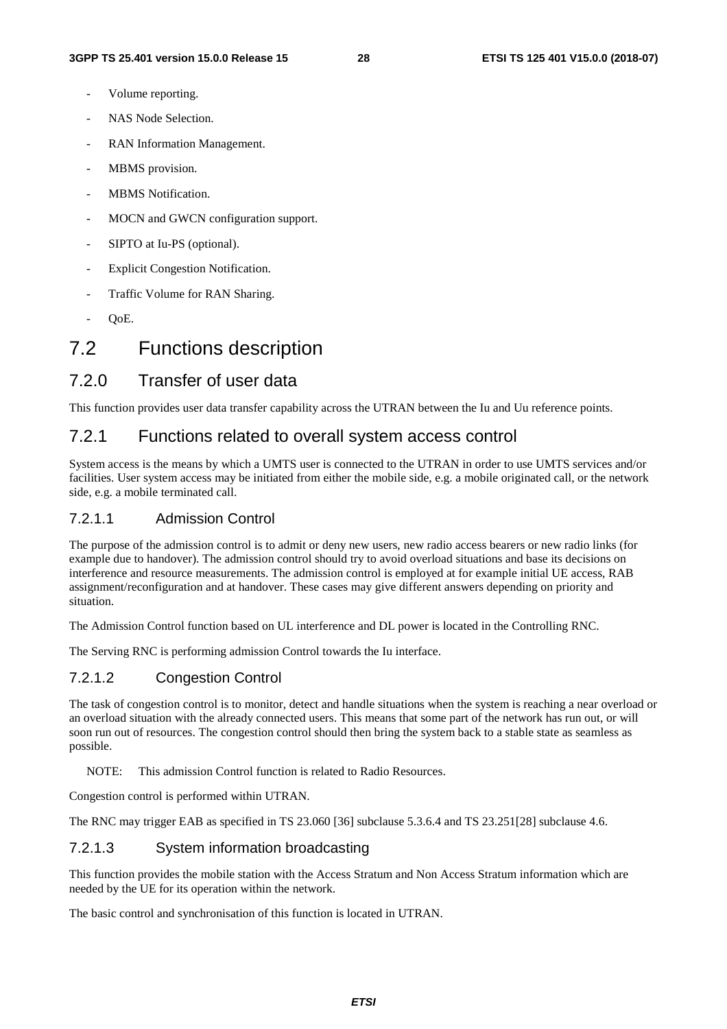- Volume reporting.
- NAS Node Selection.
- RAN Information Management.
- MBMS provision.
- MBMS Notification.
- MOCN and GWCN configuration support.
- SIPTO at Iu-PS (optional).
- Explicit Congestion Notification.
- Traffic Volume for RAN Sharing.
- QoE.

# 7.2 Functions description

## 7.2.0 Transfer of user data

This function provides user data transfer capability across the UTRAN between the Iu and Uu reference points.

## 7.2.1 Functions related to overall system access control

System access is the means by which a UMTS user is connected to the UTRAN in order to use UMTS services and/or facilities. User system access may be initiated from either the mobile side, e.g. a mobile originated call, or the network side, e.g. a mobile terminated call.

### 7.2.1.1 Admission Control

The purpose of the admission control is to admit or deny new users, new radio access bearers or new radio links (for example due to handover). The admission control should try to avoid overload situations and base its decisions on interference and resource measurements. The admission control is employed at for example initial UE access, RAB assignment/reconfiguration and at handover. These cases may give different answers depending on priority and situation.

The Admission Control function based on UL interference and DL power is located in the Controlling RNC.

The Serving RNC is performing admission Control towards the Iu interface.

### 7.2.1.2 Congestion Control

The task of congestion control is to monitor, detect and handle situations when the system is reaching a near overload or an overload situation with the already connected users. This means that some part of the network has run out, or will soon run out of resources. The congestion control should then bring the system back to a stable state as seamless as possible.

NOTE: This admission Control function is related to Radio Resources.

Congestion control is performed within UTRAN.

The RNC may trigger EAB as specified in TS 23.060 [36] subclause 5.3.6.4 and TS 23.251[28] subclause 4.6.

### 7.2.1.3 System information broadcasting

This function provides the mobile station with the Access Stratum and Non Access Stratum information which are needed by the UE for its operation within the network.

The basic control and synchronisation of this function is located in UTRAN.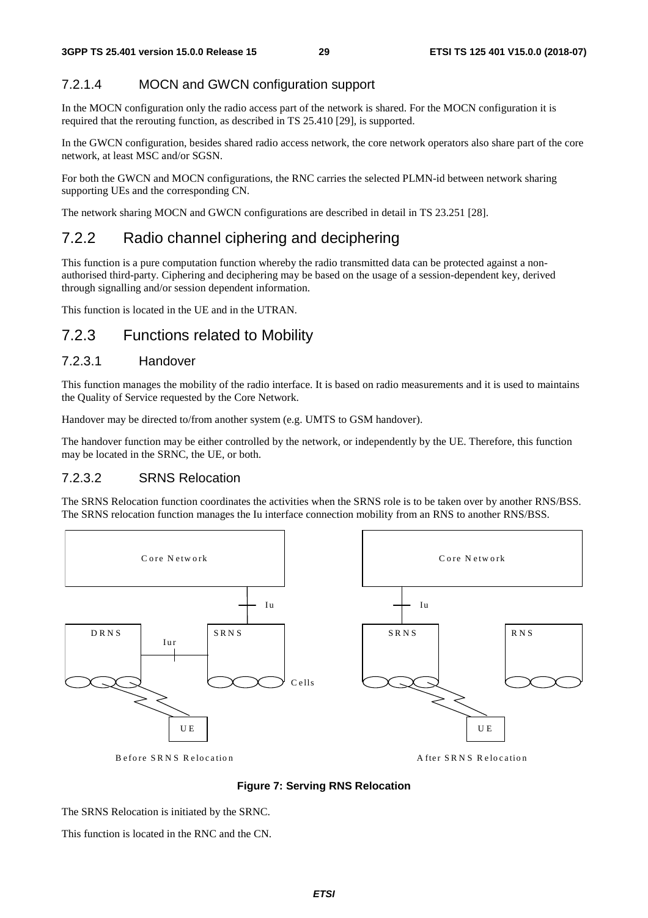#### 7.2.1.4 MOCN and GWCN configuration support

In the MOCN configuration only the radio access part of the network is shared. For the MOCN configuration it is required that the rerouting function, as described in TS 25.410 [29], is supported.

In the GWCN configuration, besides shared radio access network, the core network operators also share part of the core network, at least MSC and/or SGSN.

For both the GWCN and MOCN configurations, the RNC carries the selected PLMN-id between network sharing supporting UEs and the corresponding CN.

The network sharing MOCN and GWCN configurations are described in detail in TS 23.251 [28].

### 7.2.2 Radio channel ciphering and deciphering

This function is a pure computation function whereby the radio transmitted data can be protected against a non-authorised third-party. Ciphering and deciphering may be based on the usage of a session-dependent key, derived through signalling and/or session dependent information.

This function is located in the UE and in the UTRAN.

### 7.2.3 Functions related to Mobility

#### 7.2.3.1 Handover

This function manages the mobility of the radio interface. It is based on radio measurements and it is used to maintains the Quality of Service requested by the Core Network.

Handover may be directed to/from another system (e.g. UMTS to GSM handover).

The handover function may be either controlled by the network, or independently by the UE. Therefore, this function may be located in the SRNC, the UE, or both.

#### 7.2.3.2 SRNS Relocation

The SRNS Relocation function coordinates the activities when the SRNS role is to be taken over by another RNS/BSS. The SRNS relocation function manages the Iu interface connection mobility from an RNS to another RNS/BSS.

**Figure 7: Serving RNS Relocation**

The SRNS Relocation is initiated by the SRNC.

This function is located in the RNC and the CN.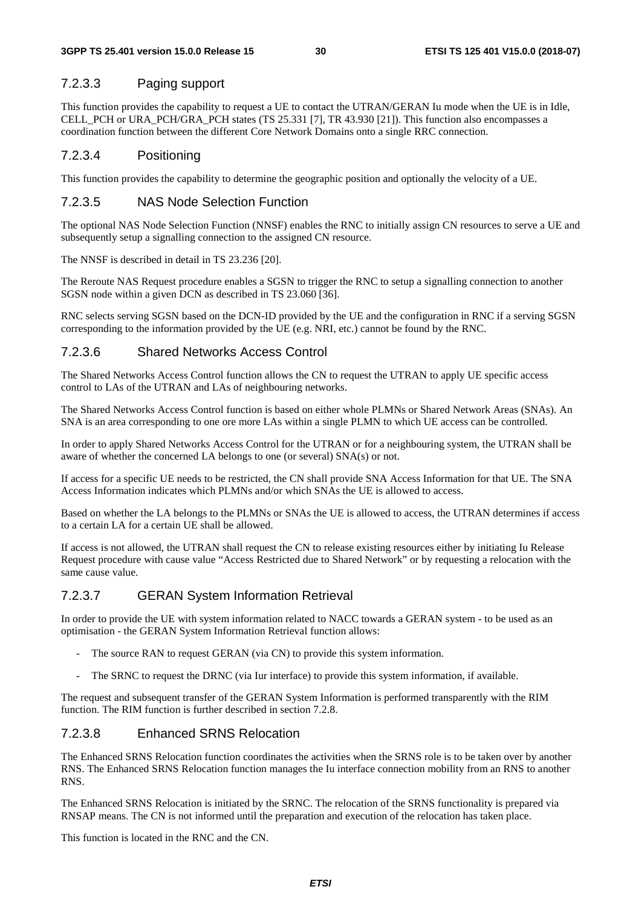#### 7.2.3.3 Paging support

This function provides the capability to request a UE to contact the UTRAN/GERAN Iu mode when the UE is in Idle, CELL_PCH or URA_PCH/GRA_PCH states (TS 25.331 [7], TR 43.930 [21]). This function also encompasses a coordination function between the different Core Network Domains onto a single RRC connection.

#### 7.2.3.4 Positioning

This function provides the capability to determine the geographic position and optionally the velocity of a UE.

#### 7.2.3.5 NAS Node Selection Function

The optional NAS Node Selection Function (NNSF) enables the RNC to initially assign CN resources to serve a UE and subsequently setup a signalling connection to the assigned CN resource.

The NNSF is described in detail in TS 23.236 [20].

The Reroute NAS Request procedure enables a SGSN to trigger the RNC to setup a signalling connection to another SGSN node within a given DCN as described in TS 23.060 [36].

RNC selects serving SGSN based on the DCN-ID provided by the UE and the configuration in RNC if a serving SGSN corresponding to the information provided by the UE (e.g. NRI, etc.) cannot be found by the RNC.

#### 7.2.3.6 Shared Networks Access Control

The Shared Networks Access Control function allows the CN to request the UTRAN to apply UE specific access control to LAs of the UTRAN and LAs of neighbouring networks.

The Shared Networks Access Control function is based on either whole PLMNs or Shared Network Areas (SNAs). An SNA is an area corresponding to one ore more LAs within a single PLMN to which UE access can be controlled.

In order to apply Shared Networks Access Control for the UTRAN or for a neighbouring system, the UTRAN shall be aware of whether the concerned LA belongs to one (or several) SNA(s) or not.

If access for a specific UE needs to be restricted, the CN shall provide SNA Access Information for that UE. The SNA Access Information indicates which PLMNs and/or which SNAs the UE is allowed to access.

Based on whether the LA belongs to the PLMNs or SNAs the UE is allowed to access, the UTRAN determines if access to a certain LA for a certain UE shall be allowed.

If access is not allowed, the UTRAN shall request the CN to release existing resources either by initiating Iu Release Request procedure with cause value "Access Restricted due to Shared Network" or by requesting a relocation with the same cause value.

#### 7.2.3.7 GERAN System Information Retrieval

In order to provide the UE with system information related to NACC towards a GERAN system - to be used as an optimisation - the GERAN System Information Retrieval function allows:

- The source RAN to request GERAN (via CN) to provide this system information.
- The SRNC to request the DRNC (via Iur interface) to provide this system information, if available.

The request and subsequent transfer of the GERAN System Information is performed transparently with the RIM function. The RIM function is further described in section 7.2.8.

#### 7.2.3.8 Enhanced SRNS Relocation

The Enhanced SRNS Relocation function coordinates the activities when the SRNS role is to be taken over by another RNS. The Enhanced SRNS Relocation function manages the Iu interface connection mobility from an RNS to another RNS.

The Enhanced SRNS Relocation is initiated by the SRNC. The relocation of the SRNS functionality is prepared via RNSAP means. The CN is not informed until the preparation and execution of the relocation has taken place.

This function is located in the RNC and the CN.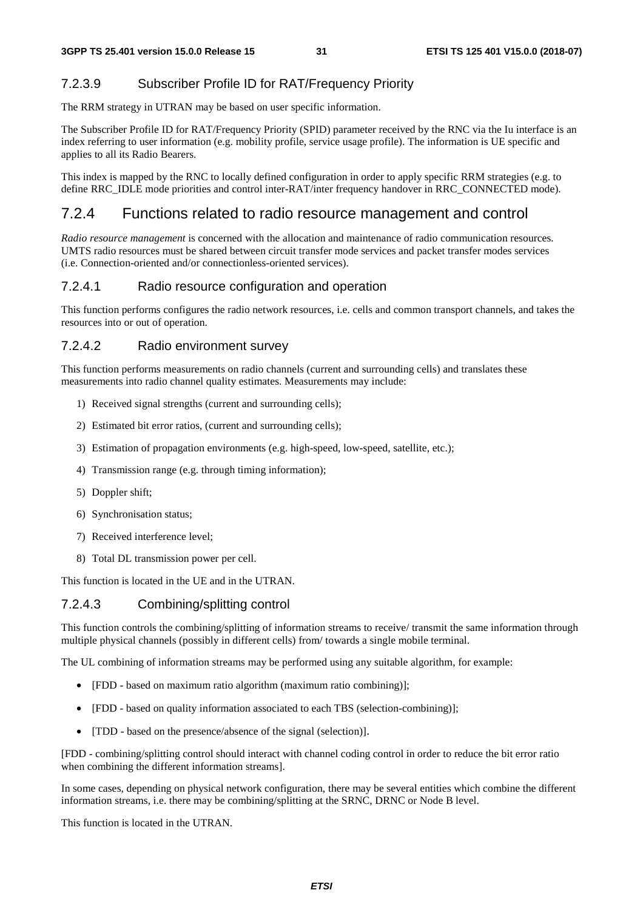#### 7.2.3.9 Subscriber Profile ID for RAT/Frequency Priority

The RRM strategy in UTRAN may be based on user specific information.

The Subscriber Profile ID for RAT/Frequency Priority (SPID) parameter received by the RNC via the Iu interface is an index referring to user information (e.g. mobility profile, service usage profile). The information is UE specific and applies to all its Radio Bearers.

This index is mapped by the RNC to locally defined configuration in order to apply specific RRM strategies (e.g. to define RRC_IDLE mode priorities and control inter-RAT/inter frequency handover in RRC_CONNECTED mode).

### 7.2.4 Functions related to radio resource management and control

*Radio resource management* is concerned with the allocation and maintenance of radio communication resources. UMTS radio resources must be shared between circuit transfer mode services and packet transfer modes services (i.e. Connection-oriented and/or connectionless-oriented services).

#### 7.2.4.1 Radio resource configuration and operation

This function performs configures the radio network resources, i.e. cells and common transport channels, and takes the resources into or out of operation.

#### 7.2.4.2 Radio environment survey

This function performs measurements on radio channels (current and surrounding cells) and translates these measurements into radio channel quality estimates. Measurements may include:

1) Received signal strengths (current and surrounding cells);

2) Estimated bit error ratios, (current and surrounding cells);

3) Estimation of propagation environments (e.g. high-speed, low-speed, satellite, etc.);

4) Transmission range (e.g. through timing information);

5) Doppler shift;

6) Synchronisation status;

7) Received interference level;

8) Total DL transmission power per cell.

This function is located in the UE and in the UTRAN.

#### 7.2.4.3 Combining/splitting control

This function controls the combining/splitting of information streams to receive/ transmit the same information through multiple physical channels (possibly in different cells) from/ towards a single mobile terminal.

The UL combining of information streams may be performed using any suitable algorithm, for example:

- [FDD - based on maximum ratio algorithm (maximum ratio combining)];
- [FDD - based on quality information associated to each TBS (selection-combining)];
- [TDD - based on the presence/absence of the signal (selection)].

[FDD - combining/splitting control should interact with channel coding control in order to reduce the bit error ratio when combining the different information streams].

In some cases, depending on physical network configuration, there may be several entities which combine the different information streams, i.e. there may be combining/splitting at the SRNC, DRNC or Node B level.

This function is located in the UTRAN.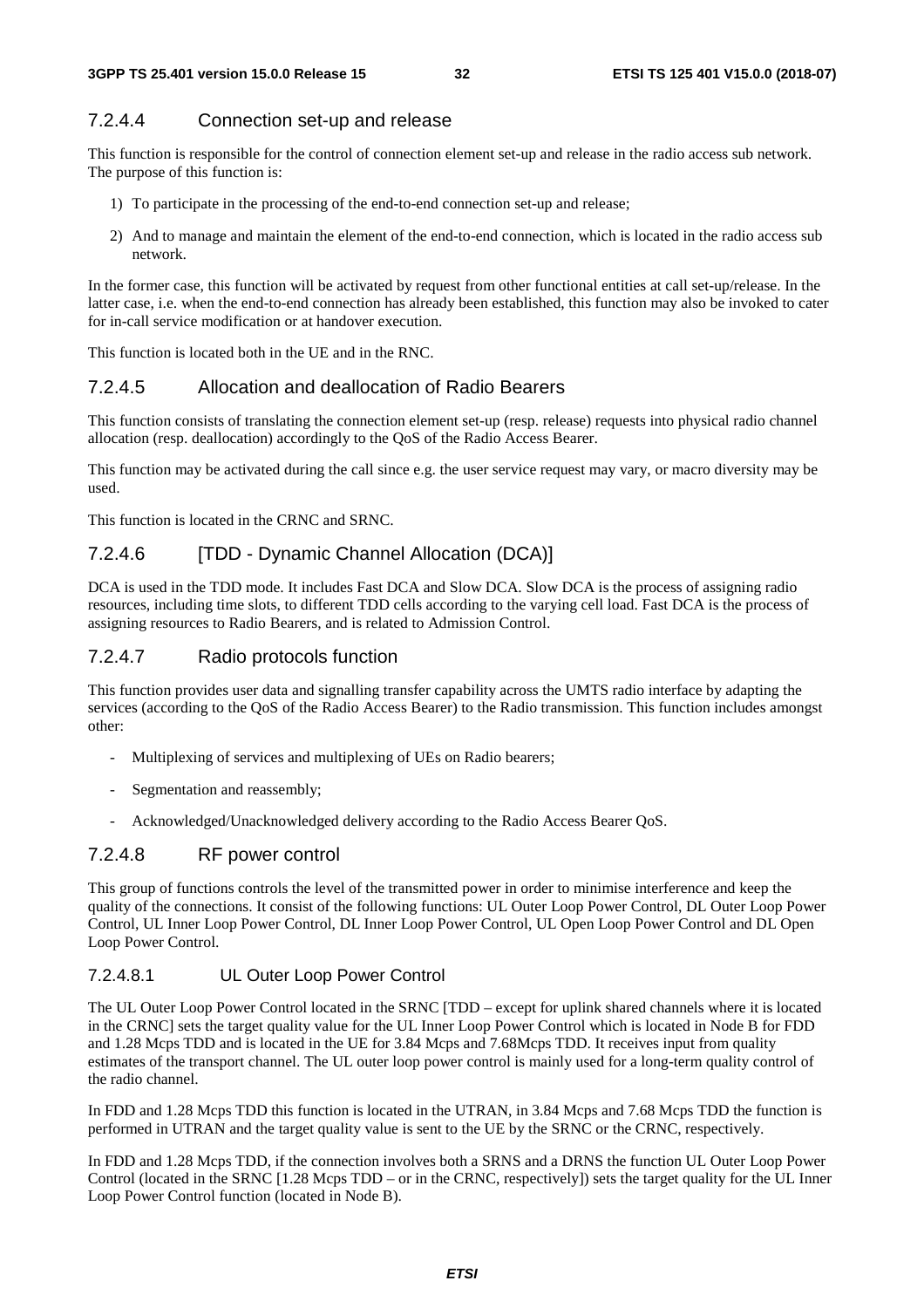#### 7.2.4.4 Connection set-up and release

This function is responsible for the control of connection element set-up and release in the radio access sub network. The purpose of this function is:

1) To participate in the processing of the end-to-end connection set-up and release;
2) And to manage and maintain the element of the end-to-end connection, which is located in the radio access sub network.

In the former case, this function will be activated by request from other functional entities at call set-up/release. In the latter case, i.e. when the end-to-end connection has already been established, this function may also be invoked to cater for in-call service modification or at handover execution.

This function is located both in the UE and in the RNC.

#### 7.2.4.5 Allocation and deallocation of Radio Bearers

This function consists of translating the connection element set-up (resp. release) requests into physical radio channel allocation (resp. deallocation) accordingly to the QoS of the Radio Access Bearer.

This function may be activated during the call since e.g. the user service request may vary, or macro diversity may be used.

This function is located in the CRNC and SRNC.

#### 7.2.4.6 [TDD - Dynamic Channel Allocation (DCA)]

DCA is used in the TDD mode. It includes Fast DCA and Slow DCA. Slow DCA is the process of assigning radio resources, including time slots, to different TDD cells according to the varying cell load. Fast DCA is the process of assigning resources to Radio Bearers, and is related to Admission Control.

#### 7.2.4.7 Radio protocols function

This function provides user data and signalling transfer capability across the UMTS radio interface by adapting the services (according to the QoS of the Radio Access Bearer) to the Radio transmission. This function includes amongst other:

- Multiplexing of services and multiplexing of UEs on Radio bearers;
- Segmentation and reassembly;
- Acknowledged/Unacknowledged delivery according to the Radio Access Bearer QoS.

#### 7.2.4.8 RF power control

This group of functions controls the level of the transmitted power in order to minimise interference and keep the quality of the connections. It consist of the following functions: UL Outer Loop Power Control, DL Outer Loop Power Control, UL Inner Loop Power Control, DL Inner Loop Power Control, UL Open Loop Power Control and DL Open Loop Power Control.

##### 7.2.4.8.1 UL Outer Loop Power Control

The UL Outer Loop Power Control located in the SRNC [TDD – except for uplink shared channels where it is located in the CRNC] sets the target quality value for the UL Inner Loop Power Control which is located in Node B for FDD and 1.28 Mcps TDD and is located in the UE for 3.84 Mcps and 7.68Mcps TDD. It receives input from quality estimates of the transport channel. The UL outer loop power control is mainly used for a long-term quality control of the radio channel.

In FDD and 1.28 Mcps TDD this function is located in the UTRAN, in 3.84 Mcps and 7.68 Mcps TDD the function is performed in UTRAN and the target quality value is sent to the UE by the SRNC or the CRNC, respectively.

In FDD and 1.28 Mcps TDD, if the connection involves both a SRNS and a DRNS the function UL Outer Loop Power Control (located in the SRNC [1.28 Mcps TDD – or in the CRNC, respectively]) sets the target quality for the UL Inner Loop Power Control function (located in Node B).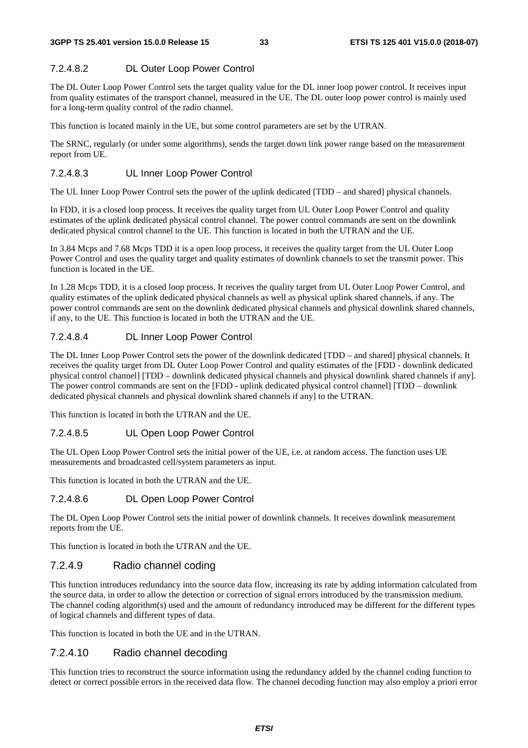#### 7.2.4.8.2 DL Outer Loop Power Control

The DL Outer Loop Power Control sets the target quality value for the DL inner loop power control. It receives input from quality estimates of the transport channel, measured in the UE. The DL outer loop power control is mainly used for a long-term quality control of the radio channel.

This function is located mainly in the UE, but some control parameters are set by the UTRAN.

The SRNC, regularly (or under some algorithms), sends the target down link power range based on the measurement report from UE.

#### 7.2.4.8.3 UL Inner Loop Power Control

The UL Inner Loop Power Control sets the power of the uplink dedicated [TDD – and shared] physical channels.

In FDD, it is a closed loop process. It receives the quality target from UL Outer Loop Power Control and quality estimates of the uplink dedicated physical control channel. The power control commands are sent on the downlink dedicated physical control channel to the UE. This function is located in both the UTRAN and the UE.

In 3.84 Mcps and 7.68 Mcps TDD it is a open loop process, it receives the quality target from the UL Outer Loop Power Control and uses the quality target and quality estimates of downlink channels to set the transmit power. This function is located in the UE.

In 1.28 Mcps TDD, it is a closed loop process. It receives the quality target from UL Outer Loop Power Control, and quality estimates of the uplink dedicated physical channels as well as physical uplink shared channels, if any. The power control commands are sent on the downlink dedicated physical channels and physical downlink shared channels, if any, to the UE. This function is located in both the UTRAN and the UE.

#### 7.2.4.8.4 DL Inner Loop Power Control

The DL Inner Loop Power Control sets the power of the downlink dedicated [TDD – and shared] physical channels. It receives the quality target from DL Outer Loop Power Control and quality estimates of the [FDD - downlink dedicated physical control channel] [TDD – downlink dedicated physical channels and physical downlink shared channels if any]. The power control commands are sent on the [FDD - uplink dedicated physical control channel] [TDD – downlink dedicated physical channels and physical downlink shared channels if any] to the UTRAN.

This function is located in both the UTRAN and the UE.

#### 7.2.4.8.5 UL Open Loop Power Control

The UL Open Loop Power Control sets the initial power of the UE, i.e. at random access. The function uses UE measurements and broadcasted cell/system parameters as input.

This function is located in both the UTRAN and the UE.

#### 7.2.4.8.6 DL Open Loop Power Control

The DL Open Loop Power Control sets the initial power of downlink channels. It receives downlink measurement reports from the UE.

This function is located in both the UTRAN and the UE.

### 7.2.4.9 Radio channel coding

This function introduces redundancy into the source data flow, increasing its rate by adding information calculated from the source data, in order to allow the detection or correction of signal errors introduced by the transmission medium. The channel coding algorithm(s) used and the amount of redundancy introduced may be different for the different types of logical channels and different types of data.

This function is located in both the UE and in the UTRAN.

### 7.2.4.10 Radio channel decoding

This function tries to reconstruct the source information using the redundancy added by the channel coding function to detect or correct possible errors in the received data flow. The channel decoding function may also employ a priori error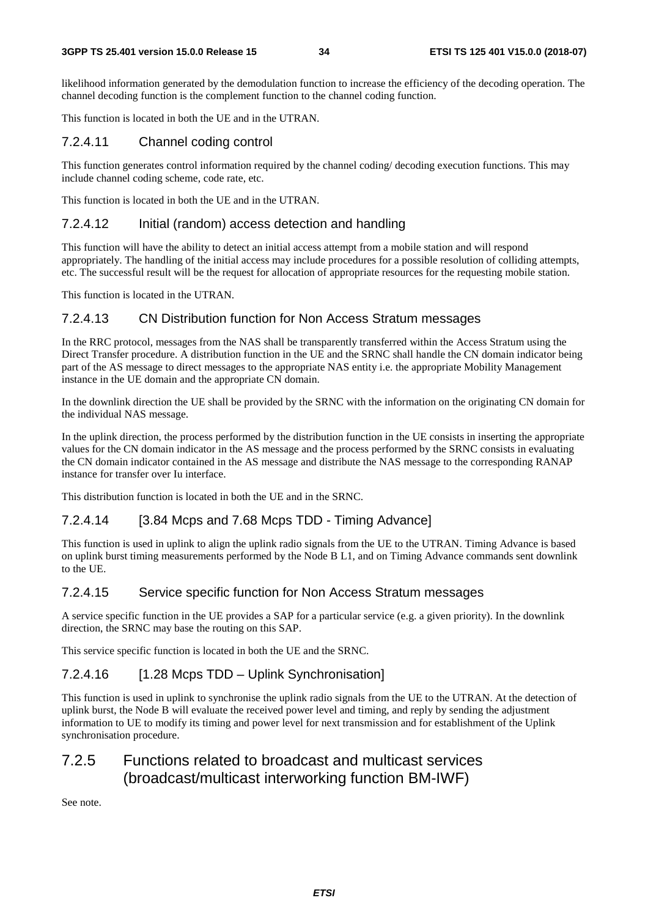likelihood information generated by the demodulation function to increase the efficiency of the decoding operation. The channel decoding function is the complement function to the channel coding function.

This function is located in both the UE and in the UTRAN.

#### 7.2.4.11 Channel coding control

This function generates control information required by the channel coding/ decoding execution functions. This may include channel coding scheme, code rate, etc.

This function is located in both the UE and in the UTRAN.

#### 7.2.4.12 Initial (random) access detection and handling

This function will have the ability to detect an initial access attempt from a mobile station and will respond appropriately. The handling of the initial access may include procedures for a possible resolution of colliding attempts, etc. The successful result will be the request for allocation of appropriate resources for the requesting mobile station.

This function is located in the UTRAN.

#### 7.2.4.13 CN Distribution function for Non Access Stratum messages

In the RRC protocol, messages from the NAS shall be transparently transferred within the Access Stratum using the Direct Transfer procedure. A distribution function in the UE and the SRNC shall handle the CN domain indicator being part of the AS message to direct messages to the appropriate NAS entity i.e. the appropriate Mobility Management instance in the UE domain and the appropriate CN domain.

In the downlink direction the UE shall be provided by the SRNC with the information on the originating CN domain for the individual NAS message.

In the uplink direction, the process performed by the distribution function in the UE consists in inserting the appropriate values for the CN domain indicator in the AS message and the process performed by the SRNC consists in evaluating the CN domain indicator contained in the AS message and distribute the NAS message to the corresponding RANAP instance for transfer over Iu interface.

This distribution function is located in both the UE and in the SRNC.

#### 7.2.4.14 [3.84 Mcps and 7.68 Mcps TDD - Timing Advance]

This function is used in uplink to align the uplink radio signals from the UE to the UTRAN. Timing Advance is based on uplink burst timing measurements performed by the Node B L1, and on Timing Advance commands sent downlink to the UE.

#### 7.2.4.15 Service specific function for Non Access Stratum messages

A service specific function in the UE provides a SAP for a particular service (e.g. a given priority). In the downlink direction, the SRNC may base the routing on this SAP.

This service specific function is located in both the UE and the SRNC.

#### 7.2.4.16 [1.28 Mcps TDD – Uplink Synchronisation]

This function is used in uplink to synchronise the uplink radio signals from the UE to the UTRAN. At the detection of uplink burst, the Node B will evaluate the received power level and timing, and reply by sending the adjustment information to UE to modify its timing and power level for next transmission and for establishment of the Uplink synchronisation procedure.

### 7.2.5 Functions related to broadcast and multicast services (broadcast/multicast interworking function BM-IWF)

See note.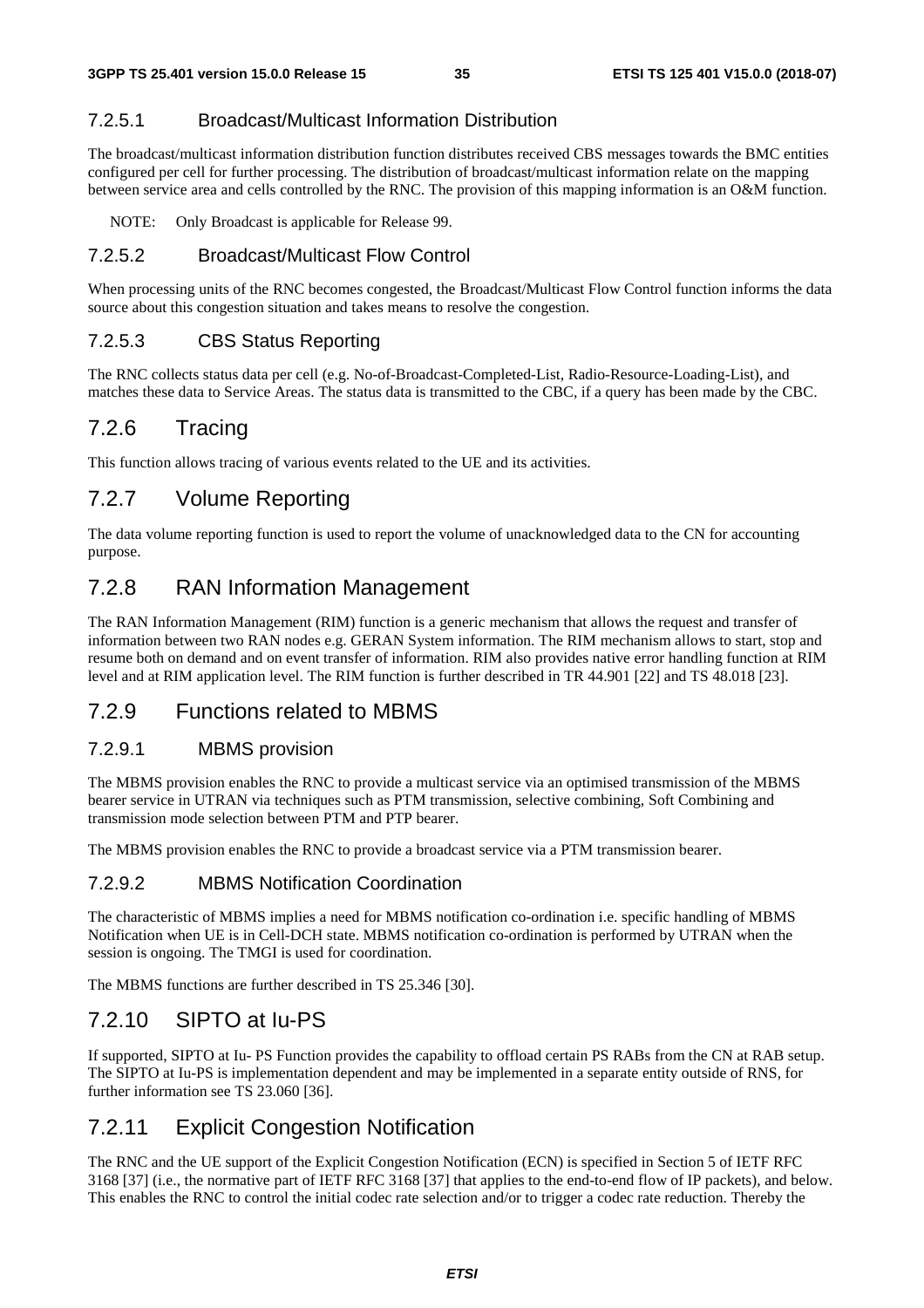#### 7.2.5.1 Broadcast/Multicast Information Distribution

The broadcast/multicast information distribution function distributes received CBS messages towards the BMC entities configured per cell for further processing. The distribution of broadcast/multicast information relate on the mapping between service area and cells controlled by the RNC. The provision of this mapping information is an O&M function.

NOTE: Only Broadcast is applicable for Release 99.

#### 7.2.5.2 Broadcast/Multicast Flow Control

When processing units of the RNC becomes congested, the Broadcast/Multicast Flow Control function informs the data source about this congestion situation and takes means to resolve the congestion.

#### 7.2.5.3 CBS Status Reporting

The RNC collects status data per cell (e.g. No-of-Broadcast-Completed-List, Radio-Resource-Loading-List), and matches these data to Service Areas. The status data is transmitted to the CBC, if a query has been made by the CBC.

### 7.2.6 Tracing

This function allows tracing of various events related to the UE and its activities.

### 7.2.7 Volume Reporting

The data volume reporting function is used to report the volume of unacknowledged data to the CN for accounting purpose.

### 7.2.8 RAN Information Management

The RAN Information Management (RIM) function is a generic mechanism that allows the request and transfer of information between two RAN nodes e.g. GERAN System information. The RIM mechanism allows to start, stop and resume both on demand and on event transfer of information. RIM also provides native error handling function at RIM level and at RIM application level. The RIM function is further described in TR 44.901 [22] and TS 48.018 [23].

### 7.2.9 Functions related to MBMS

#### 7.2.9.1 MBMS provision

The MBMS provision enables the RNC to provide a multicast service via an optimised transmission of the MBMS bearer service in UTRAN via techniques such as PTM transmission, selective combining, Soft Combining and transmission mode selection between PTM and PTP bearer.

The MBMS provision enables the RNC to provide a broadcast service via a PTM transmission bearer.

#### 7.2.9.2 MBMS Notification Coordination

The characteristic of MBMS implies a need for MBMS notification co-ordination i.e. specific handling of MBMS Notification when UE is in Cell-DCH state. MBMS notification co-ordination is performed by UTRAN when the session is ongoing. The TMGI is used for coordination.

The MBMS functions are further described in TS 25.346 [30].

### 7.2.10 SIPTO at Iu-PS

If supported, SIPTO at Iu- PS Function provides the capability to offload certain PS RABs from the CN at RAB setup. The SIPTO at Iu-PS is implementation dependent and may be implemented in a separate entity outside of RNS, for further information see TS 23.060 [36].

### 7.2.11 Explicit Congestion Notification

The RNC and the UE support of the Explicit Congestion Notification (ECN) is specified in Section 5 of IETF RFC 3168 [37] (i.e., the normative part of IETF RFC 3168 [37] that applies to the end-to-end flow of IP packets), and below. This enables the RNC to control the initial codec rate selection and/or to trigger a codec rate reduction. Thereby the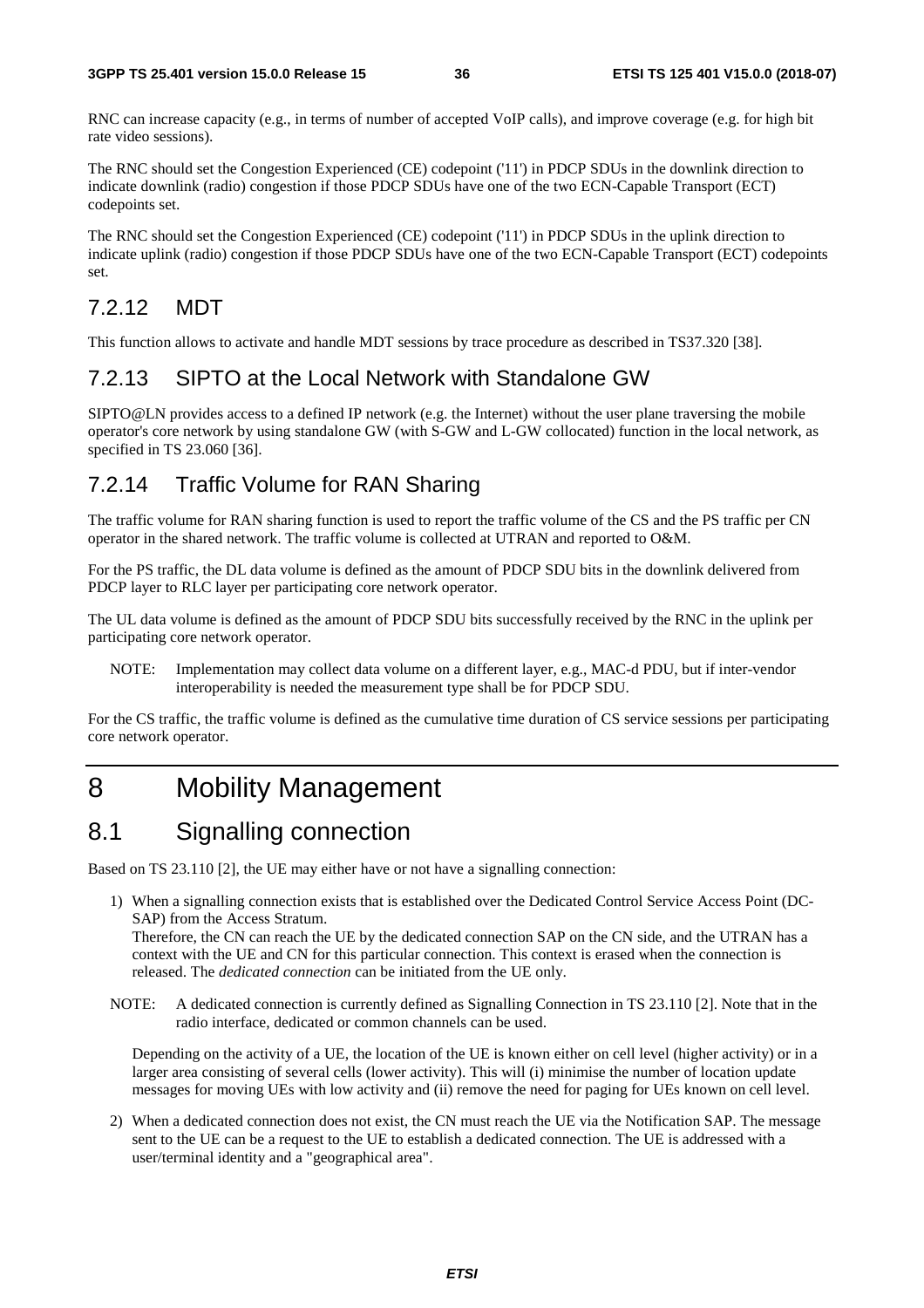RNC can increase capacity (e.g., in terms of number of accepted VoIP calls), and improve coverage (e.g. for high bit rate video sessions).

The RNC should set the Congestion Experienced (CE) codepoint ('11') in PDCP SDUs in the downlink direction to indicate downlink (radio) congestion if those PDCP SDUs have one of the two ECN-Capable Transport (ECT) codepoints set.

The RNC should set the Congestion Experienced (CE) codepoint ('11') in PDCP SDUs in the uplink direction to indicate uplink (radio) congestion if those PDCP SDUs have one of the two ECN-Capable Transport (ECT) codepoints set.

### 7.2.12 MDT

This function allows to activate and handle MDT sessions by trace procedure as described in TS37.320 [38].

### 7.2.13 SIPTO at the Local Network with Standalone GW

SIPTO@LN provides access to a defined IP network (e.g. the Internet) without the user plane traversing the mobile operator's core network by using standalone GW (with S-GW and L-GW collocated) function in the local network, as specified in TS 23.060 [36].

### 7.2.14 Traffic Volume for RAN Sharing

The traffic volume for RAN sharing function is used to report the traffic volume of the CS and the PS traffic per CN operator in the shared network. The traffic volume is collected at UTRAN and reported to O&M.

For the PS traffic, the DL data volume is defined as the amount of PDCP SDU bits in the downlink delivered from PDCP layer to RLC layer per participating core network operator.

The UL data volume is defined as the amount of PDCP SDU bits successfully received by the RNC in the uplink per participating core network operator.

NOTE: Implementation may collect data volume on a different layer, e.g., MAC-d PDU, but if inter-vendor interoperability is needed the measurement type shall be for PDCP SDU.

For the CS traffic, the traffic volume is defined as the cumulative time duration of CS service sessions per participating core network operator.

# 8 Mobility Management

## 8.1 Signalling connection

Based on TS 23.110 [2], the UE may either have or not have a signalling connection:

1) When a signalling connection exists that is established over the Dedicated Control Service Access Point (DC-SAP) from the Access Stratum.
   Therefore, the CN can reach the UE by the dedicated connection SAP on the CN side, and the UTRAN has a context with the UE and CN for this particular connection. This context is erased when the connection is released. The *dedicated connection* can be initiated from the UE only.

NOTE: A dedicated connection is currently defined as Signalling Connection in TS 23.110 [2]. Note that in the radio interface, dedicated or common channels can be used.

   Depending on the activity of a UE, the location of the UE is known either on cell level (higher activity) or in a larger area consisting of several cells (lower activity). This will (i) minimise the number of location update messages for moving UEs with low activity and (ii) remove the need for paging for UEs known on cell level.

2) When a dedicated connection does not exist, the CN must reach the UE via the Notification SAP. The message sent to the UE can be a request to the UE to establish a dedicated connection. The UE is addressed with a user/terminal identity and a "geographical area".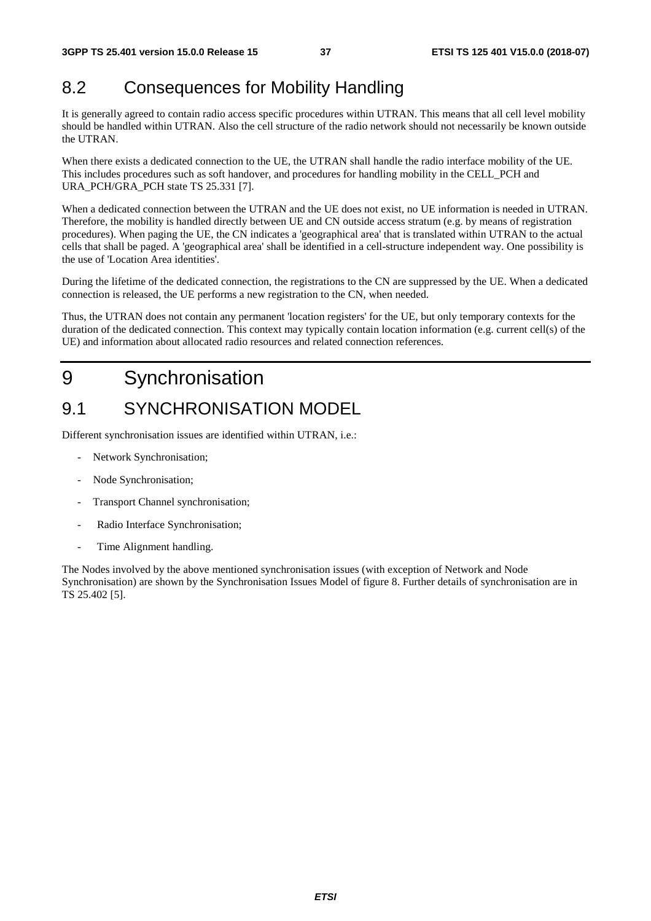## 8.2 Consequences for Mobility Handling

It is generally agreed to contain radio access specific procedures within UTRAN. This means that all cell level mobility should be handled within UTRAN. Also the cell structure of the radio network should not necessarily be known outside the UTRAN.

When there exists a dedicated connection to the UE, the UTRAN shall handle the radio interface mobility of the UE. This includes procedures such as soft handover, and procedures for handling mobility in the CELL_PCH and URA_PCH/GRA_PCH state TS 25.331 [7].

When a dedicated connection between the UTRAN and the UE does not exist, no UE information is needed in UTRAN. Therefore, the mobility is handled directly between UE and CN outside access stratum (e.g. by means of registration procedures). When paging the UE, the CN indicates a 'geographical area' that is translated within UTRAN to the actual cells that shall be paged. A 'geographical area' shall be identified in a cell-structure independent way. One possibility is the use of 'Location Area identities'.

During the lifetime of the dedicated connection, the registrations to the CN are suppressed by the UE. When a dedicated connection is released, the UE performs a new registration to the CN, when needed.

Thus, the UTRAN does not contain any permanent 'location registers' for the UE, but only temporary contexts for the duration of the dedicated connection. This context may typically contain location information (e.g. current cell(s) of the UE) and information about allocated radio resources and related connection references.

# 9 Synchronisation

## 9.1 SYNCHRONISATION MODEL

Different synchronisation issues are identified within UTRAN, i.e.:

- Network Synchronisation;
- Node Synchronisation;
- Transport Channel synchronisation;
- Radio Interface Synchronisation;
- Time Alignment handling.

The Nodes involved by the above mentioned synchronisation issues (with exception of Network and Node Synchronisation) are shown by the Synchronisation Issues Model of figure 8. Further details of synchronisation are in TS 25.402 [5].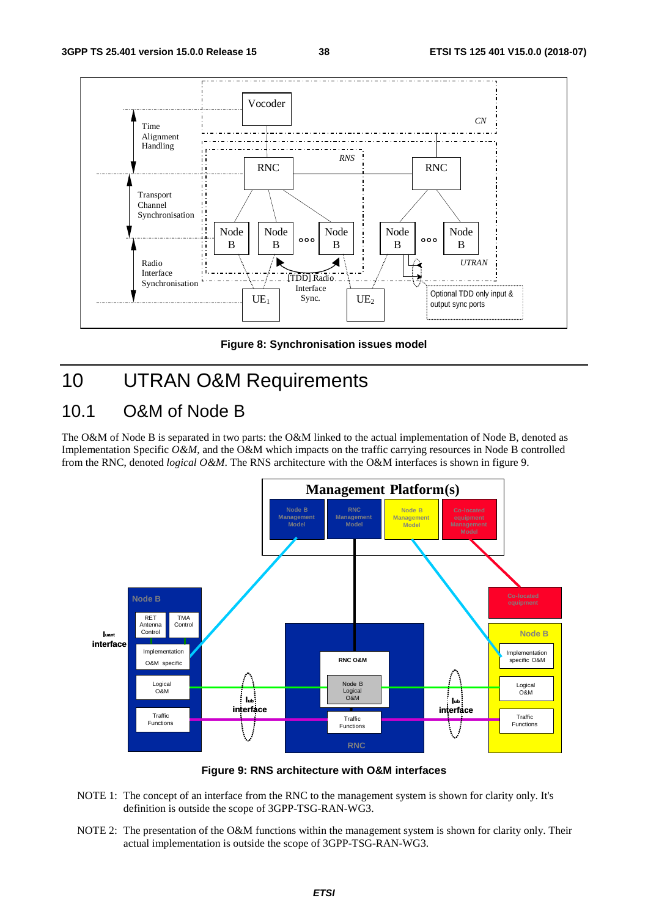Figure 8: Synchronisation issues model

# 10 UTRAN O&M Requirements

## 10.1 O&M of Node B

The O&M of Node B is separated in two parts: the O&M linked to the actual implementation of Node B, denoted as Implementation Specific *O&M*, and the O&M which impacts on the traffic carrying resources in Node B controlled from the RNC, denoted *logical O&M*. The RNS architecture with the O&M interfaces is shown in figure 9.

Figure 9: RNS architecture with O&M interfaces

NOTE 1: The concept of an interface from the RNC to the management system is shown for clarity only. It's definition is outside the scope of 3GPP-TSG-RAN-WG3.

NOTE 2: The presentation of the O&M functions within the management system is shown for clarity only. Their actual implementation is outside the scope of 3GPP-TSG-RAN-WG3.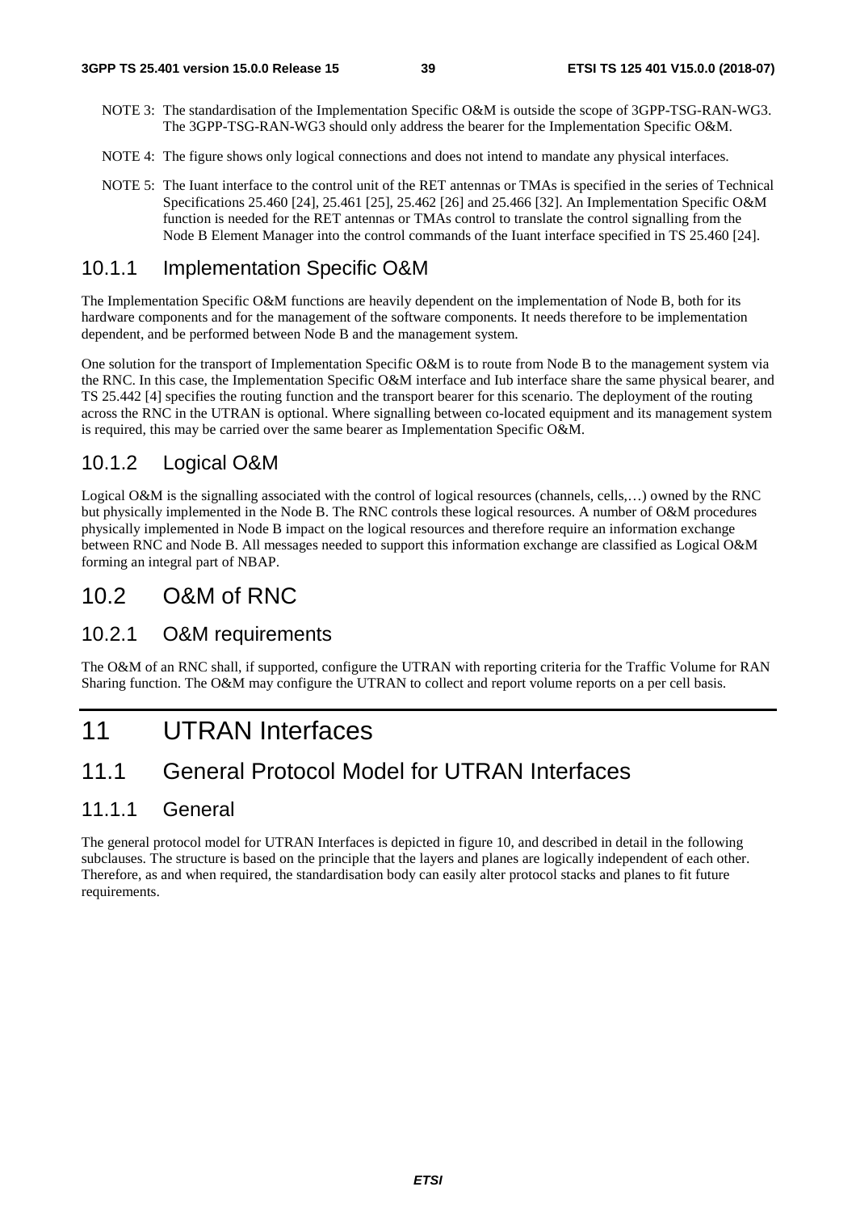NOTE 3: The standardisation of the Implementation Specific O&M is outside the scope of 3GPP-TSG-RAN-WG3. The 3GPP-TSG-RAN-WG3 should only address the bearer for the Implementation Specific O&M.

NOTE 4: The figure shows only logical connections and does not intend to mandate any physical interfaces.

NOTE 5: The Iuant interface to the control unit of the RET antennas or TMAs is specified in the series of Technical Specifications 25.460 [24], 25.461 [25], 25.462 [26] and 25.466 [32]. An Implementation Specific O&M function is needed for the RET antennas or TMAs control to translate the control signalling from the Node B Element Manager into the control commands of the Iuant interface specified in TS 25.460 [24].

### 10.1.1 Implementation Specific O&M

The Implementation Specific O&M functions are heavily dependent on the implementation of Node B, both for its hardware components and for the management of the software components. It needs therefore to be implementation dependent, and be performed between Node B and the management system.

One solution for the transport of Implementation Specific O&M is to route from Node B to the management system via the RNC. In this case, the Implementation Specific O&M interface and Iub interface share the same physical bearer, and TS 25.442 [4] specifies the routing function and the transport bearer for this scenario. The deployment of the routing across the RNC in the UTRAN is optional. Where signalling between co-located equipment and its management system is required, this may be carried over the same bearer as Implementation Specific O&M.

### 10.1.2 Logical O&M

Logical O&M is the signalling associated with the control of logical resources (channels, cells,…) owned by the RNC but physically implemented in the Node B. The RNC controls these logical resources. A number of O&M procedures physically implemented in Node B impact on the logical resources and therefore require an information exchange between RNC and Node B. All messages needed to support this information exchange are classified as Logical O&M forming an integral part of NBAP.

## 10.2 O&M of RNC

### 10.2.1 O&M requirements

The O&M of an RNC shall, if supported, configure the UTRAN with reporting criteria for the Traffic Volume for RAN Sharing function. The O&M may configure the UTRAN to collect and report volume reports on a per cell basis.

# 11 UTRAN Interfaces

## 11.1 General Protocol Model for UTRAN Interfaces

### 11.1.1 General

The general protocol model for UTRAN Interfaces is depicted in figure 10, and described in detail in the following subclauses. The structure is based on the principle that the layers and planes are logically independent of each other. Therefore, as and when required, the standardisation body can easily alter protocol stacks and planes to fit future requirements.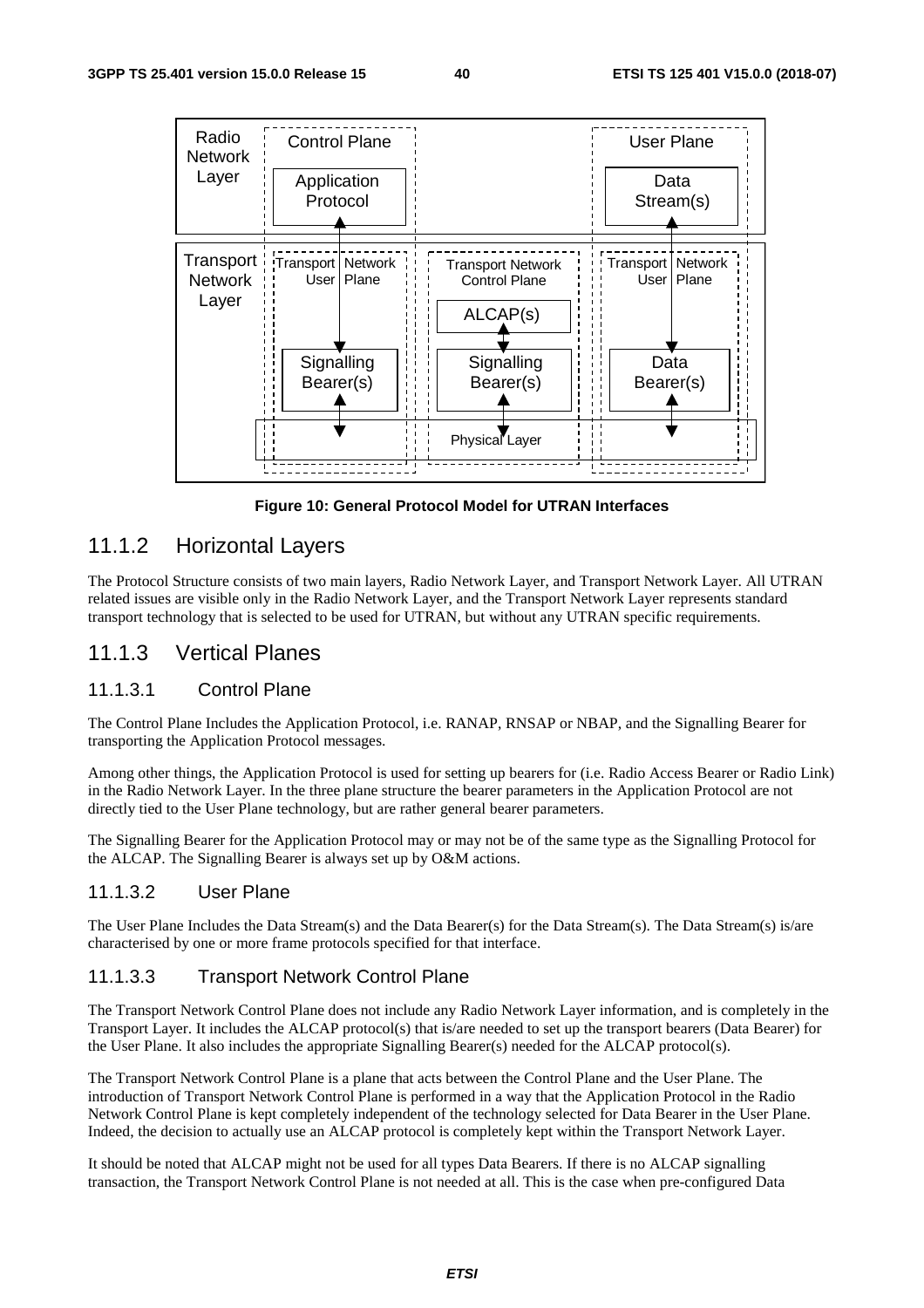Radio Network Layer

Control Plane

Application Protocol

User Plane

Data Stream(s)

Transport Network Layer

Transport Network User Plane

Transport Network Control Plane

ALCAP(s)

Transport Network User Plane

Signalling Bearer(s)

Signalling Bearer(s)

Data Bearer(s)

Physical Layer

**Figure 10: General Protocol Model for UTRAN Interfaces**

## 11.1.2 Horizontal Layers

The Protocol Structure consists of two main layers, Radio Network Layer, and Transport Network Layer. All UTRAN related issues are visible only in the Radio Network Layer, and the Transport Network Layer represents standard transport technology that is selected to be used for UTRAN, but without any UTRAN specific requirements.

## 11.1.3 Vertical Planes

### 11.1.3.1 Control Plane

The Control Plane Includes the Application Protocol, i.e. RANAP, RNSAP or NBAP, and the Signalling Bearer for transporting the Application Protocol messages.

Among other things, the Application Protocol is used for setting up bearers for (i.e. Radio Access Bearer or Radio Link) in the Radio Network Layer. In the three plane structure the bearer parameters in the Application Protocol are not directly tied to the User Plane technology, but are rather general bearer parameters.

The Signalling Bearer for the Application Protocol may or may not be of the same type as the Signalling Protocol for the ALCAP. The Signalling Bearer is always set up by O&M actions.

### 11.1.3.2 User Plane

The User Plane Includes the Data Stream(s) and the Data Bearer(s) for the Data Stream(s). The Data Stream(s) is/are characterised by one or more frame protocols specified for that interface.

### 11.1.3.3 Transport Network Control Plane

The Transport Network Control Plane does not include any Radio Network Layer information, and is completely in the Transport Layer. It includes the ALCAP protocol(s) that is/are needed to set up the transport bearers (Data Bearer) for the User Plane. It also includes the appropriate Signalling Bearer(s) needed for the ALCAP protocol(s).

The Transport Network Control Plane is a plane that acts between the Control Plane and the User Plane. The introduction of Transport Network Control Plane is performed in a way that the Application Protocol in the Radio Network Control Plane is kept completely independent of the technology selected for Data Bearer in the User Plane. Indeed, the decision to actually use an ALCAP protocol is completely kept within the Transport Network Layer.

It should be noted that ALCAP might not be used for all types Data Bearers. If there is no ALCAP signalling transaction, the Transport Network Control Plane is not needed at all. This is the case when pre-configured Data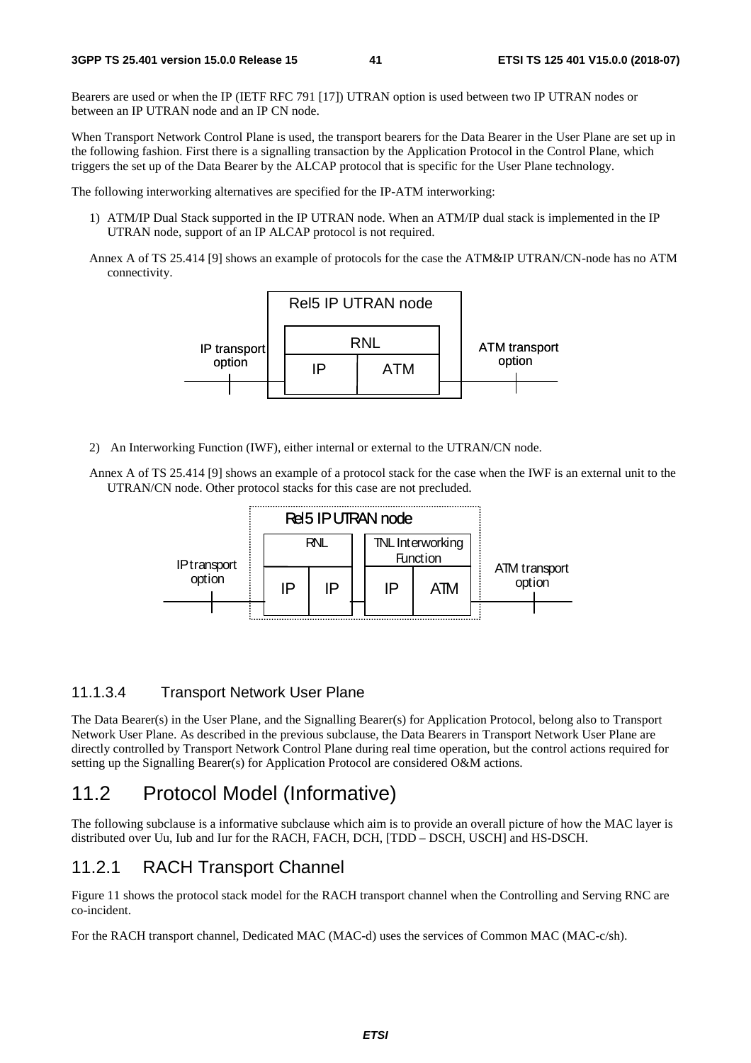Bearers are used or when the IP (IETF RFC 791 [17]) UTRAN option is used between two IP UTRAN nodes or between an IP UTRAN node and an IP CN node.

When Transport Network Control Plane is used, the transport bearers for the Data Bearer in the User Plane are set up in the following fashion. First there is a signalling transaction by the Application Protocol in the Control Plane, which triggers the set up of the Data Bearer by the ALCAP protocol that is specific for the User Plane technology.

The following interworking alternatives are specified for the IP-ATM interworking:

1) ATM/IP Dual Stack supported in the IP UTRAN node. When an ATM/IP dual stack is implemented in the IP UTRAN node, support of an IP ALCAP protocol is not required.

Annex A of TS 25.414 [9] shows an example of protocols for the case the ATM&IP UTRAN/CN-node has no ATM connectivity.

Rel5 IP UTRAN node

IP transport option | RNL | IP | ATM | ATM transport option

2) An Interworking Function (IWF), either internal or external to the UTRAN/CN node.

Annex A of TS 25.414 [9] shows an example of a protocol stack for the case when the IWF is an external unit to the UTRAN/CN node. Other protocol stacks for this case are not precluded.

Rel5 IP UTRAN node

IP transport option | RNL | IP | IP | TNL Interworking Function | IP | ATM | ATM transport option

### 11.1.3.4 Transport Network User Plane

The Data Bearer(s) in the User Plane, and the Signalling Bearer(s) for Application Protocol, belong also to Transport Network User Plane. As described in the previous subclause, the Data Bearers in Transport Network User Plane are directly controlled by Transport Network Control Plane during real time operation, but the control actions required for setting up the Signalling Bearer(s) for Application Protocol are considered O&M actions.

## 11.2 Protocol Model (Informative)

The following subclause is a informative subclause which aim is to provide an overall picture of how the MAC layer is distributed over Uu, Iub and Iur for the RACH, FACH, DCH, [TDD – DSCH, USCH] and HS-DSCH.

### 11.2.1 RACH Transport Channel

Figure 11 shows the protocol stack model for the RACH transport channel when the Controlling and Serving RNC are co-incident.

For the RACH transport channel, Dedicated MAC (MAC-d) uses the services of Common MAC (MAC-c/sh).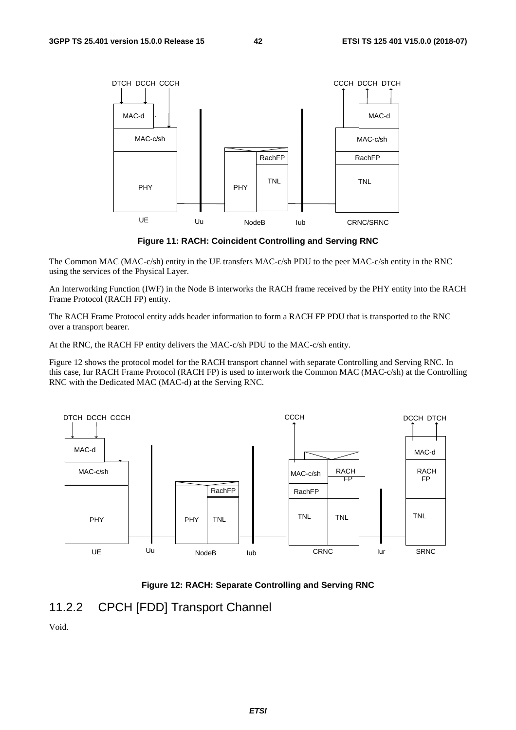**Figure 11: RACH: Coincident Controlling and Serving RNC**

The Common MAC (MAC-c/sh) entity in the UE transfers MAC-c/sh PDU to the peer MAC-c/sh entity in the RNC using the services of the Physical Layer.

An Interworking Function (IWF) in the Node B interworks the RACH frame received by the PHY entity into the RACH Frame Protocol (RACH FP) entity.

The RACH Frame Protocol entity adds header information to form a RACH FP PDU that is transported to the RNC over a transport bearer.

At the RNC, the RACH FP entity delivers the MAC-c/sh PDU to the MAC-c/sh entity.

Figure 12 shows the protocol model for the RACH transport channel with separate Controlling and Serving RNC. In this case, Iur RACH Frame Protocol (RACH FP) is used to interwork the Common MAC (MAC-c/sh) at the Controlling RNC with the Dedicated MAC (MAC-d) at the Serving RNC.

**Figure 12: RACH: Separate Controlling and Serving RNC**

## 11.2.2 CPCH [FDD] Transport Channel

Void.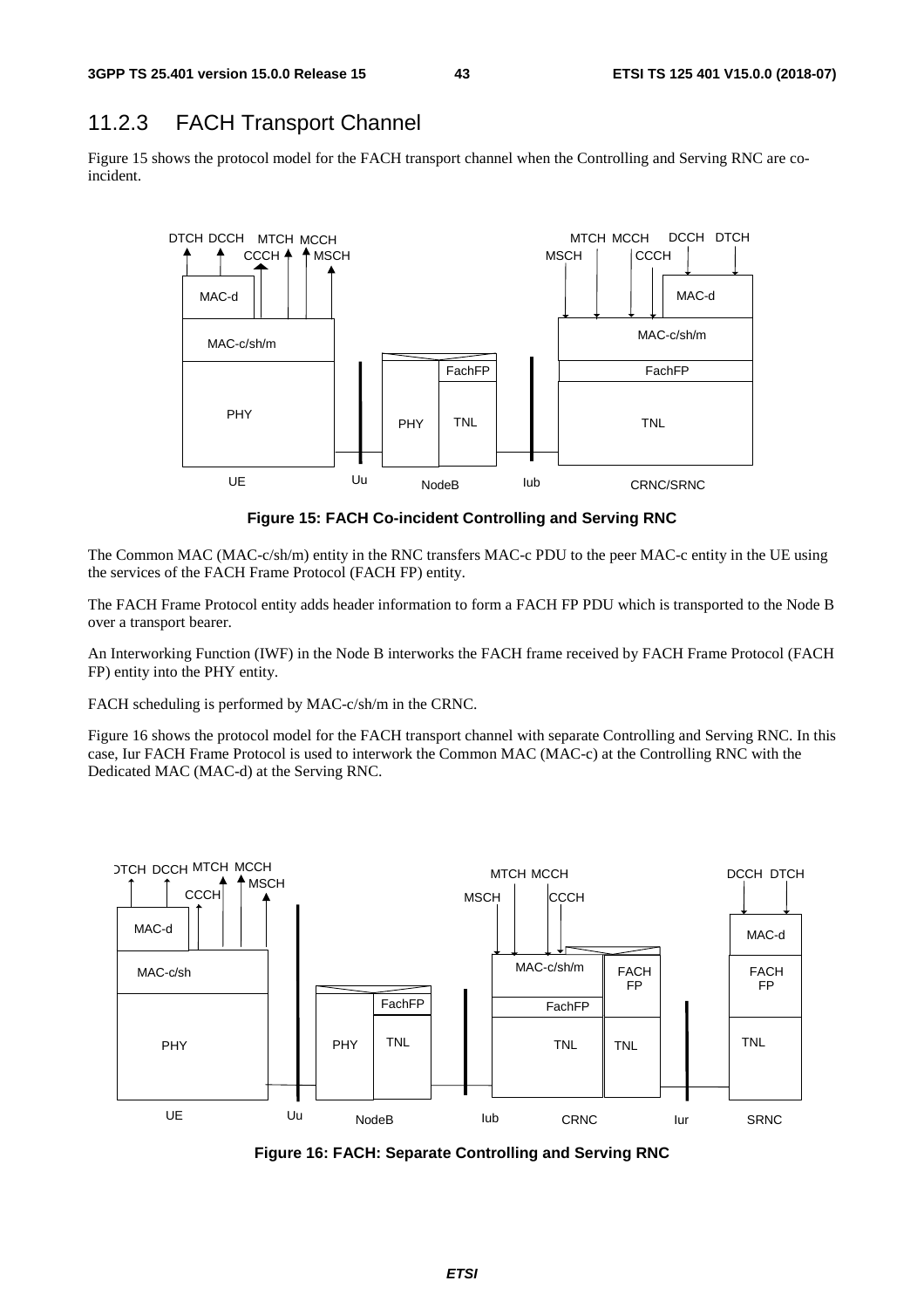### 11.2.3 FACH Transport Channel

Figure 15 shows the protocol model for the FACH transport channel when the Controlling and Serving RNC are co-incident.

**Figure 15: FACH Co-incident Controlling and Serving RNC**

The Common MAC (MAC-c/sh/m) entity in the RNC transfers MAC-c PDU to the peer MAC-c entity in the UE using the services of the FACH Frame Protocol (FACH FP) entity.

The FACH Frame Protocol entity adds header information to form a FACH FP PDU which is transported to the Node B over a transport bearer.

An Interworking Function (IWF) in the Node B interworks the FACH frame received by FACH Frame Protocol (FACH FP) entity into the PHY entity.

FACH scheduling is performed by MAC-c/sh/m in the CRNC.

Figure 16 shows the protocol model for the FACH transport channel with separate Controlling and Serving RNC. In this case, Iur FACH Frame Protocol is used to interwork the Common MAC (MAC-c) at the Controlling RNC with the Dedicated MAC (MAC-d) at the Serving RNC.

**Figure 16: FACH: Separate Controlling and Serving RNC**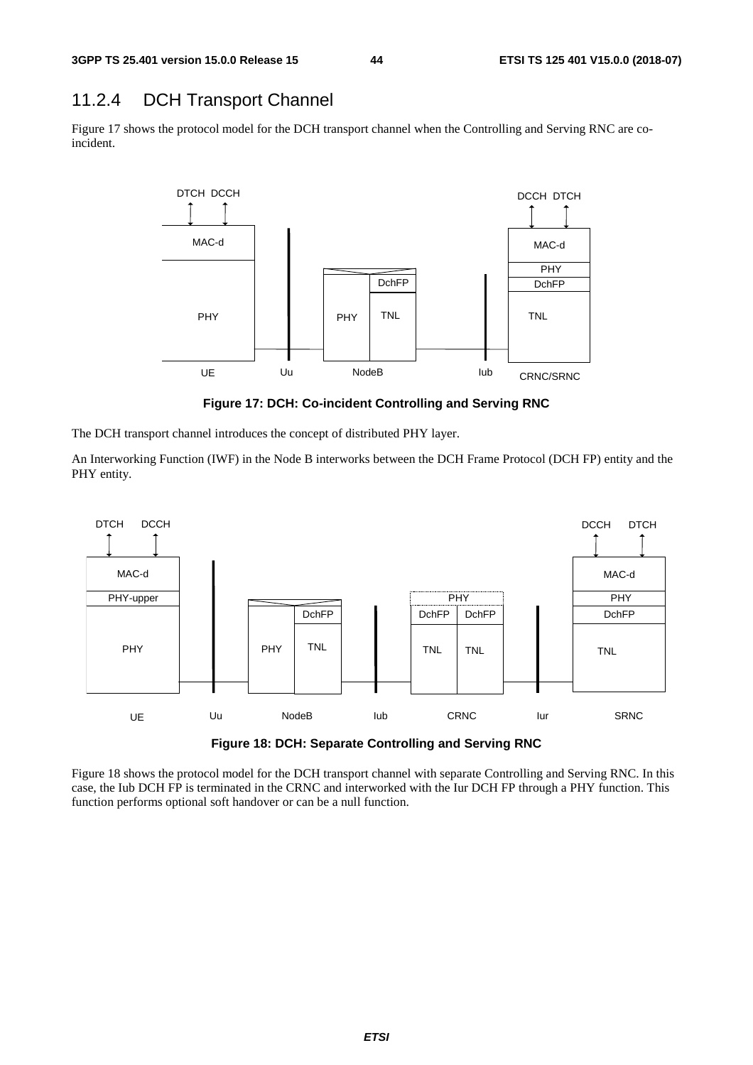## 11.2.4 DCH Transport Channel

Figure 17 shows the protocol model for the DCH transport channel when the Controlling and Serving RNC are co-incident.

**Figure 17: DCH: Co-incident Controlling and Serving RNC**

The DCH transport channel introduces the concept of distributed PHY layer.

An Interworking Function (IWF) in the Node B interworks between the DCH Frame Protocol (DCH FP) entity and the PHY entity.

**Figure 18: DCH: Separate Controlling and Serving RNC**

Figure 18 shows the protocol model for the DCH transport channel with separate Controlling and Serving RNC. In this case, the Iub DCH FP is terminated in the CRNC and interworked with the Iur DCH FP through a PHY function. This function performs optional soft handover or can be a null function.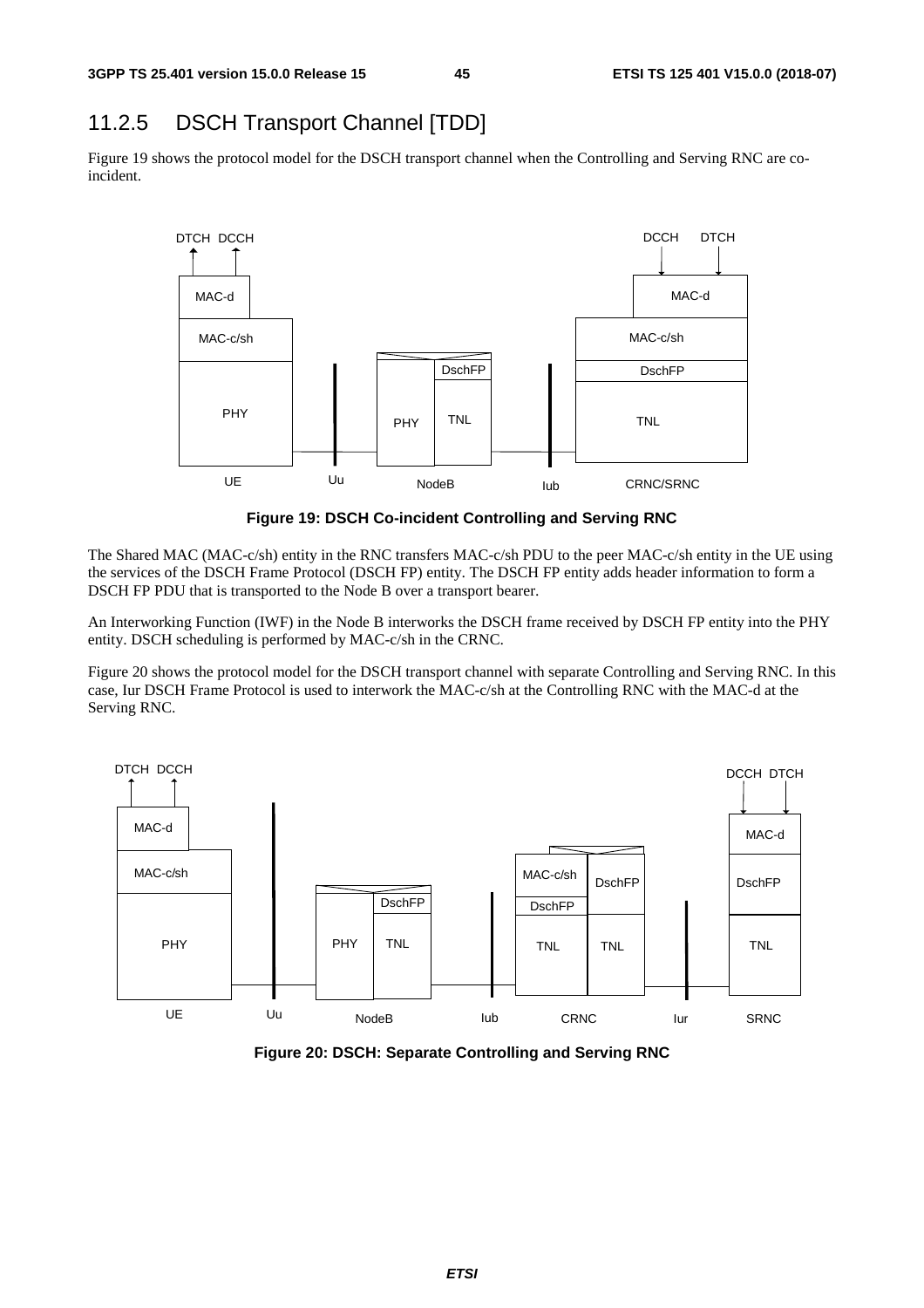## 11.2.5 DSCH Transport Channel [TDD]

Figure 19 shows the protocol model for the DSCH transport channel when the Controlling and Serving RNC are co-incident.

**Figure 19: DSCH Co-incident Controlling and Serving RNC**

The Shared MAC (MAC-c/sh) entity in the RNC transfers MAC-c/sh PDU to the peer MAC-c/sh entity in the UE using the services of the DSCH Frame Protocol (DSCH FP) entity. The DSCH FP entity adds header information to form a DSCH FP PDU that is transported to the Node B over a transport bearer.

An Interworking Function (IWF) in the Node B interworks the DSCH frame received by DSCH FP entity into the PHY entity. DSCH scheduling is performed by MAC-c/sh in the CRNC.

Figure 20 shows the protocol model for the DSCH transport channel with separate Controlling and Serving RNC. In this case, Iur DSCH Frame Protocol is used to interwork the MAC-c/sh at the Controlling RNC with the MAC-d at the Serving RNC.

**Figure 20: DSCH: Separate Controlling and Serving RNC**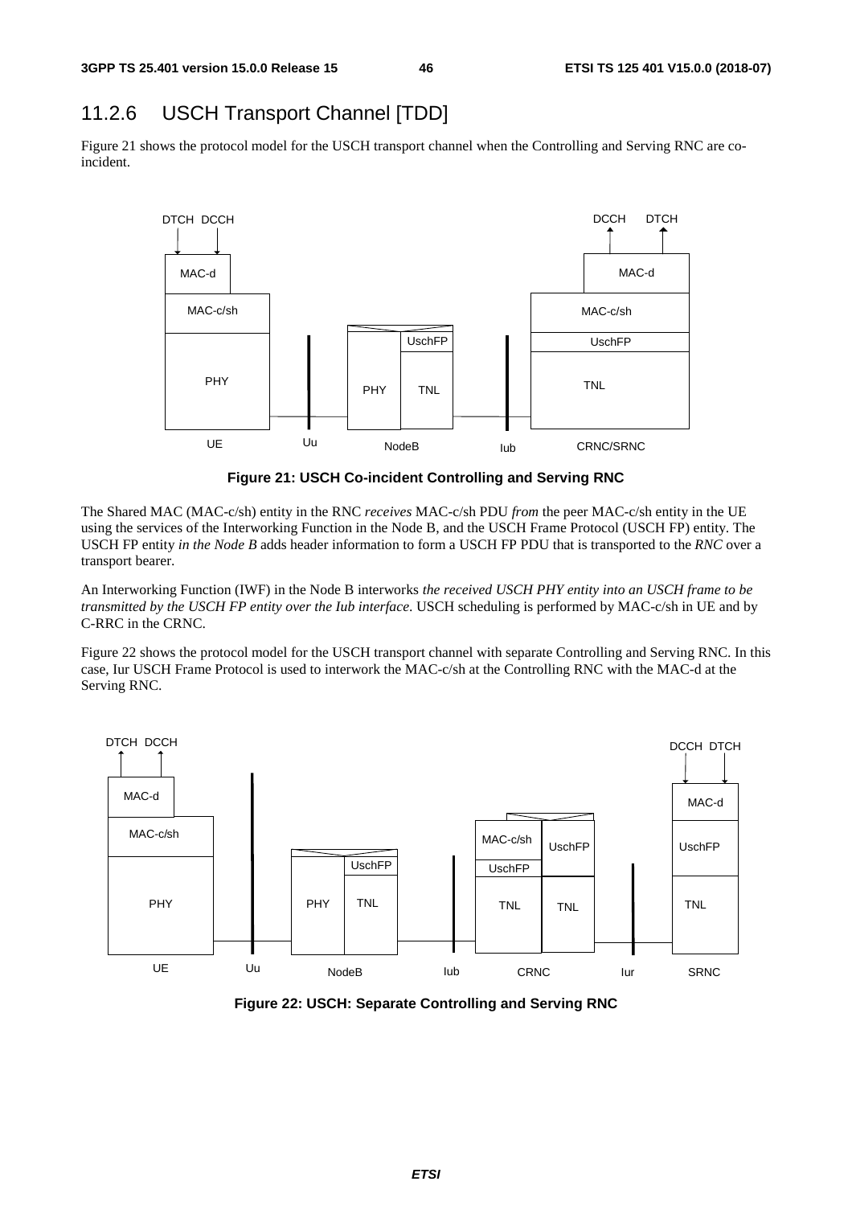## 11.2.6 USCH Transport Channel [TDD]

Figure 21 shows the protocol model for the USCH transport channel when the Controlling and Serving RNC are co-incident.

**Figure 21: USCH Co-incident Controlling and Serving RNC**

The Shared MAC (MAC-c/sh) entity in the RNC *receives* MAC-c/sh PDU *from* the peer MAC-c/sh entity in the UE using the services of the Interworking Function in the Node B, and the USCH Frame Protocol (USCH FP) entity. The USCH FP entity *in the Node B* adds header information to form a USCH FP PDU that is transported to the *RNC* over a transport bearer.

An Interworking Function (IWF) in the Node B interworks *the received USCH PHY entity into an USCH frame to be transmitted by the USCH FP entity over the Iub interface*. USCH scheduling is performed by MAC-c/sh in UE and by C-RRC in the CRNC.

Figure 22 shows the protocol model for the USCH transport channel with separate Controlling and Serving RNC. In this case, Iur USCH Frame Protocol is used to interwork the MAC-c/sh at the Controlling RNC with the MAC-d at the Serving RNC.

**Figure 22: USCH: Separate Controlling and Serving RNC**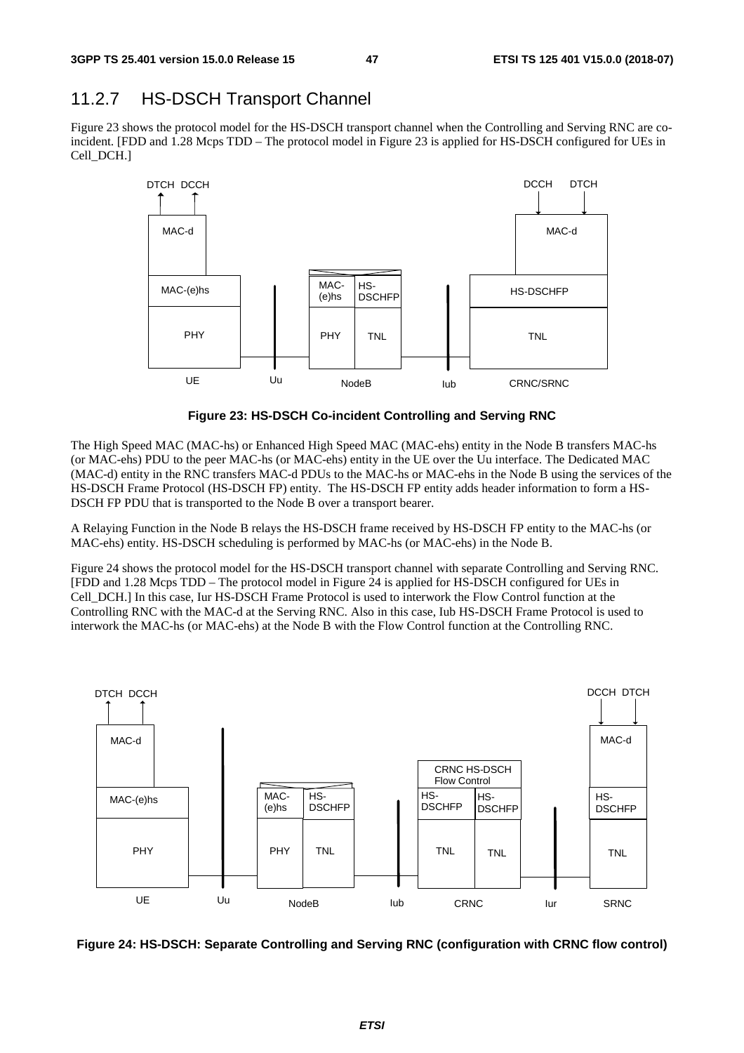## 11.2.7 HS-DSCH Transport Channel

Figure 23 shows the protocol model for the HS-DSCH transport channel when the Controlling and Serving RNC are co-incident. [FDD and 1.28 Mcps TDD – The protocol model in Figure 23 is applied for HS-DSCH configured for UEs in Cell_DCH.]

**Figure 23: HS-DSCH Co-incident Controlling and Serving RNC**

The High Speed MAC (MAC-hs) or Enhanced High Speed MAC (MAC-ehs) entity in the Node B transfers MAC-hs (or MAC-ehs) PDU to the peer MAC-hs (or MAC-ehs) entity in the UE over the Uu interface. The Dedicated MAC (MAC-d) entity in the RNC transfers MAC-d PDUs to the MAC-hs or MAC-ehs in the Node B using the services of the HS-DSCH Frame Protocol (HS-DSCH FP) entity. The HS-DSCH FP entity adds header information to form a HS-DSCH FP PDU that is transported to the Node B over a transport bearer.

A Relaying Function in the Node B relays the HS-DSCH frame received by HS-DSCH FP entity to the MAC-hs (or MAC-ehs) entity. HS-DSCH scheduling is performed by MAC-hs (or MAC-ehs) in the Node B.

Figure 24 shows the protocol model for the HS-DSCH transport channel with separate Controlling and Serving RNC. [FDD and 1.28 Mcps TDD – The protocol model in Figure 24 is applied for HS-DSCH configured for UEs in Cell_DCH.] In this case, Iur HS-DSCH Frame Protocol is used to interwork the Flow Control function at the Controlling RNC with the MAC-d at the Serving RNC. Also in this case, Iub HS-DSCH Frame Protocol is used to interwork the MAC-hs (or MAC-ehs) at the Node B with the Flow Control function at the Controlling RNC.

**Figure 24: HS-DSCH: Separate Controlling and Serving RNC (configuration with CRNC flow control)**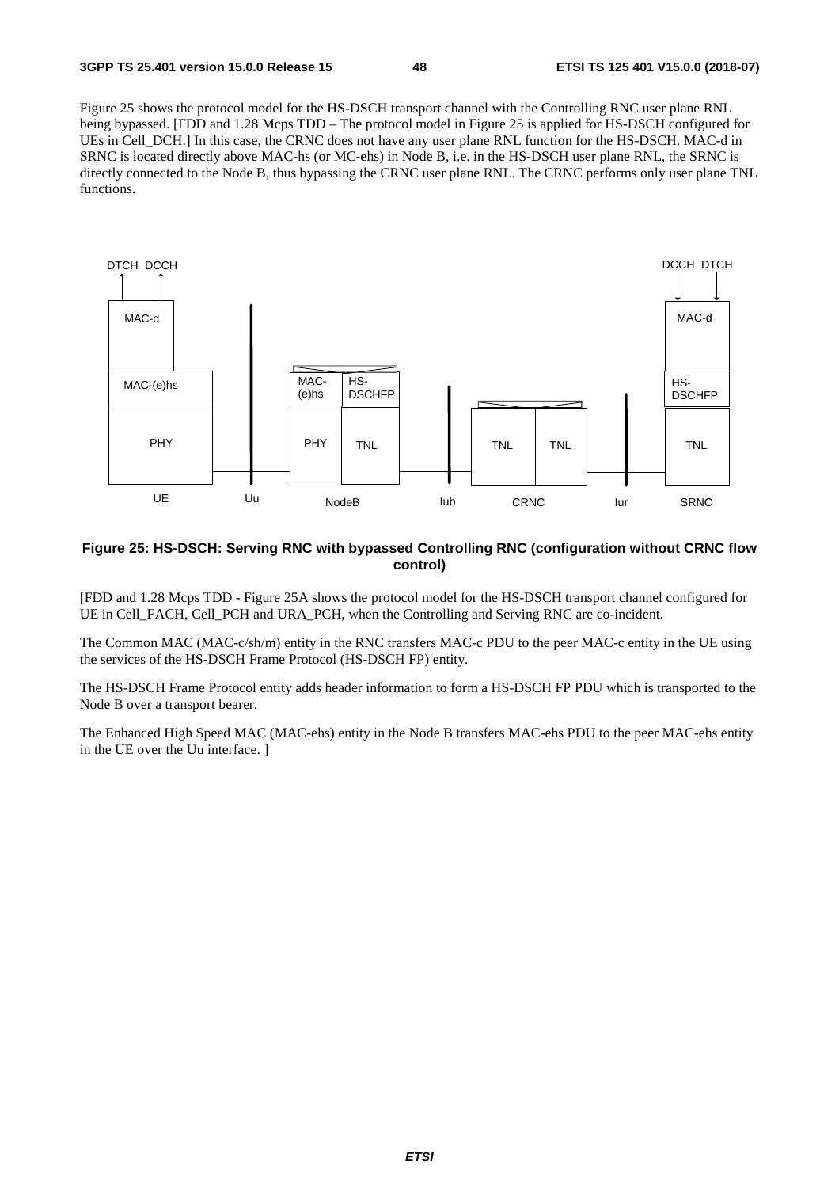Figure 25 shows the protocol model for the HS-DSCH transport channel with the Controlling RNC user plane RNL being bypassed. [FDD and 1.28 Mcps TDD – The protocol model in Figure 25 is applied for HS-DSCH configured for UEs in Cell_DCH.] In this case, the CRNC does not have any user plane RNL function for the HS-DSCH. MAC-d in SRNC is located directly above MAC-hs (or MC-ehs) in Node B, i.e. in the HS-DSCH user plane RNL, the SRNC is directly connected to the Node B, thus bypassing the CRNC user plane RNL. The CRNC performs only user plane TNL functions.

**Figure 25: HS-DSCH: Serving RNC with bypassed Controlling RNC (configuration without CRNC flow control)**

[FDD and 1.28 Mcps TDD - Figure 25A shows the protocol model for the HS-DSCH transport channel configured for UE in Cell_FACH, Cell_PCH and URA_PCH, when the Controlling and Serving RNC are co-incident.

The Common MAC (MAC-c/sh/m) entity in the RNC transfers MAC-c PDU to the peer MAC-c entity in the UE using the services of the HS-DSCH Frame Protocol (HS-DSCH FP) entity.

The HS-DSCH Frame Protocol entity adds header information to form a HS-DSCH FP PDU which is transported to the Node B over a transport bearer.

The Enhanced High Speed MAC (MAC-ehs) entity in the Node B transfers MAC-ehs PDU to the peer MAC-ehs entity in the UE over the Uu interface. ]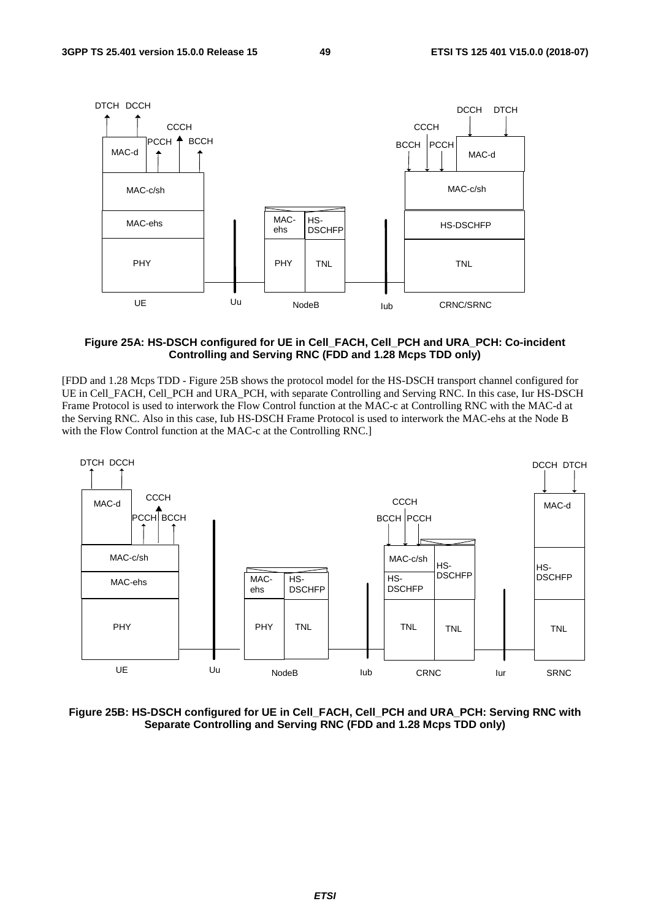**Figure 25A: HS-DSCH configured for UE in Cell_FACH, Cell_PCH and URA_PCH: Co-incident Controlling and Serving RNC (FDD and 1.28 Mcps TDD only)**

[FDD and 1.28 Mcps TDD - Figure 25B shows the protocol model for the HS-DSCH transport channel configured for UE in Cell_FACH, Cell_PCH and URA_PCH, with separate Controlling and Serving RNC. In this case, Iur HS-DSCH Frame Protocol is used to interwork the Flow Control function at the MAC-c at Controlling RNC with the MAC-d at the Serving RNC. Also in this case, Iub HS-DSCH Frame Protocol is used to interwork the MAC-ehs at the Node B with the Flow Control function at the MAC-c at the Controlling RNC.]

**Figure 25B: HS-DSCH configured for UE in Cell_FACH, Cell_PCH and URA_PCH: Serving RNC with Separate Controlling and Serving RNC (FDD and 1.28 Mcps TDD only)**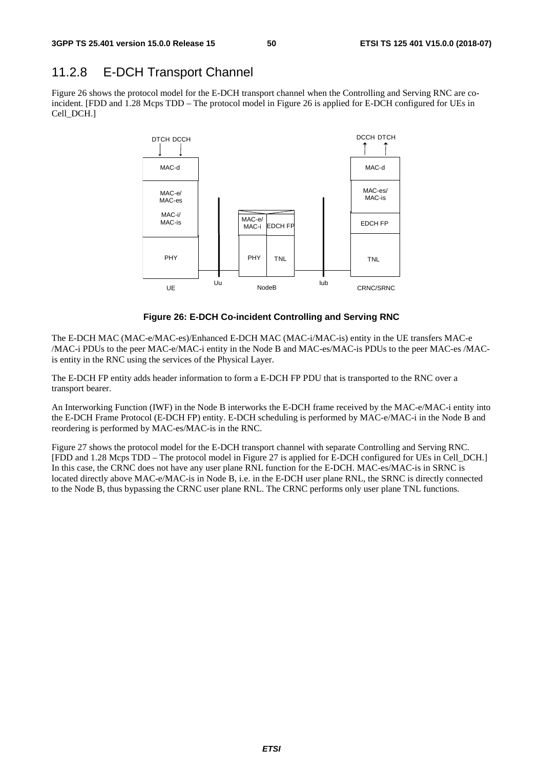## 11.2.8 E-DCH Transport Channel

Figure 26 shows the protocol model for the E-DCH transport channel when the Controlling and Serving RNC are co-incident. [FDD and 1.28 Mcps TDD – The protocol model in Figure 26 is applied for E-DCH configured for UEs in Cell_DCH.]

**Figure 26: E-DCH Co-incident Controlling and Serving RNC**

The E-DCH MAC (MAC-e/MAC-es)/Enhanced E-DCH MAC (MAC-i/MAC-is) entity in the UE transfers MAC-e /MAC-i PDUs to the peer MAC-e/MAC-i entity in the Node B and MAC-es/MAC-is PDUs to the peer MAC-es /MAC-is entity in the RNC using the services of the Physical Layer.

The E-DCH FP entity adds header information to form a E-DCH FP PDU that is transported to the RNC over a transport bearer.

An Interworking Function (IWF) in the Node B interworks the E-DCH frame received by the MAC-e/MAC-i entity into the E-DCH Frame Protocol (E-DCH FP) entity. E-DCH scheduling is performed by MAC-e/MAC-i in the Node B and reordering is performed by MAC-es/MAC-is in the RNC.

Figure 27 shows the protocol model for the E-DCH transport channel with separate Controlling and Serving RNC. [FDD and 1.28 Mcps TDD – The protocol model in Figure 27 is applied for E-DCH configured for UEs in Cell_DCH.] In this case, the CRNC does not have any user plane RNL function for the E-DCH. MAC-es/MAC-is in SRNC is located directly above MAC-e/MAC-is in Node B, i.e. in the E-DCH user plane RNL, the SRNC is directly connected to the Node B, thus bypassing the CRNC user plane RNL. The CRNC performs only user plane TNL functions.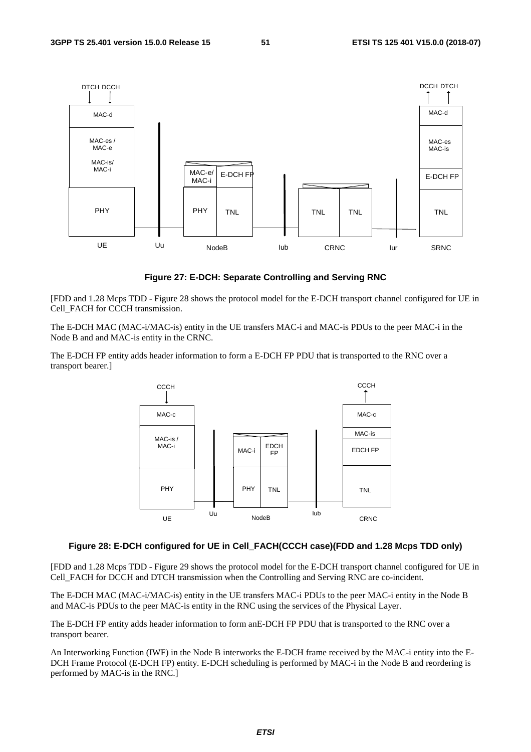**Figure 27: E-DCH: Separate Controlling and Serving RNC**

[FDD and 1.28 Mcps TDD - Figure 28 shows the protocol model for the E-DCH transport channel configured for UE in Cell_FACH for CCCH transmission.

The E-DCH MAC (MAC-i/MAC-is) entity in the UE transfers MAC-i and MAC-is PDUs to the peer MAC-i in the Node B and and MAC-is entity in the CRNC.

The E-DCH FP entity adds header information to form a E-DCH FP PDU that is transported to the RNC over a transport bearer.]

**Figure 28: E-DCH configured for UE in Cell_FACH(CCCH case)(FDD and 1.28 Mcps TDD only)**

[FDD and 1.28 Mcps TDD - Figure 29 shows the protocol model for the E-DCH transport channel configured for UE in Cell_FACH for DCCH and DTCH transmission when the Controlling and Serving RNC are co-incident.

The E-DCH MAC (MAC-i/MAC-is) entity in the UE transfers MAC-i PDUs to the peer MAC-i entity in the Node B and MAC-is PDUs to the peer MAC-is entity in the RNC using the services of the Physical Layer.

The E-DCH FP entity adds header information to form anE-DCH FP PDU that is transported to the RNC over a transport bearer.

An Interworking Function (IWF) in the Node B interworks the E-DCH frame received by the MAC-i entity into the E-DCH Frame Protocol (E-DCH FP) entity. E-DCH scheduling is performed by MAC-i in the Node B and reordering is performed by MAC-is in the RNC.]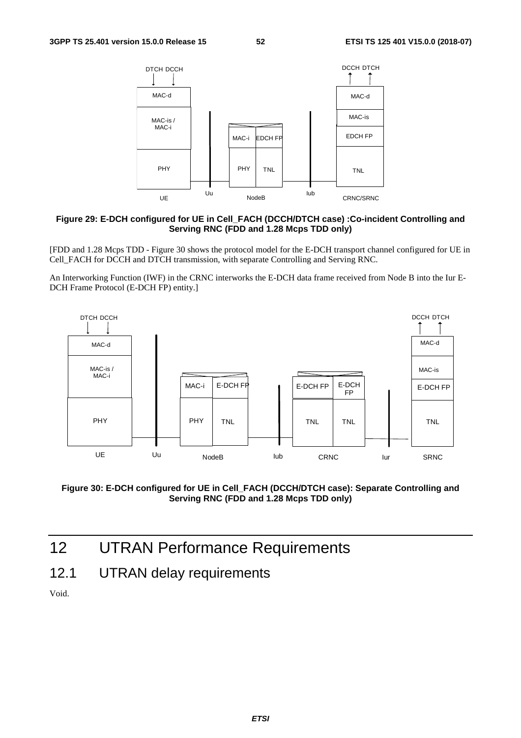**Figure 29: E-DCH configured for UE in Cell_FACH (DCCH/DTCH case) :Co-incident Controlling and Serving RNC (FDD and 1.28 Mcps TDD only)**

[FDD and 1.28 Mcps TDD - Figure 30 shows the protocol model for the E-DCH transport channel configured for UE in Cell_FACH for DCCH and DTCH transmission, with separate Controlling and Serving RNC.

An Interworking Function (IWF) in the CRNC interworks the E-DCH data frame received from Node B into the Iur E-DCH Frame Protocol (E-DCH FP) entity.]

**Figure 30: E-DCH configured for UE in Cell_FACH (DCCH/DTCH case): Separate Controlling and Serving RNC (FDD and 1.28 Mcps TDD only)**

# 12 UTRAN Performance Requirements

## 12.1 UTRAN delay requirements

Void.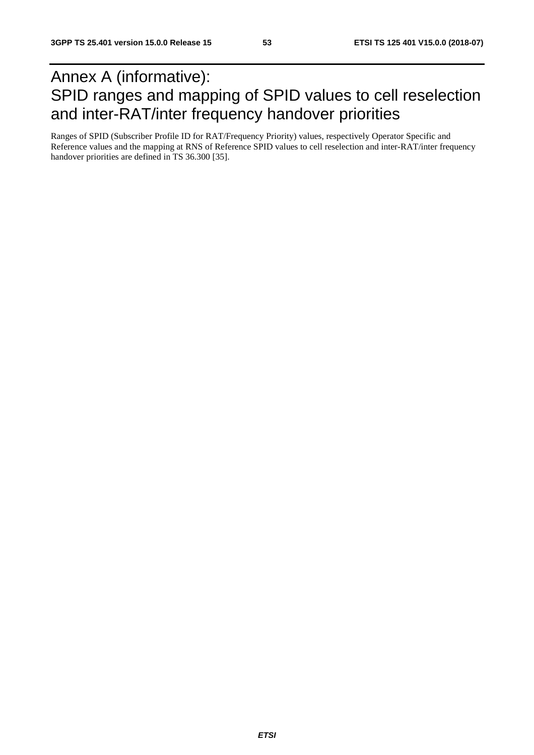# Annex A (informative): SPID ranges and mapping of SPID values to cell reselection and inter-RAT/inter frequency handover priorities

Ranges of SPID (Subscriber Profile ID for RAT/Frequency Priority) values, respectively Operator Specific and Reference values and the mapping at RNS of Reference SPID values to cell reselection and inter-RAT/inter frequency handover priorities are defined in TS 36.300 [35].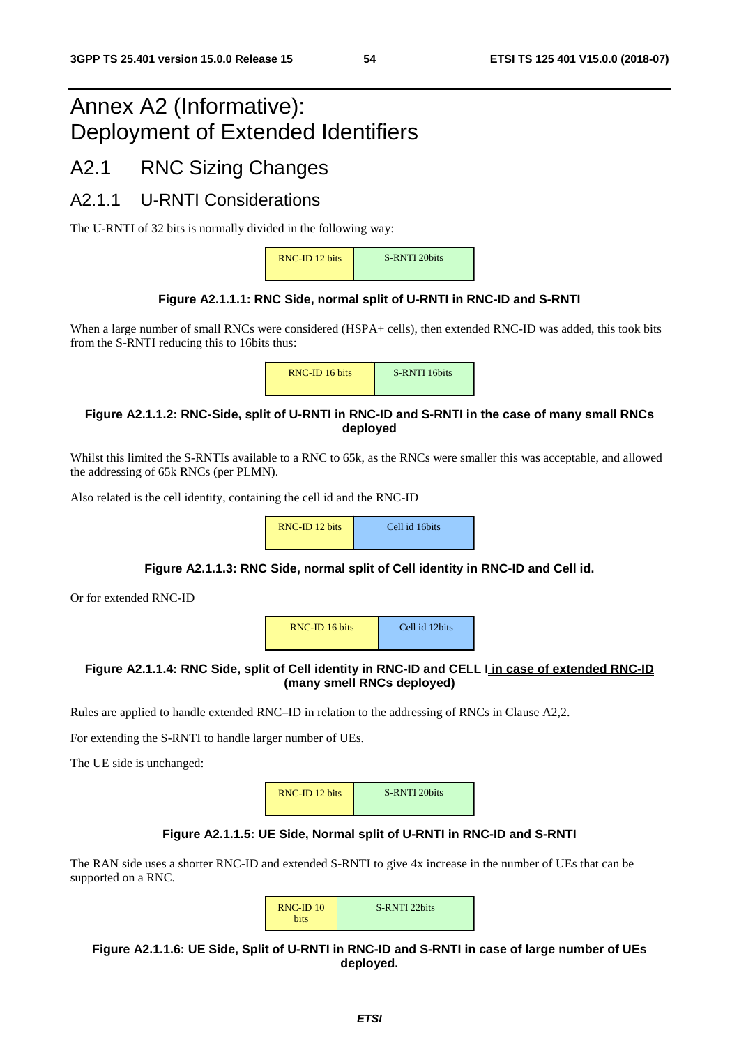# Annex A2 (Informative): Deployment of Extended Identifiers

## A2.1 RNC Sizing Changes

### A2.1.1 U-RNTI Considerations

The U-RNTI of 32 bits is normally divided in the following way:

| RNC-ID 12 bits | S-RNTI 20bits |
|---|---|

**Figure A2.1.1.1: RNC Side, normal split of U-RNTI in RNC-ID and S-RNTI**

When a large number of small RNCs were considered (HSPA+ cells), then extended RNC-ID was added, this took bits from the S-RNTI reducing this to 16bits thus:

| RNC-ID 16 bits | S-RNTI 16bits |
|---|---|

**Figure A2.1.1.2: RNC-Side, split of U-RNTI in RNC-ID and S-RNTI in the case of many small RNCs deployed**

Whilst this limited the S-RNTIs available to a RNC to 65k, as the RNCs were smaller this was acceptable, and allowed the addressing of 65k RNCs (per PLMN).

Also related is the cell identity, containing the cell id and the RNC-ID

| RNC-ID 12 bits | Cell id 16bits |
|---|---|

**Figure A2.1.1.3: RNC Side, normal split of Cell identity in RNC-ID and Cell id.**

Or for extended RNC-ID

| RNC-ID 16 bits | Cell id 12bits |
|---|---|

**Figure A2.1.1.4: RNC Side, split of Cell identity in RNC-ID and CELL I in case of extended RNC-ID (many smell RNCs deployed)**

Rules are applied to handle extended RNC–ID in relation to the addressing of RNCs in Clause A2,2.

For extending the S-RNTI to handle larger number of UEs.

The UE side is unchanged:

| RNC-ID 12 bits | S-RNTI 20bits |
|---|---|

**Figure A2.1.1.5: UE Side, Normal split of U-RNTI in RNC-ID and S-RNTI**

The RAN side uses a shorter RNC-ID and extended S-RNTI to give 4x increase in the number of UEs that can be supported on a RNC.

| RNC-ID 10 bits | S-RNTI 22bits |
|---|---|

**Figure A2.1.1.6: UE Side, Split of U-RNTI in RNC-ID and S-RNTI in case of large number of UEs deployed.**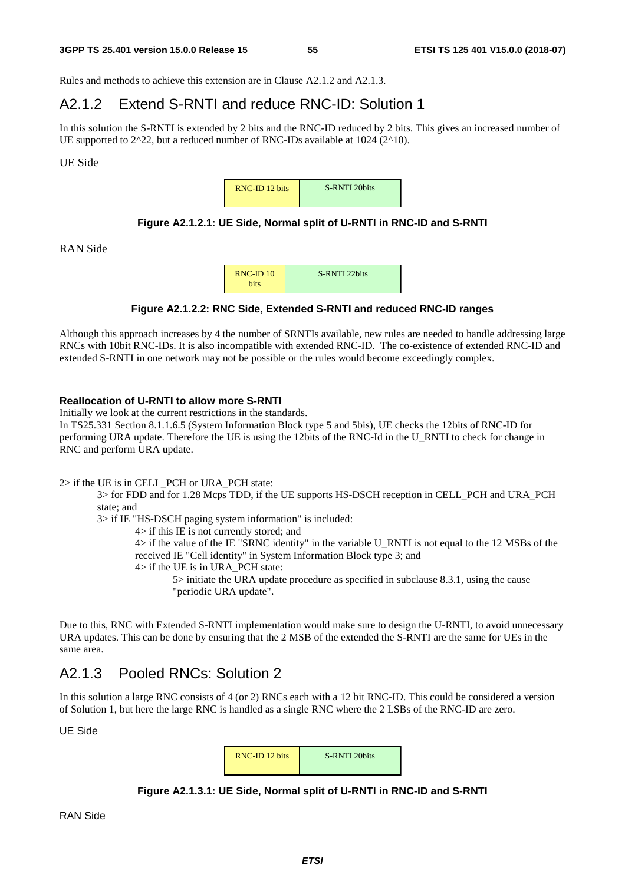Rules and methods to achieve this extension are in Clause A2.1.2 and A2.1.3.

## A2.1.2 Extend S-RNTI and reduce RNC-ID: Solution 1

In this solution the S-RNTI is extended by 2 bits and the RNC-ID reduced by 2 bits. This gives an increased number of UE supported to 2^22, but a reduced number of RNC-IDs available at 1024 (2^10).

UE Side

| RNC-ID 12 bits | S-RNTI 20bits |
|---|---|

**Figure A2.1.2.1: UE Side, Normal split of U-RNTI in RNC-ID and S-RNTI**

RAN Side

| RNC-ID 10 bits | S-RNTI 22bits |
|---|---|

**Figure A2.1.2.2: RNC Side, Extended S-RNTI and reduced RNC-ID ranges**

Although this approach increases by 4 the number of SRNTIs available, new rules are needed to handle addressing large RNCs with 10bit RNC-IDs. It is also incompatible with extended RNC-ID. The co-existence of extended RNC-ID and extended S-RNTI in one network may not be possible or the rules would become exceedingly complex.

**Reallocation of U-RNTI to allow more S-RNTI**

Initially we look at the current restrictions in the standards.

In TS25.331 Section 8.1.1.6.5 (System Information Block type 5 and 5bis), UE checks the 12bits of RNC-ID for performing URA update. Therefore the UE is using the 12bits of the RNC-Id in the U_RNTI to check for change in RNC and perform URA update.

2> if the UE is in CELL_PCH or URA_PCH state:

> 3> for FDD and for 1.28 Mcps TDD, if the UE supports HS-DSCH reception in CELL_PCH and URA_PCH state; and
>
> 3> if IE "HS-DSCH paging system information" is included:
>
> > 4> if this IE is not currently stored; and
> >
> > 4> if the value of the IE "SRNC identity" in the variable U_RNTI is not equal to the 12 MSBs of the received IE "Cell identity" in System Information Block type 3; and
> >
> > 4> if the UE is in URA_PCH state:
> >
> > > 5> initiate the URA update procedure as specified in subclause 8.3.1, using the cause "periodic URA update".

Due to this, RNC with Extended S-RNTI implementation would make sure to design the U-RNTI, to avoid unnecessary URA updates. This can be done by ensuring that the 2 MSB of the extended the S-RNTI are the same for UEs in the same area.

## A2.1.3 Pooled RNCs: Solution 2

In this solution a large RNC consists of 4 (or 2) RNCs each with a 12 bit RNC-ID. This could be considered a version of Solution 1, but here the large RNC is handled as a single RNC where the 2 LSBs of the RNC-ID are zero.

UE Side

| RNC-ID 12 bits | S-RNTI 20bits |
|---|---|

**Figure A2.1.3.1: UE Side, Normal split of U-RNTI in RNC-ID and S-RNTI**

RAN Side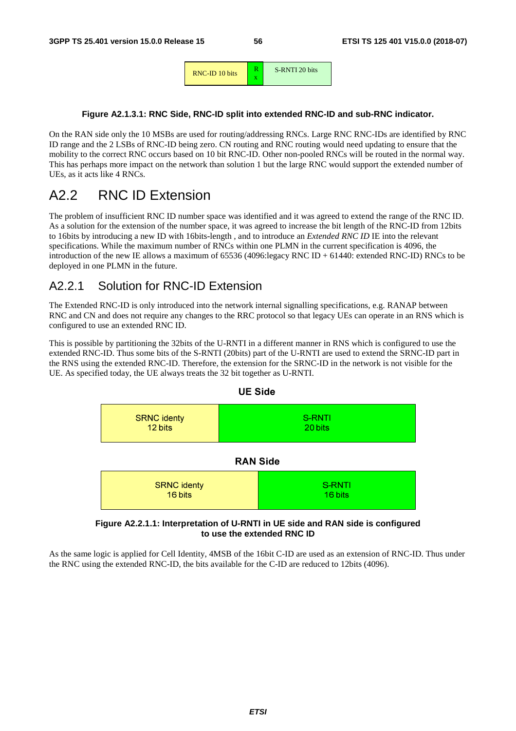| RNC-ID 10 bits | R x | S-RNTI 20 bits |
|---|---|---|

**Figure A2.1.3.1: RNC Side, RNC-ID split into extended RNC-ID and sub-RNC indicator.**

On the RAN side only the 10 MSBs are used for routing/addressing RNCs. Large RNC RNC-IDs are identified by RNC ID range and the 2 LSBs of RNC-ID being zero. CN routing and RNC routing would need updating to ensure that the mobility to the correct RNC occurs based on 10 bit RNC-ID. Other non-pooled RNCs will be routed in the normal way. This has perhaps more impact on the network than solution 1 but the large RNC would support the extended number of UEs, as it acts like 4 RNCs.

# A2.2 RNC ID Extension

The problem of insufficient RNC ID number space was identified and it was agreed to extend the range of the RNC ID. As a solution for the extension of the number space, it was agreed to increase the bit length of the RNC-ID from 12bits to 16bits by introducing a new ID with 16bits-length , and to introduce an *Extended RNC ID* IE into the relevant specifications. While the maximum number of RNCs within one PLMN in the current specification is 4096, the introduction of the new IE allows a maximum of 65536 (4096:legacy RNC ID + 61440: extended RNC-ID) RNCs to be deployed in one PLMN in the future.

## A2.2.1 Solution for RNC-ID Extension

The Extended RNC-ID is only introduced into the network internal signalling specifications, e.g. RANAP between RNC and CN and does not require any changes to the RRC protocol so that legacy UEs can operate in an RNS which is configured to use an extended RNC ID.

This is possible by partitioning the 32bits of the U-RNTI in a different manner in RNS which is configured to use the extended RNC-ID. Thus some bits of the S-RNTI (20bits) part of the U-RNTI are used to extend the SRNC-ID part in the RNS using the extended RNC-ID. Therefore, the extension for the SRNC-ID in the network is not visible for the UE. As specified today, the UE always treats the 32 bit together as U-RNTI.

**UE Side**

| SRNC identy 12 bits | S-RNTI 20 bits |
|---|---|

**RAN Side**

| SRNC identy 16 bits | S-RNTI 16 bits |
|---|---|

**Figure A2.2.1.1: Interpretation of U-RNTI in UE side and RAN side is configured to use the extended RNC ID**

As the same logic is applied for Cell Identity, 4MSB of the 16bit C-ID are used as an extension of RNC-ID. Thus under the RNC using the extended RNC-ID, the bits available for the C-ID are reduced to 12bits (4096).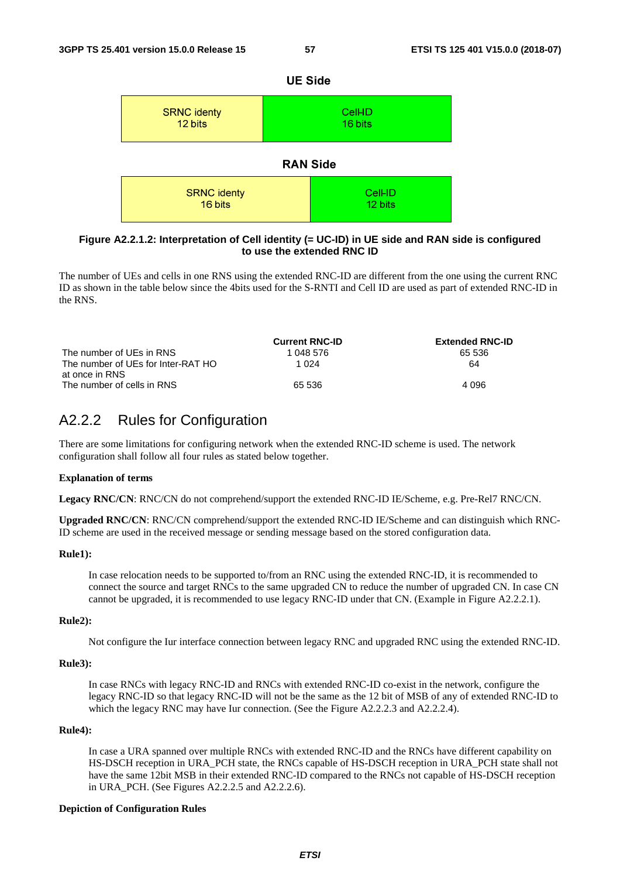**UE Side**

| SRNC identy 12 bits | CellID 16 bits |
|---|---|

**RAN Side**

| SRNC identy 16 bits | Cell-ID 12 bits |
|---|---|

**Figure A2.2.1.2: Interpretation of Cell identity (= UC-ID) in UE side and RAN side is configured to use the extended RNC ID**

The number of UEs and cells in one RNS using the extended RNC-ID are different from the one using the current RNC ID as shown in the table below since the 4bits used for the S-RNTI and Cell ID are used as part of extended RNC-ID in the RNS.

| | Current RNC-ID | Extended RNC-ID |
|---|---|---|
| The number of UEs in RNS | 1 048 576 | 65 536 |
| The number of UEs for Inter-RAT HO at once in RNS | 1 024 | 64 |
| The number of cells in RNS | 65 536 | 4 096 |

## A2.2.2 Rules for Configuration

There are some limitations for configuring network when the extended RNC-ID scheme is used. The network configuration shall follow all four rules as stated below together.

**Explanation of terms**

**Legacy RNC/CN**: RNC/CN do not comprehend/support the extended RNC-ID IE/Scheme, e.g. Pre-Rel7 RNC/CN.

**Upgraded RNC/CN**: RNC/CN comprehend/support the extended RNC-ID IE/Scheme and can distinguish which RNC-ID scheme are used in the received message or sending message based on the stored configuration data.

**Rule1):**

In case relocation needs to be supported to/from an RNC using the extended RNC-ID, it is recommended to connect the source and target RNCs to the same upgraded CN to reduce the number of upgraded CN. In case CN cannot be upgraded, it is recommended to use legacy RNC-ID under that CN. (Example in Figure A2.2.2.1).

**Rule2):**

Not configure the Iur interface connection between legacy RNC and upgraded RNC using the extended RNC-ID.

**Rule3):**

In case RNCs with legacy RNC-ID and RNCs with extended RNC-ID co-exist in the network, configure the legacy RNC-ID so that legacy RNC-ID will not be the same as the 12 bit of MSB of any of extended RNC-ID to which the legacy RNC may have Iur connection. (See the Figure A2.2.2.3 and A2.2.2.4).

**Rule4):**

In case a URA spanned over multiple RNCs with extended RNC-ID and the RNCs have different capability on HS-DSCH reception in URA_PCH state, the RNCs capable of HS-DSCH reception in URA_PCH state shall not have the same 12bit MSB in their extended RNC-ID compared to the RNCs not capable of HS-DSCH reception in URA_PCH. (See Figures A2.2.2.5 and A2.2.2.6).

**Depiction of Configuration Rules**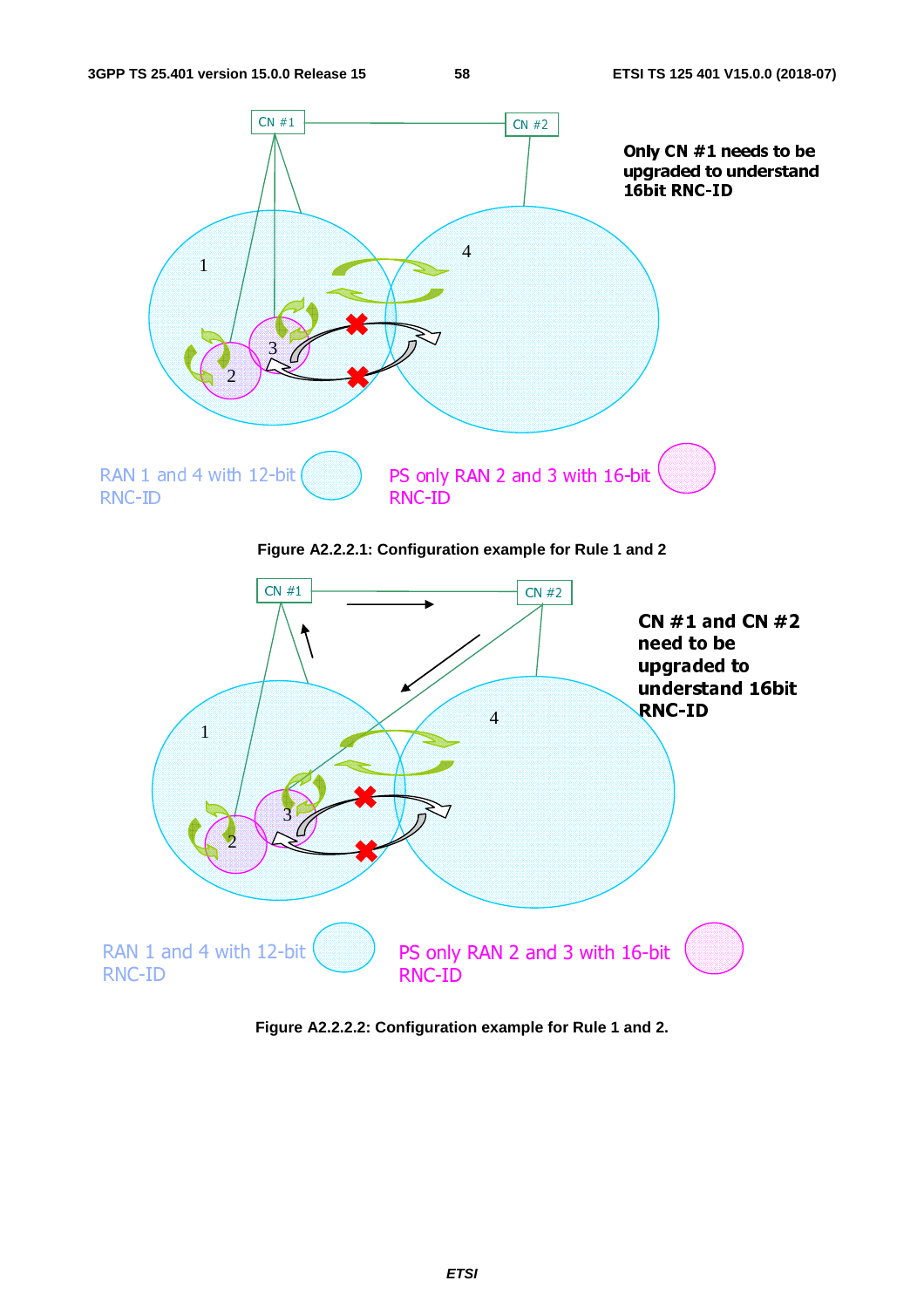Only CN #1 needs to be upgraded to understand 16bit RNC-ID

RAN 1 and 4 with 12-bit RNC-ID

PS only RAN 2 and 3 with 16-bit RNC-ID

Figure A2.2.2.1: Configuration example for Rule 1 and 2

CN #1 and CN #2 need to be upgraded to understand 16bit RNC-ID

RAN 1 and 4 with 12-bit RNC-ID

PS only RAN 2 and 3 with 16-bit RNC-ID

Figure A2.2.2.2: Configuration example for Rule 1 and 2.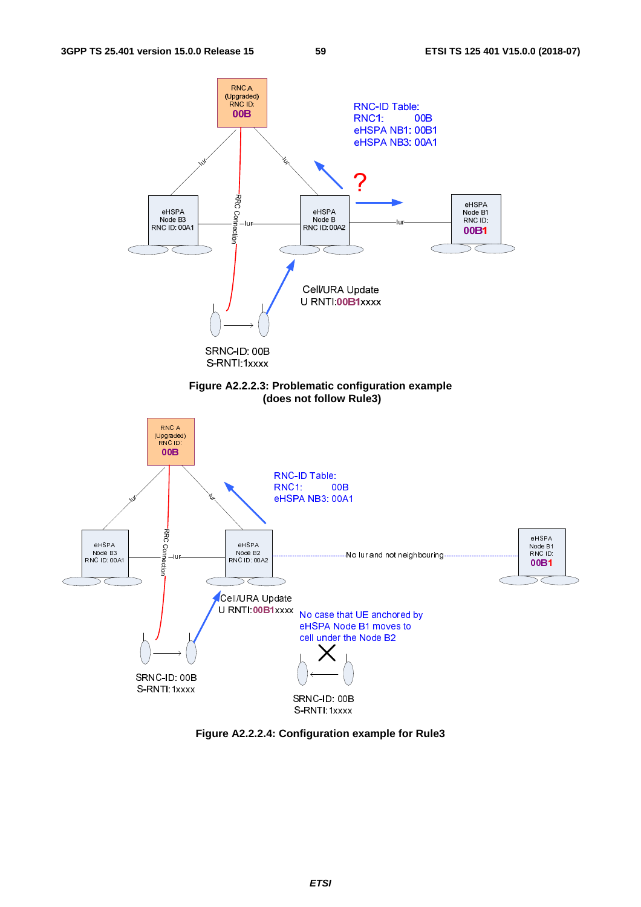**Figure A2.2.2.3: Problematic configuration example (does not follow Rule3)**

**Figure A2.2.2.4: Configuration example for Rule3**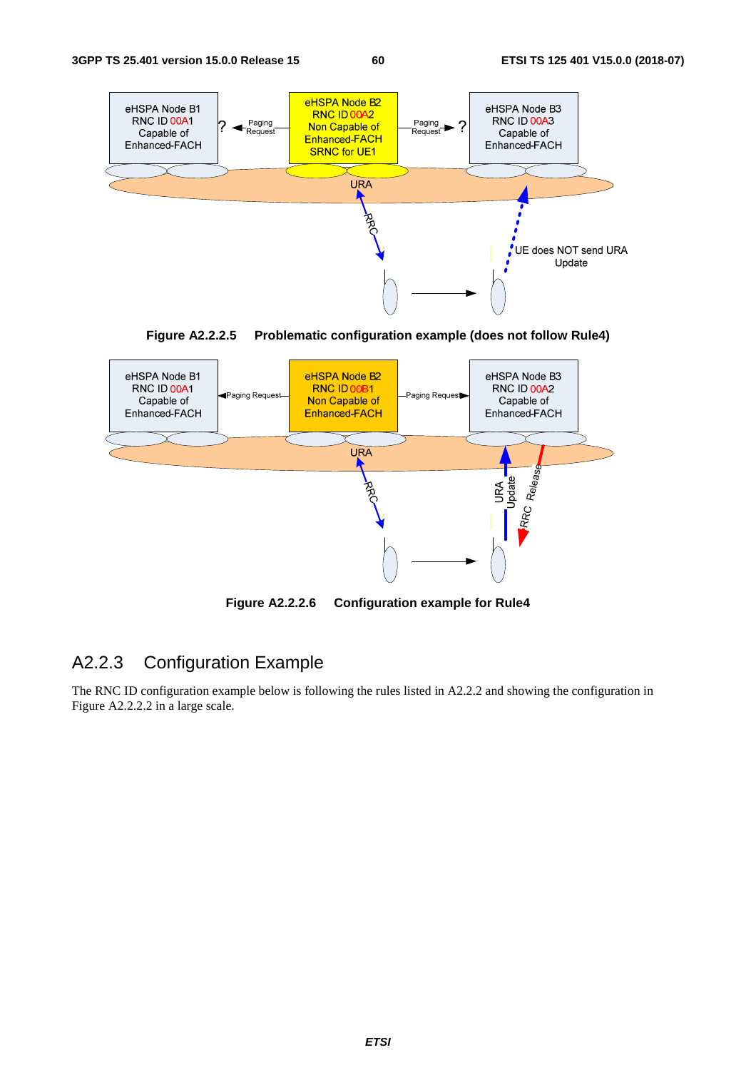Figure A2.2.2.5 Problematic configuration example (does not follow Rule4)

Figure A2.2.2.6 Configuration example for Rule4

## A2.2.3 Configuration Example

The RNC ID configuration example below is following the rules listed in A2.2.2 and showing the configuration in Figure A2.2.2.2 in a large scale.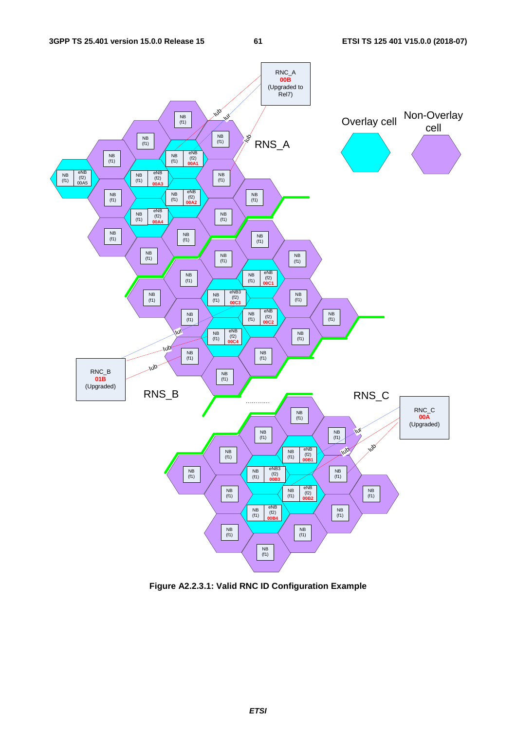Figure A2.2.3.1: Valid RNC ID Configuration Example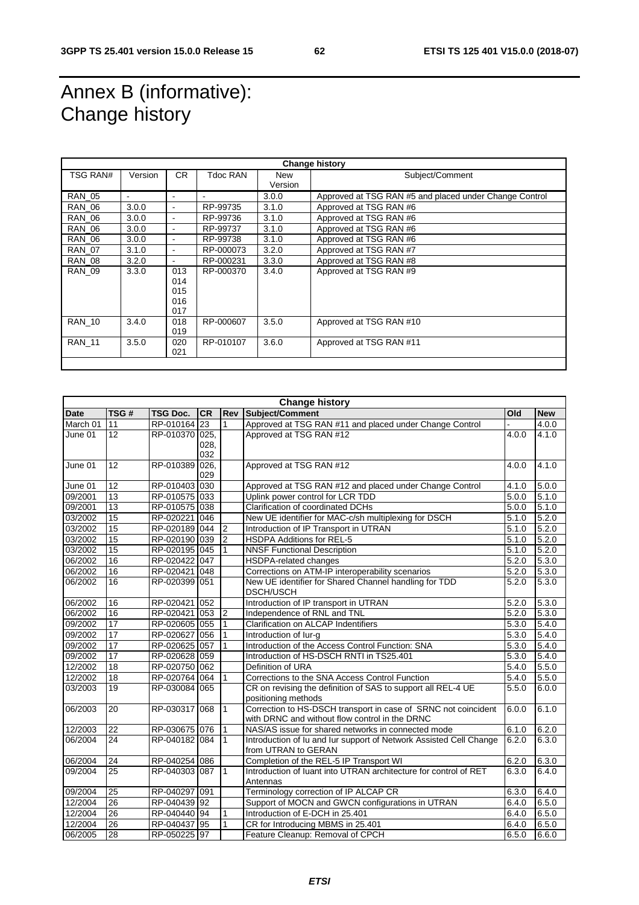# Annex B (informative): Change history

| Change history | | | | | |
|---|---|---|---|---|---|
| TSG RAN# | Version | CR | Tdoc RAN | New Version | Subject/Comment |
| RAN_05 | - | - | - | 3.0.0 | Approved at TSG RAN #5 and placed under Change Control |
| RAN_06 | 3.0.0 | - | RP-99735 | 3.1.0 | Approved at TSG RAN #6 |
| RAN_06 | 3.0.0 | - | RP-99736 | 3.1.0 | Approved at TSG RAN #6 |
| RAN_06 | 3.0.0 | - | RP-99737 | 3.1.0 | Approved at TSG RAN #6 |
| RAN_06 | 3.0.0 | - | RP-99738 | 3.1.0 | Approved at TSG RAN #6 |
| RAN_07 | 3.1.0 | - | RP-000073 | 3.2.0 | Approved at TSG RAN #7 |
| RAN_08 | 3.2.0 | - | RP-000231 | 3.3.0 | Approved at TSG RAN #8 |
| RAN_09 | 3.3.0 | 013 014 015 016 017 | RP-000370 | 3.4.0 | Approved at TSG RAN #9 |
| RAN_10 | 3.4.0 | 018 019 | RP-000607 | 3.5.0 | Approved at TSG RAN #10 |
| RAN_11 | 3.5.0 | 020 021 | RP-010107 | 3.6.0 | Approved at TSG RAN #11 |

| Change history | | | | | | | |
|---|---|---|---|---|---|---|---|
| Date | TSG # | TSG Doc. | CR | Rev | Subject/Comment | Old | New |
| March 01 | 11 | RP-010164 | 23 | 1 | Approved at TSG RAN #11 and placed under Change Control | - | 4.0.0 |
| June 01 | 12 | RP-010370 | 025, 028, 032 | | Approved at TSG RAN #12 | 4.0.0 | 4.1.0 |
| June 01 | 12 | RP-010389 | 026, 029 | | Approved at TSG RAN #12 | 4.0.0 | 4.1.0 |
| June 01 | 12 | RP-010403 | 030 | | Approved at TSG RAN #12 and placed under Change Control | 4.1.0 | 5.0.0 |
| 09/2001 | 13 | RP-010575 | 033 | | Uplink power control for LCR TDD | 5.0.0 | 5.1.0 |
| 09/2001 | 13 | RP-010575 | 038 | | Clarification of coordinated DCHs | 5.0.0 | 5.1.0 |
| 03/2002 | 15 | RP-020221 | 046 | | New UE identifier for MAC-c/sh multiplexing for DSCH | 5.1.0 | 5.2.0 |
| 03/2002 | 15 | RP-020189 | 044 | 2 | Introduction of IP Transport in UTRAN | 5.1.0 | 5.2.0 |
| 03/2002 | 15 | RP-020190 | 039 | 2 | HSDPA Additions for REL-5 | 5.1.0 | 5.2.0 |
| 03/2002 | 15 | RP-020195 | 045 | 1 | NNSF Functional Description | 5.1.0 | 5.2.0 |
| 06/2002 | 16 | RP-020422 | 047 | | HSDPA-related changes | 5.2.0 | 5.3.0 |
| 06/2002 | 16 | RP-020421 | 048 | | Corrections on ATM-IP interoperability scenarios | 5.2.0 | 5.3.0 |
| 06/2002 | 16 | RP-020399 | 051 | | New UE identifier for Shared Channel handling for TDD DSCH/USCH | 5.2.0 | 5.3.0 |
| 06/2002 | 16 | RP-020421 | 052 | | Introduction of IP transport in UTRAN | 5.2.0 | 5.3.0 |
| 06/2002 | 16 | RP-020421 | 053 | 2 | Independence of RNL and TNL | 5.2.0 | 5.3.0 |
| 09/2002 | 17 | RP-020605 | 055 | 1 | Clarification on ALCAP Indentifiers | 5.3.0 | 5.4.0 |
| 09/2002 | 17 | RP-020627 | 056 | 1 | Introduction of Iur-g | 5.3.0 | 5.4.0 |
| 09/2002 | 17 | RP-020625 | 057 | 1 | Introduction of the Access Control Function: SNA | 5.3.0 | 5.4.0 |
| 09/2002 | 17 | RP-020628 | 059 | | Introduction of HS-DSCH RNTI in TS25.401 | 5.3.0 | 5.4.0 |
| 12/2002 | 18 | RP-020750 | 062 | | Definition of URA | 5.4.0 | 5.5.0 |
| 12/2002 | 18 | RP-020764 | 064 | 1 | Corrections to the SNA Access Control Function | 5.4.0 | 5.5.0 |
| 03/2003 | 19 | RP-030084 | 065 | | CR on revising the definition of SAS to support all REL-4 UE positioning methods | 5.5.0 | 6.0.0 |
| 06/2003 | 20 | RP-030317 | 068 | 1 | Correction to HS-DSCH transport in case of SRNC not coincident with DRNC and without flow control in the DRNC | 6.0.0 | 6.1.0 |
| 12/2003 | 22 | RP-030675 | 076 | 1 | NAS/AS issue for shared networks in connected mode | 6.1.0 | 6.2.0 |
| 06/2004 | 24 | RP-040182 | 084 | 1 | Introduction of Iu and Iur support of Network Assisted Cell Change from UTRAN to GERAN | 6.2.0 | 6.3.0 |
| 06/2004 | 24 | RP-040254 | 086 | | Completion of the REL-5 IP Transport WI | 6.2.0 | 6.3.0 |
| 09/2004 | 25 | RP-040303 | 087 | 1 | Introduction of Iuant into UTRAN architecture for control of RET Antennas | 6.3.0 | 6.4.0 |
| 09/2004 | 25 | RP-040297 | 091 | | Terminology correction of IP ALCAP CR | 6.3.0 | 6.4.0 |
| 12/2004 | 26 | RP-040439 | 92 | | Support of MOCN and GWCN configurations in UTRAN | 6.4.0 | 6.5.0 |
| 12/2004 | 26 | RP-040440 | 94 | 1 | Introduction of E-DCH in 25.401 | 6.4.0 | 6.5.0 |
| 12/2004 | 26 | RP-040437 | 95 | 1 | CR for Introducing MBMS in 25.401 | 6.4.0 | 6.5.0 |
| 06/2005 | 28 | RP-050225 | 97 | | Feature Cleanup: Removal of CPCH | 6.5.0 | 6.6.0 |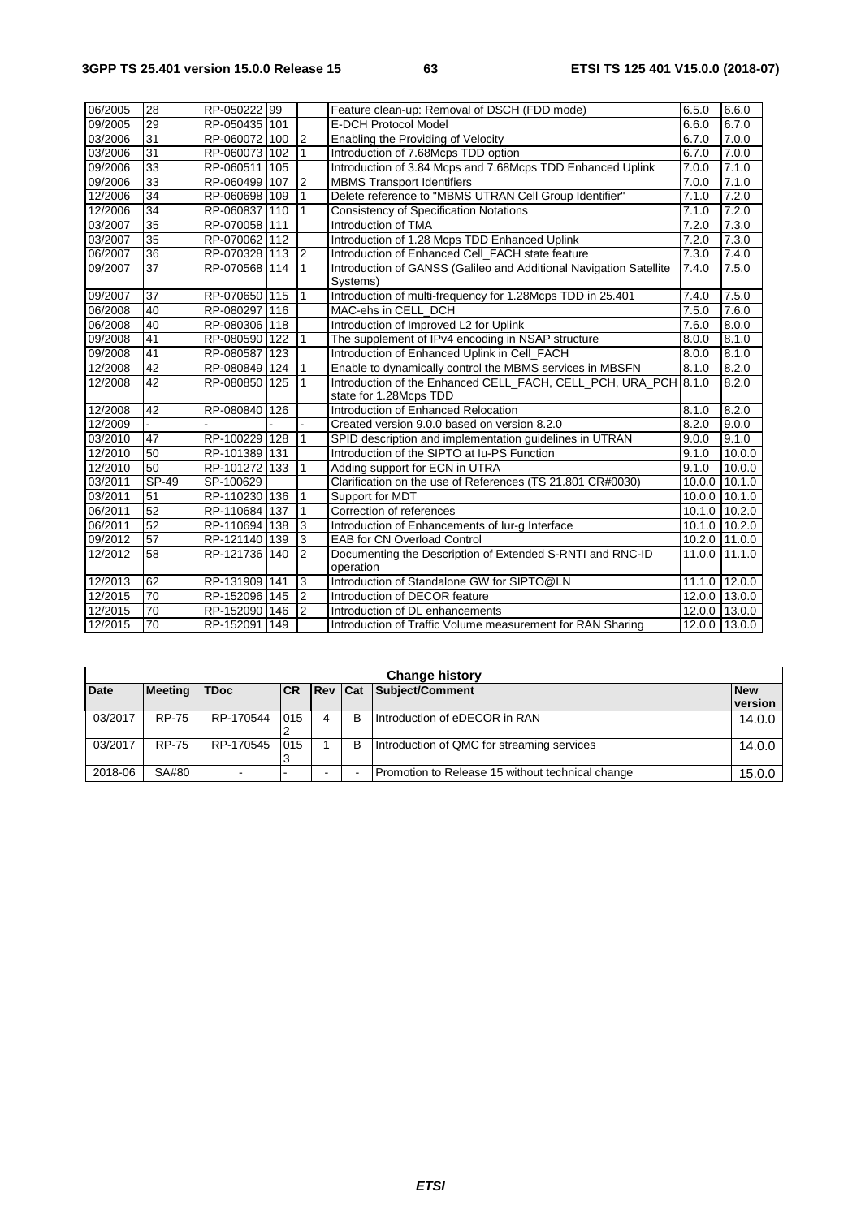| | | | | | | | |
|---|---|---|---|---|---|---|---|
| 06/2005 | 28 | RP-050222 | 99 | | Feature clean-up: Removal of DSCH (FDD mode) | 6.5.0 | 6.6.0 |
| 09/2005 | 29 | RP-050435 | 101 | | E-DCH Protocol Model | 6.6.0 | 6.7.0 |
| 03/2006 | 31 | RP-060072 | 100 | 2 | Enabling the Providing of Velocity | 6.7.0 | 7.0.0 |
| 03/2006 | 31 | RP-060073 | 102 | 1 | Introduction of 7.68Mcps TDD option | 6.7.0 | 7.0.0 |
| 09/2006 | 33 | RP-060511 | 105 | | Introduction of 3.84 Mcps and 7.68Mcps TDD Enhanced Uplink | 7.0.0 | 7.1.0 |
| 09/2006 | 33 | RP-060499 | 107 | 2 | MBMS Transport Identifiers | 7.0.0 | 7.1.0 |
| 12/2006 | 34 | RP-060698 | 109 | 1 | Delete reference to "MBMS UTRAN Cell Group Identifier" | 7.1.0 | 7.2.0 |
| 12/2006 | 34 | RP-060837 | 110 | 1 | Consistency of Specification Notations | 7.1.0 | 7.2.0 |
| 03/2007 | 35 | RP-070058 | 111 | | Introduction of TMA | 7.2.0 | 7.3.0 |
| 03/2007 | 35 | RP-070062 | 112 | | Introduction of 1.28 Mcps TDD Enhanced Uplink | 7.2.0 | 7.3.0 |
| 06/2007 | 36 | RP-070328 | 113 | 2 | Introduction of Enhanced Cell_FACH state feature | 7.3.0 | 7.4.0 |
| 09/2007 | 37 | RP-070568 | 114 | 1 | Introduction of GANSS (Galileo and Additional Navigation Satellite Systems) | 7.4.0 | 7.5.0 |
| 09/2007 | 37 | RP-070650 | 115 | 1 | Introduction of multi-frequency for 1.28Mcps TDD in 25.401 | 7.4.0 | 7.5.0 |
| 06/2008 | 40 | RP-080297 | 116 | | MAC-ehs in CELL_DCH | 7.5.0 | 7.6.0 |
| 06/2008 | 40 | RP-080306 | 118 | | Introduction of Improved L2 for Uplink | 7.6.0 | 8.0.0 |
| 09/2008 | 41 | RP-080590 | 122 | 1 | The supplement of IPv4 encoding in NSAP structure | 8.0.0 | 8.1.0 |
| 09/2008 | 41 | RP-080587 | 123 | | Introduction of Enhanced Uplink in Cell_FACH | 8.0.0 | 8.1.0 |
| 12/2008 | 42 | RP-080849 | 124 | 1 | Enable to dynamically control the MBMS services in MBSFN | 8.1.0 | 8.2.0 |
| 12/2008 | 42 | RP-080850 | 125 | 1 | Introduction of the Enhanced CELL_FACH, CELL_PCH, URA_PCH state for 1.28Mcps TDD | 8.1.0 | 8.2.0 |
| 12/2008 | 42 | RP-080840 | 126 | | Introduction of Enhanced Relocation | 8.1.0 | 8.2.0 |
| 12/2009 | - | - | - | - | Created version 9.0.0 based on version 8.2.0 | 8.2.0 | 9.0.0 |
| 03/2010 | 47 | RP-100229 | 128 | 1 | SPID description and implementation guidelines in UTRAN | 9.0.0 | 9.1.0 |
| 12/2010 | 50 | RP-101389 | 131 | | Introduction of the SIPTO at Iu-PS Function | 9.1.0 | 10.0.0 |
| 12/2010 | 50 | RP-101272 | 133 | 1 | Adding support for ECN in UTRA | 9.1.0 | 10.0.0 |
| 03/2011 | SP-49 | SP-100629 | | | Clarification on the use of References (TS 21.801 CR#0030) | 10.0.0 | 10.1.0 |
| 03/2011 | 51 | RP-110230 | 136 | 1 | Support for MDT | 10.0.0 | 10.1.0 |
| 06/2011 | 52 | RP-110684 | 137 | 1 | Correction of references | 10.1.0 | 10.2.0 |
| 06/2011 | 52 | RP-110694 | 138 | 3 | Introduction of Enhancements of Iur-g Interface | 10.1.0 | 10.2.0 |
| 09/2012 | 57 | RP-121140 | 139 | 3 | EAB for CN Overload Control | 10.2.0 | 11.0.0 |
| 12/2012 | 58 | RP-121736 | 140 | 2 | Documenting the Description of Extended S-RNTI and RNC-ID operation | 11.0.0 | 11.1.0 |
| 12/2013 | 62 | RP-131909 | 141 | 3 | Introduction of Standalone GW for SIPTO@LN | 11.1.0 | 12.0.0 |
| 12/2015 | 70 | RP-152096 | 145 | 2 | Introduction of DECOR feature | 12.0.0 | 13.0.0 |
| 12/2015 | 70 | RP-152090 | 146 | 2 | Introduction of DL enhancements | 12.0.0 | 13.0.0 |
| 12/2015 | 70 | RP-152091 | 149 | | Introduction of Traffic Volume measurement for RAN Sharing | 12.0.0 | 13.0.0 |

| Change history | | | | | | | |
|---|---|---|---|---|---|---|---|
| **Date** | **Meeting** | **TDoc** | **CR** | **Rev** | **Cat** | **Subject/Comment** | **New version** |
| 03/2017 | RP-75 | RP-170544 | 0152 | 4 | B | Introduction of eDECOR in RAN | 14.0.0 |
| 03/2017 | RP-75 | RP-170545 | 0153 | 1 | B | Introduction of QMC for streaming services | 14.0.0 |
| 2018-06 | SA#80 | - | - | - | - | Promotion to Release 15 without technical change | 15.0.0 |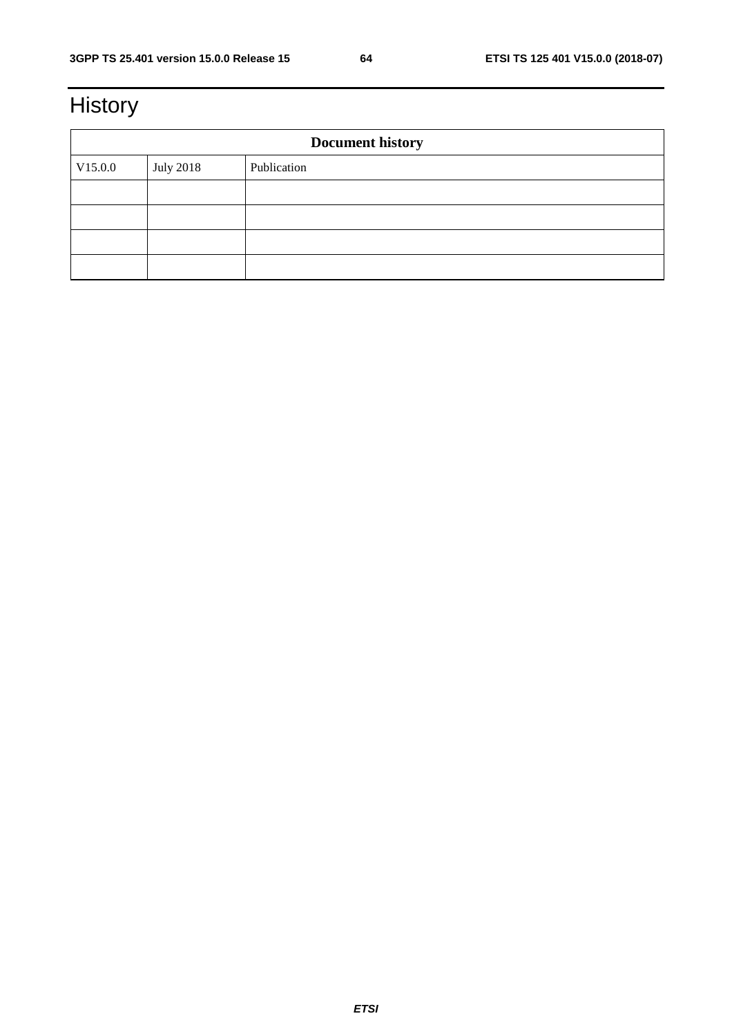# History

| Document history | | |
|---|---|---|
| V15.0.0 | July 2018 | Publication |
| | | |
| | | |
| | | |
| | | |